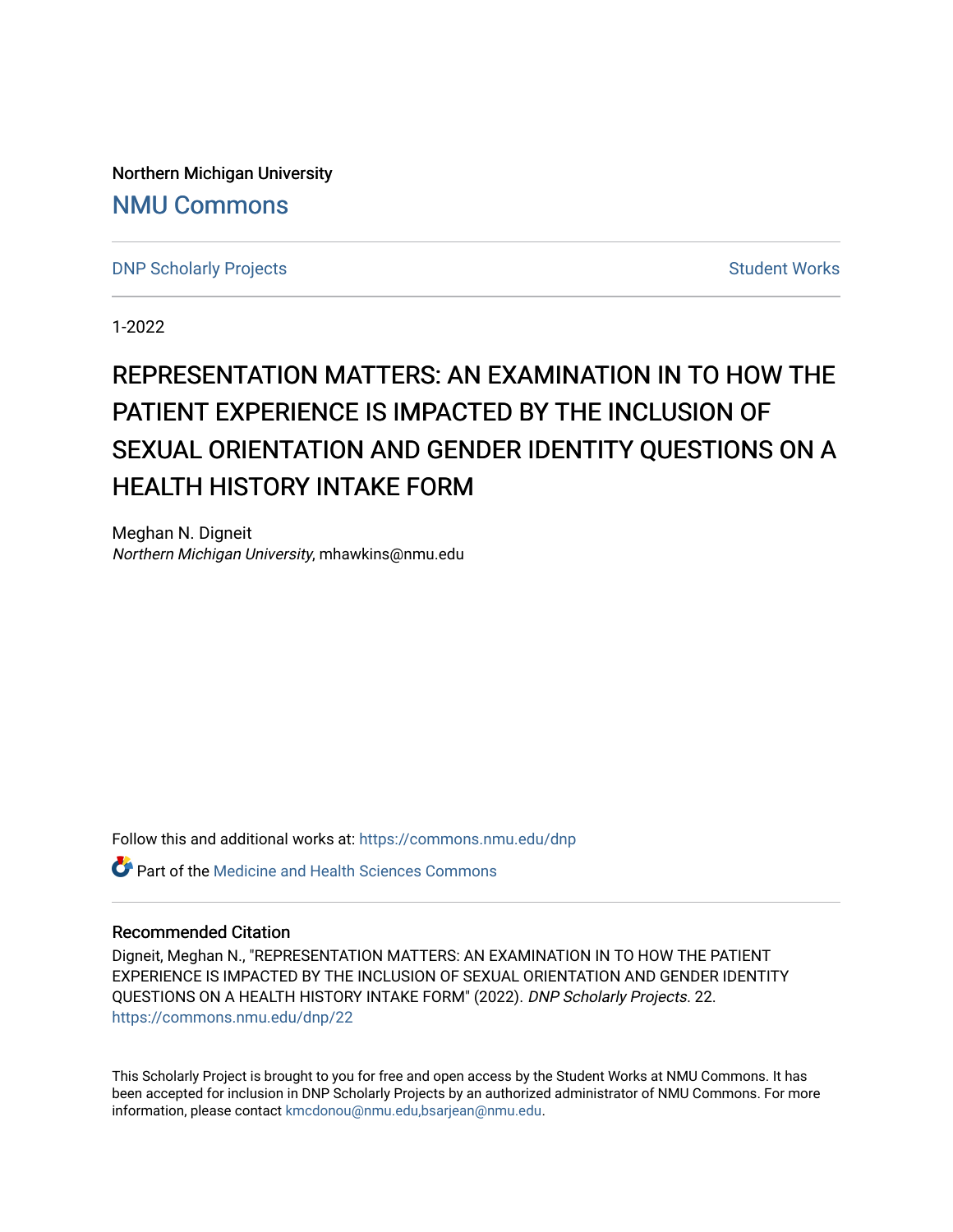Northern Michigan University

NMU Commons

DNP Scholarly Projects

Student Works

1-2022

# REPRESENTATION MATTERS: AN EXAMINATION IN TO HOW THE PATIENT EXPERIENCE IS IMPACTED BY THE INCLUSION OF SEXUAL ORIENTATION AND GENDER IDENTITY QUESTIONS ON A HEALTH HISTORY INTAKE FORM

Meghan N. Digneit

*Northern Michigan University*, mhawkins@nmu.edu

Follow this and additional works at: https://commons.nmu.edu/dnp

Part of the Medicine and Health Sciences Commons

## Recommended Citation

Digneit, Meghan N., "REPRESENTATION MATTERS: AN EXAMINATION IN TO HOW THE PATIENT EXPERIENCE IS IMPACTED BY THE INCLUSION OF SEXUAL ORIENTATION AND GENDER IDENTITY QUESTIONS ON A HEALTH HISTORY INTAKE FORM" (2022). *DNP Scholarly Projects*. 22.
https://commons.nmu.edu/dnp/22

This Scholarly Project is brought to you for free and open access by the Student Works at NMU Commons. It has been accepted for inclusion in DNP Scholarly Projects by an authorized administrator of NMU Commons. For more information, please contact kmcdonou@nmu.edu,bsarjean@nmu.edu.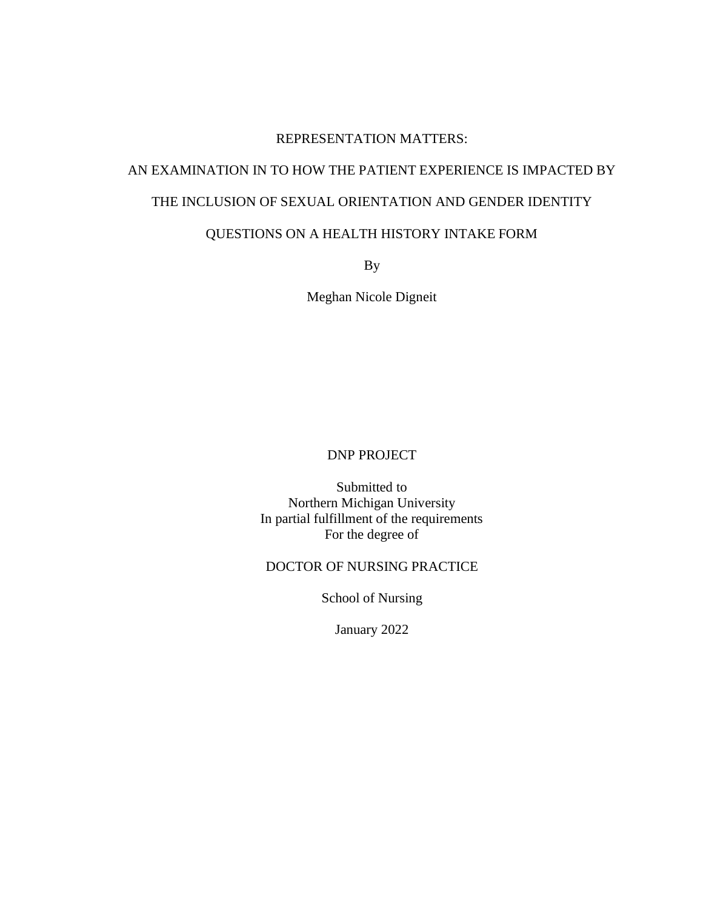REPRESENTATION MATTERS:

AN EXAMINATION IN TO HOW THE PATIENT EXPERIENCE IS IMPACTED BY

THE INCLUSION OF SEXUAL ORIENTATION AND GENDER IDENTITY

QUESTIONS ON A HEALTH HISTORY INTAKE FORM

By

Meghan Nicole Digneit

DNP PROJECT

Submitted to
Northern Michigan University
In partial fulfillment of the requirements
For the degree of

DOCTOR OF NURSING PRACTICE

School of Nursing

January 2022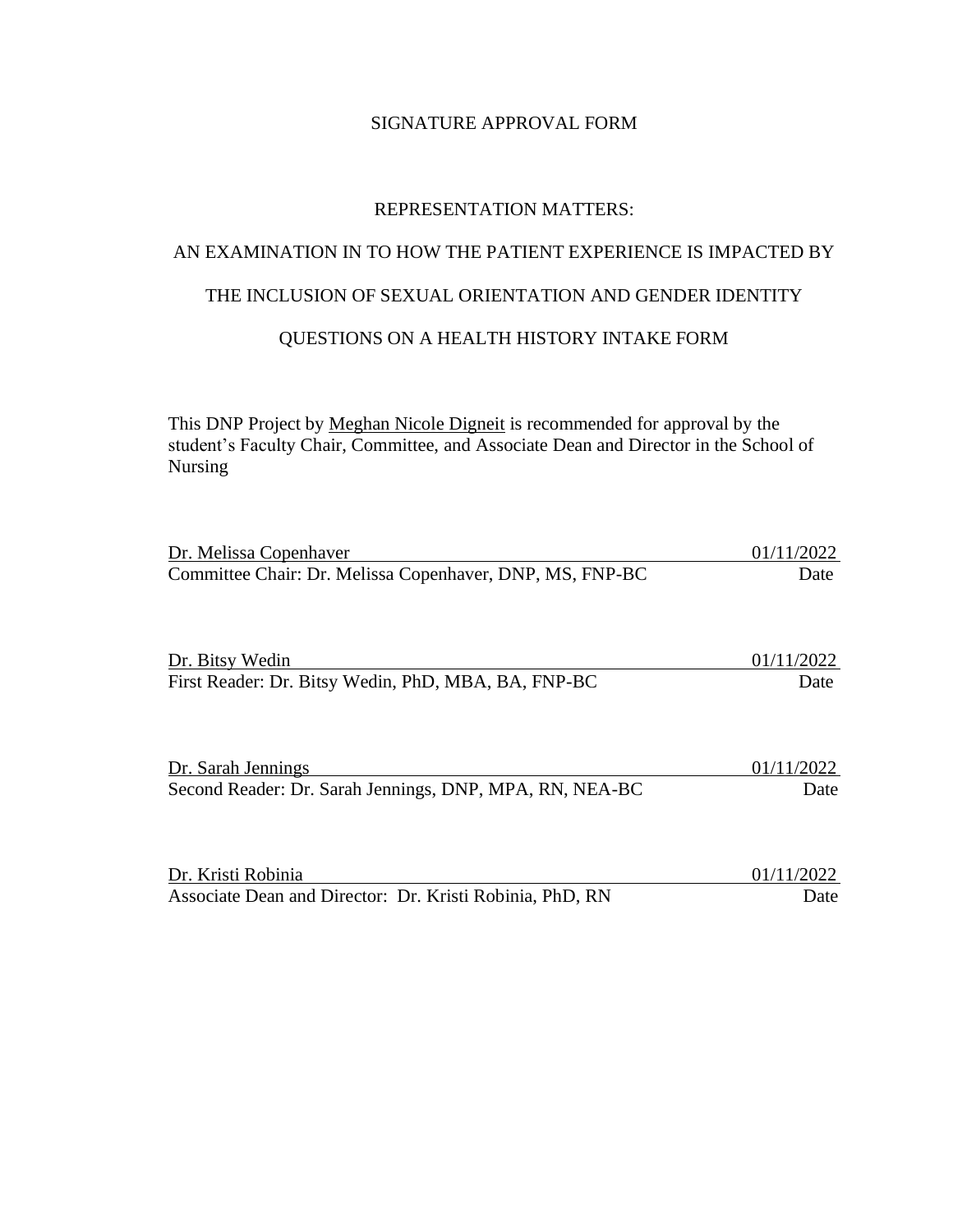SIGNATURE APPROVAL FORM

REPRESENTATION MATTERS:

AN EXAMINATION IN TO HOW THE PATIENT EXPERIENCE IS IMPACTED BY

THE INCLUSION OF SEXUAL ORIENTATION AND GENDER IDENTITY

QUESTIONS ON A HEALTH HISTORY INTAKE FORM

This DNP Project by Meghan Nicole Digneit is recommended for approval by the student's Faculty Chair, Committee, and Associate Dean and Director in the School of Nursing

Dr. Melissa Copenhaver — 01/11/2022
Committee Chair: Dr. Melissa Copenhaver, DNP, MS, FNP-BC — Date

Dr. Bitsy Wedin — 01/11/2022
First Reader: Dr. Bitsy Wedin, PhD, MBA, BA, FNP-BC — Date

Dr. Sarah Jennings — 01/11/2022
Second Reader: Dr. Sarah Jennings, DNP, MPA, RN, NEA-BC — Date

Dr. Kristi Robinia — 01/11/2022
Associate Dean and Director: Dr. Kristi Robinia, PhD, RN — Date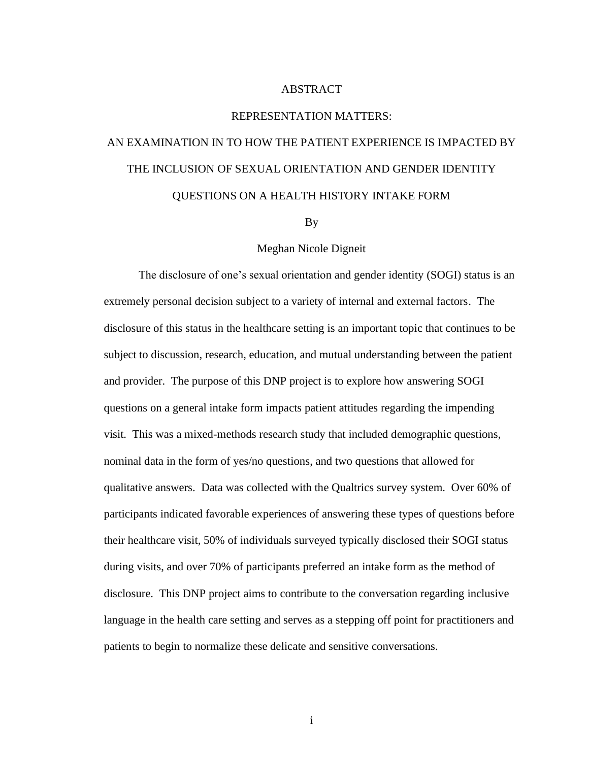# ABSTRACT

## REPRESENTATION MATTERS:

## AN EXAMINATION IN TO HOW THE PATIENT EXPERIENCE IS IMPACTED BY THE INCLUSION OF SEXUAL ORIENTATION AND GENDER IDENTITY QUESTIONS ON A HEALTH HISTORY INTAKE FORM

By

Meghan Nicole Digneit

The disclosure of one's sexual orientation and gender identity (SOGI) status is an extremely personal decision subject to a variety of internal and external factors. The disclosure of this status in the healthcare setting is an important topic that continues to be subject to discussion, research, education, and mutual understanding between the patient and provider. The purpose of this DNP project is to explore how answering SOGI questions on a general intake form impacts patient attitudes regarding the impending visit. This was a mixed-methods research study that included demographic questions, nominal data in the form of yes/no questions, and two questions that allowed for qualitative answers. Data was collected with the Qualtrics survey system. Over 60% of participants indicated favorable experiences of answering these types of questions before their healthcare visit, 50% of individuals surveyed typically disclosed their SOGI status during visits, and over 70% of participants preferred an intake form as the method of disclosure. This DNP project aims to contribute to the conversation regarding inclusive language in the health care setting and serves as a stepping off point for practitioners and patients to begin to normalize these delicate and sensitive conversations.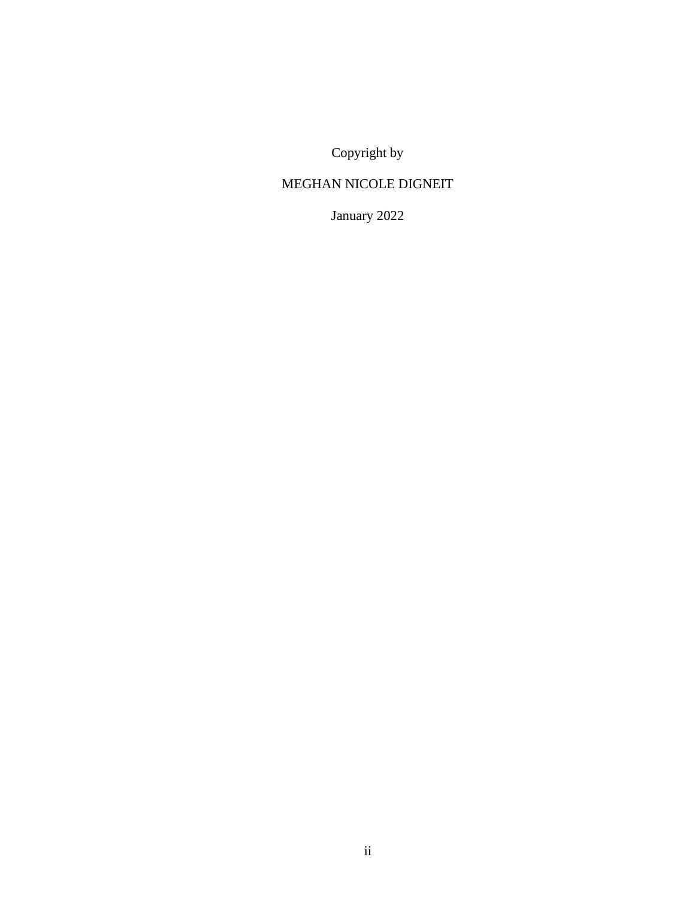Copyright by

MEGHAN NICOLE DIGNEIT

January 2022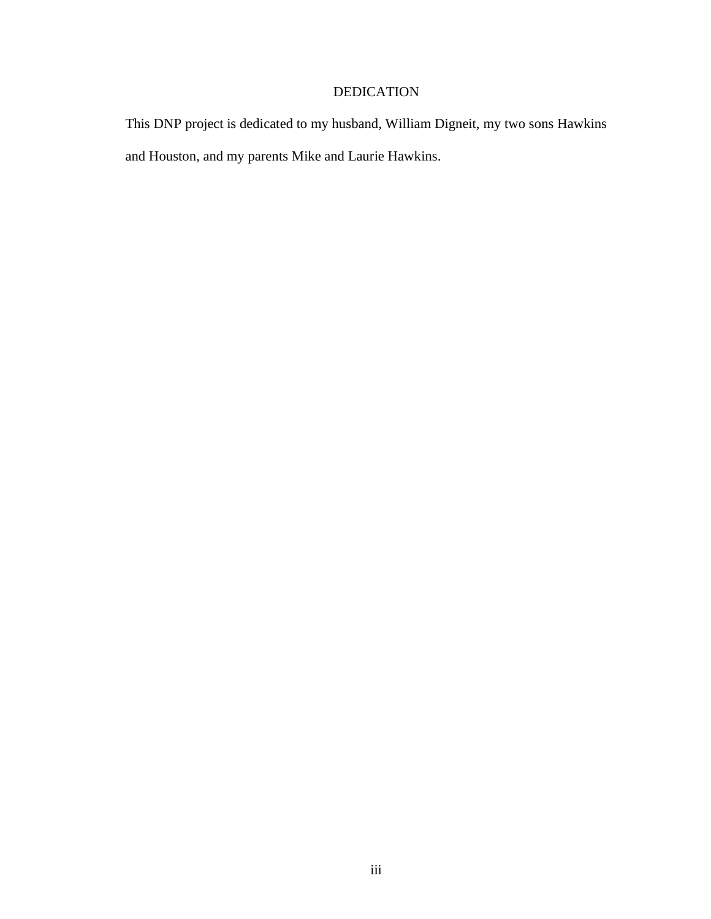# DEDICATION

This DNP project is dedicated to my husband, William Digneit, my two sons Hawkins and Houston, and my parents Mike and Laurie Hawkins.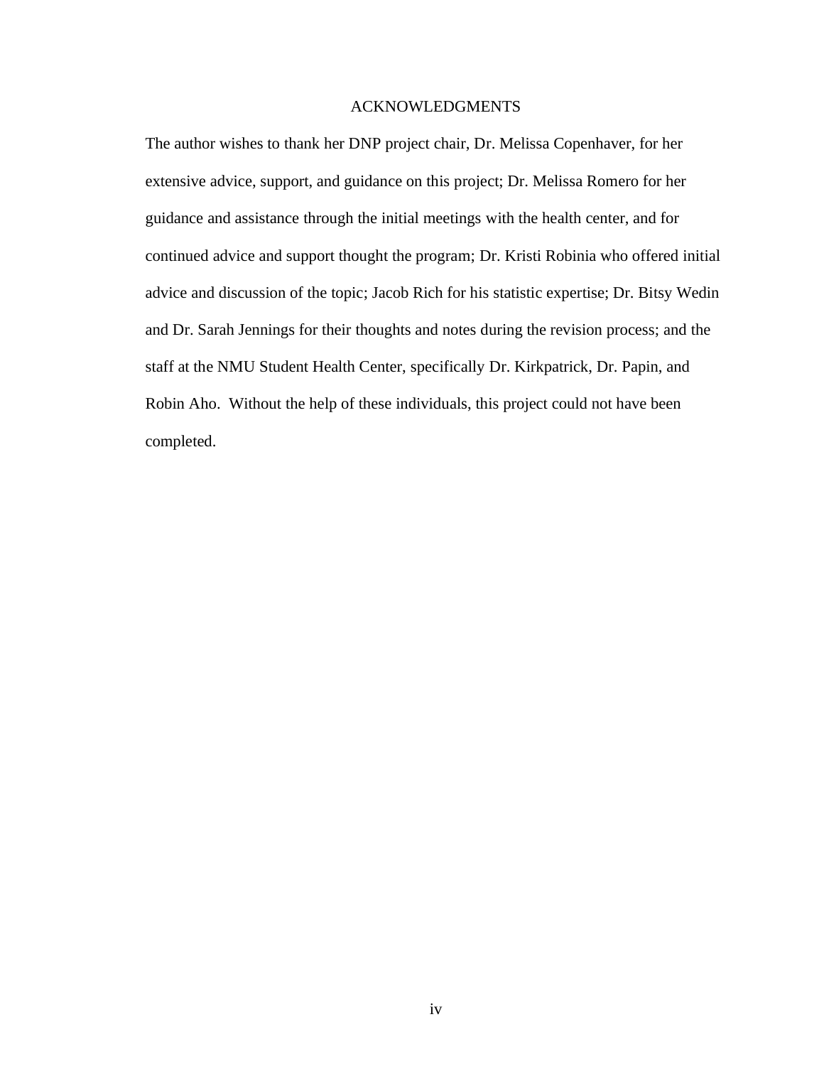# ACKNOWLEDGMENTS

The author wishes to thank her DNP project chair, Dr. Melissa Copenhaver, for her extensive advice, support, and guidance on this project; Dr. Melissa Romero for her guidance and assistance through the initial meetings with the health center, and for continued advice and support thought the program; Dr. Kristi Robinia who offered initial advice and discussion of the topic; Jacob Rich for his statistic expertise; Dr. Bitsy Wedin and Dr. Sarah Jennings for their thoughts and notes during the revision process; and the staff at the NMU Student Health Center, specifically Dr. Kirkpatrick, Dr. Papin, and Robin Aho. Without the help of these individuals, this project could not have been completed.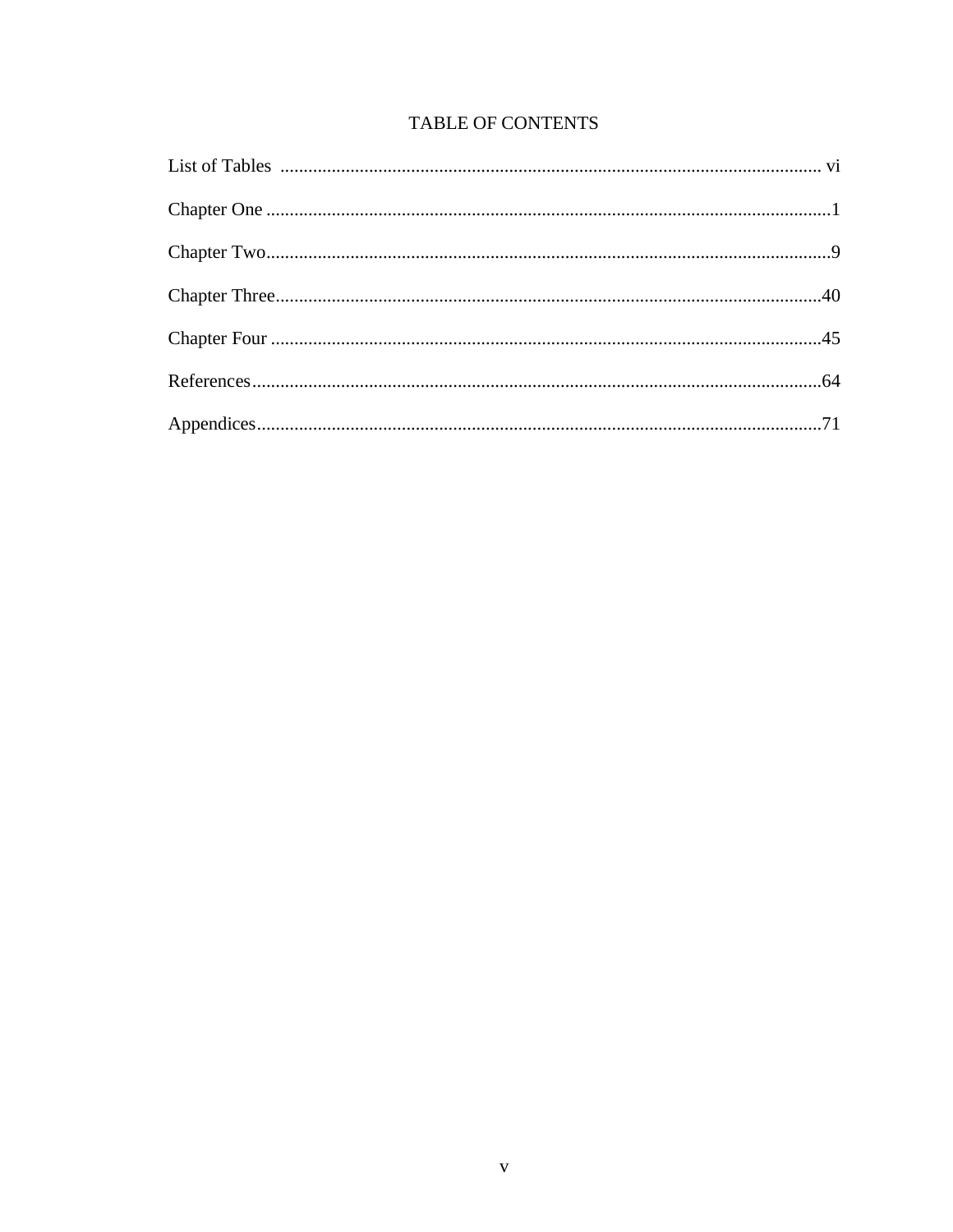# TABLE OF CONTENTS

List of Tables ..................................................................................................................... vi

Chapter One .........................................................................................................................1

Chapter Two.........................................................................................................................9

Chapter Three.....................................................................................................................40

Chapter Four ......................................................................................................................45

References..........................................................................................................................64

Appendices.........................................................................................................................71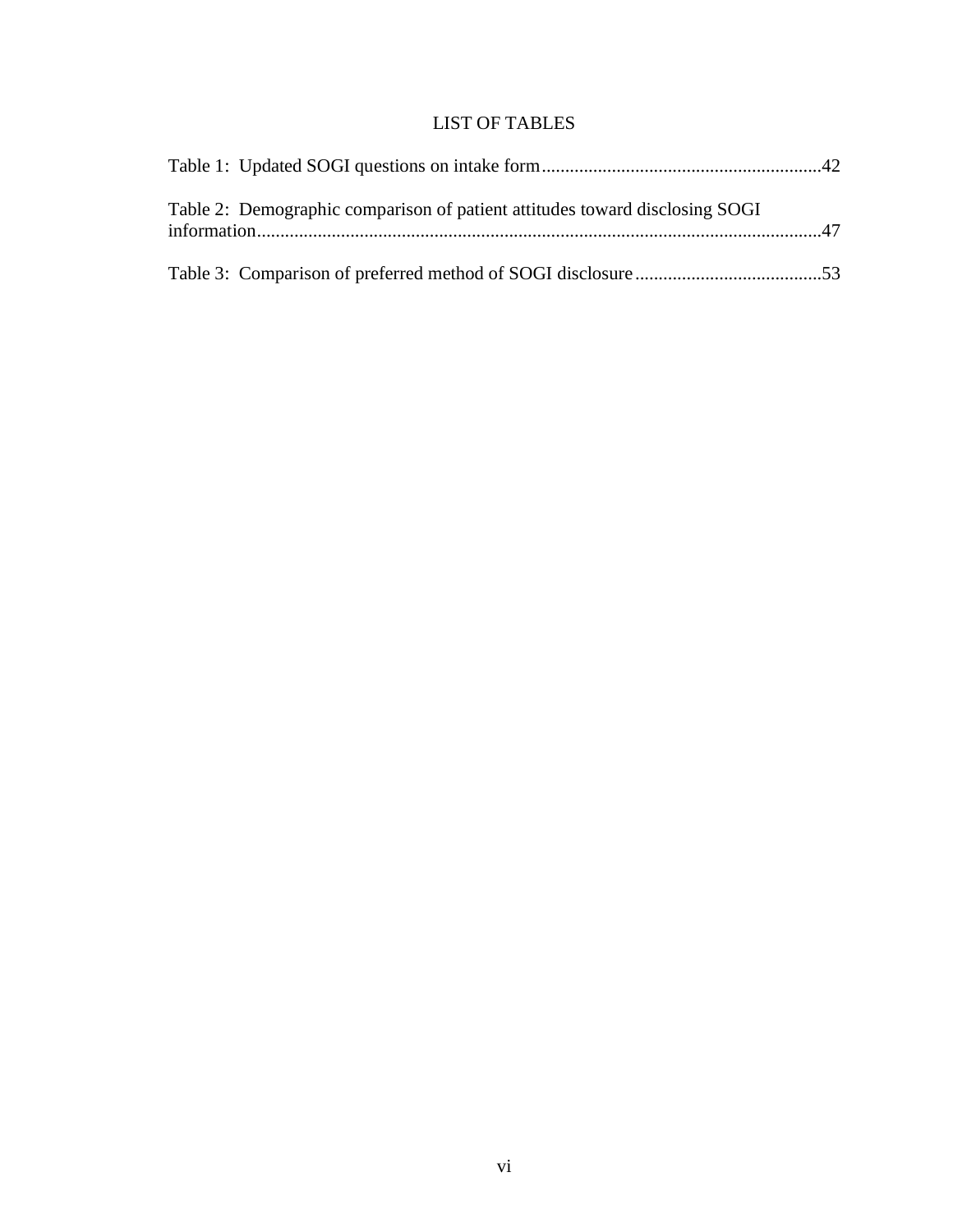# LIST OF TABLES

Table 1: Updated SOGI questions on intake form ........................................................... 42

Table 2: Demographic comparison of patient attitudes toward disclosing SOGI information ........................................................................................................................ 47

Table 3: Comparison of preferred method of SOGI disclosure ........................................ 53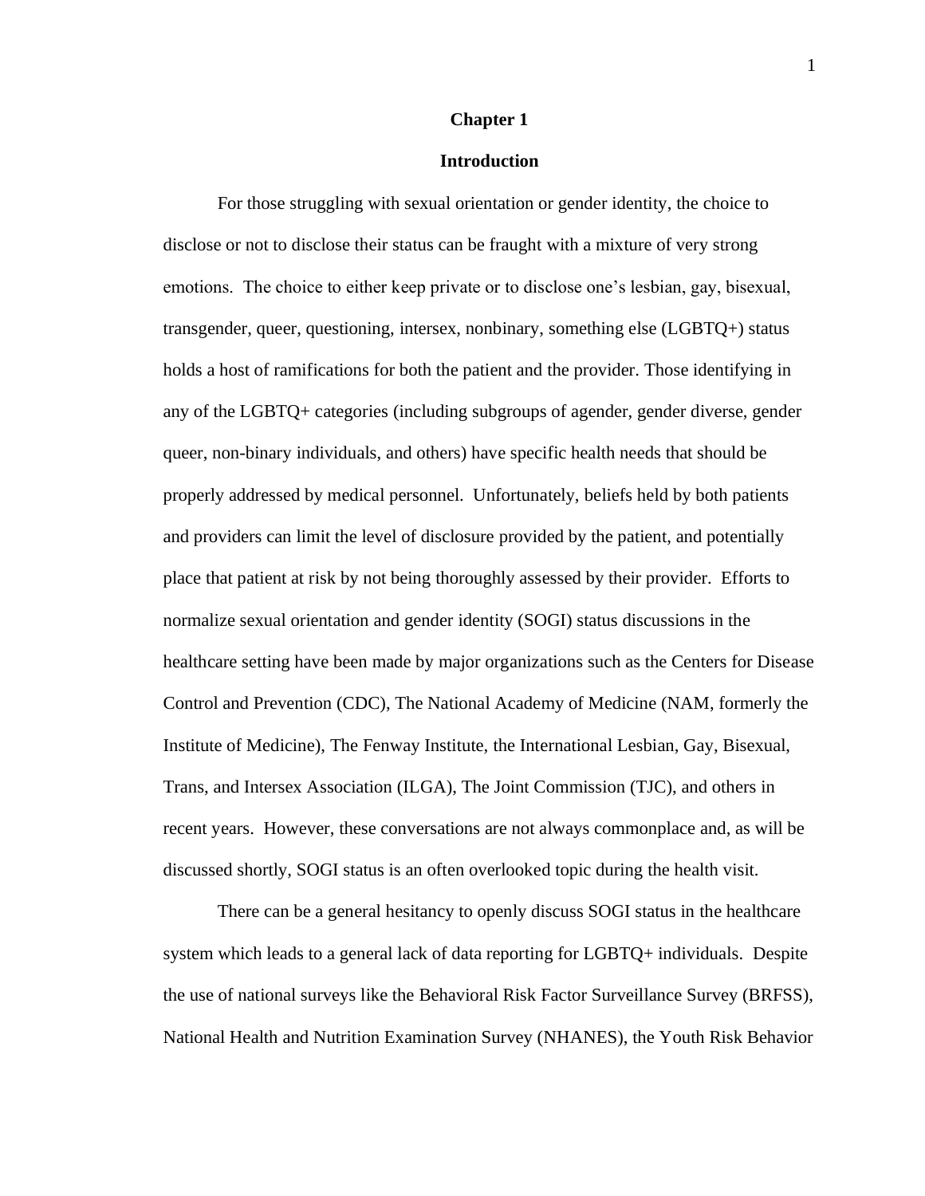# Chapter 1

## Introduction

For those struggling with sexual orientation or gender identity, the choice to disclose or not to disclose their status can be fraught with a mixture of very strong emotions. The choice to either keep private or to disclose one's lesbian, gay, bisexual, transgender, queer, questioning, intersex, nonbinary, something else (LGBTQ+) status holds a host of ramifications for both the patient and the provider. Those identifying in any of the LGBTQ+ categories (including subgroups of agender, gender diverse, gender queer, non-binary individuals, and others) have specific health needs that should be properly addressed by medical personnel. Unfortunately, beliefs held by both patients and providers can limit the level of disclosure provided by the patient, and potentially place that patient at risk by not being thoroughly assessed by their provider. Efforts to normalize sexual orientation and gender identity (SOGI) status discussions in the healthcare setting have been made by major organizations such as the Centers for Disease Control and Prevention (CDC), The National Academy of Medicine (NAM, formerly the Institute of Medicine), The Fenway Institute, the International Lesbian, Gay, Bisexual, Trans, and Intersex Association (ILGA), The Joint Commission (TJC), and others in recent years. However, these conversations are not always commonplace and, as will be discussed shortly, SOGI status is an often overlooked topic during the health visit.

There can be a general hesitancy to openly discuss SOGI status in the healthcare system which leads to a general lack of data reporting for LGBTQ+ individuals. Despite the use of national surveys like the Behavioral Risk Factor Surveillance Survey (BRFSS), National Health and Nutrition Examination Survey (NHANES), the Youth Risk Behavior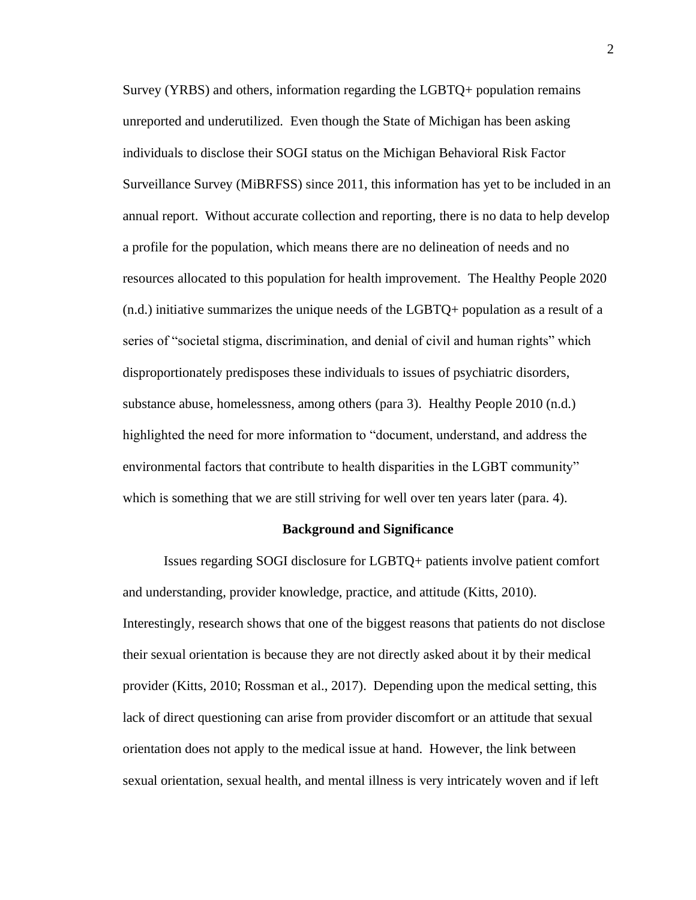Survey (YRBS) and others, information regarding the LGBTQ+ population remains unreported and underutilized. Even though the State of Michigan has been asking individuals to disclose their SOGI status on the Michigan Behavioral Risk Factor Surveillance Survey (MiBRFSS) since 2011, this information has yet to be included in an annual report. Without accurate collection and reporting, there is no data to help develop a profile for the population, which means there are no delineation of needs and no resources allocated to this population for health improvement. The Healthy People 2020 (n.d.) initiative summarizes the unique needs of the LGBTQ+ population as a result of a series of "societal stigma, discrimination, and denial of civil and human rights" which disproportionately predisposes these individuals to issues of psychiatric disorders, substance abuse, homelessness, among others (para 3). Healthy People 2010 (n.d.) highlighted the need for more information to "document, understand, and address the environmental factors that contribute to health disparities in the LGBT community" which is something that we are still striving for well over ten years later (para. 4).

## Background and Significance

Issues regarding SOGI disclosure for LGBTQ+ patients involve patient comfort and understanding, provider knowledge, practice, and attitude (Kitts, 2010). Interestingly, research shows that one of the biggest reasons that patients do not disclose their sexual orientation is because they are not directly asked about it by their medical provider (Kitts, 2010; Rossman et al., 2017). Depending upon the medical setting, this lack of direct questioning can arise from provider discomfort or an attitude that sexual orientation does not apply to the medical issue at hand. However, the link between sexual orientation, sexual health, and mental illness is very intricately woven and if left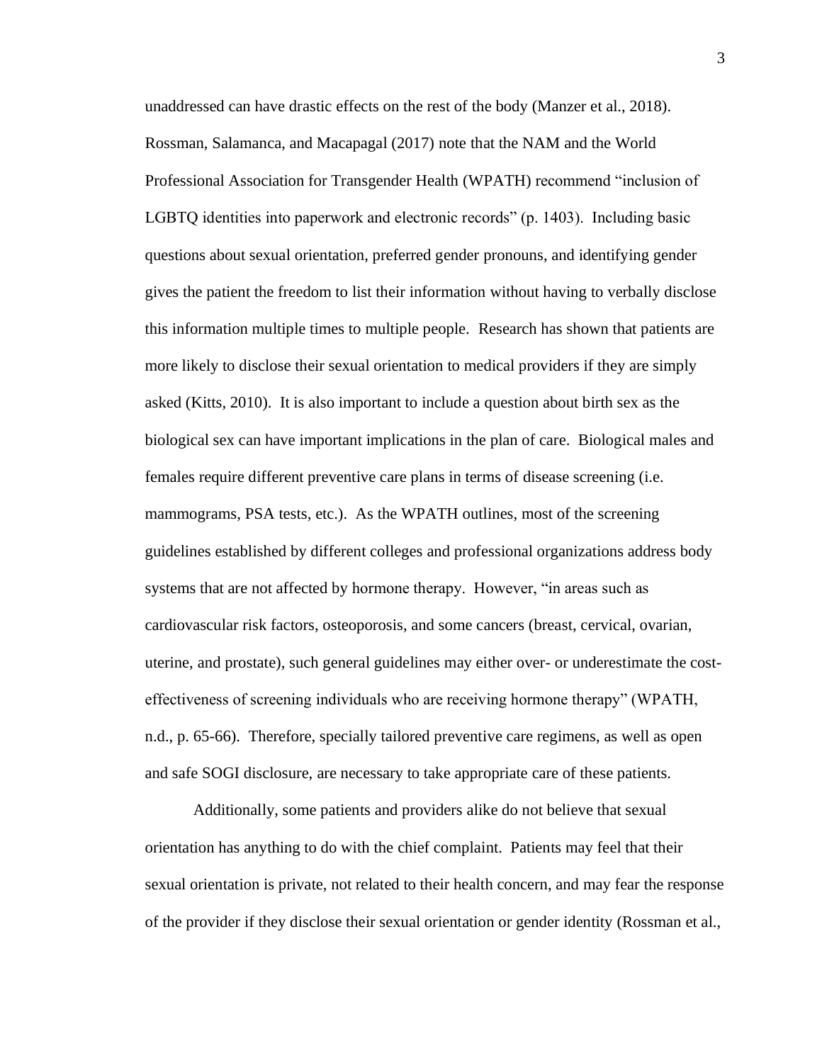unaddressed can have drastic effects on the rest of the body (Manzer et al., 2018). Rossman, Salamanca, and Macapagal (2017) note that the NAM and the World Professional Association for Transgender Health (WPATH) recommend "inclusion of LGBTQ identities into paperwork and electronic records" (p. 1403). Including basic questions about sexual orientation, preferred gender pronouns, and identifying gender gives the patient the freedom to list their information without having to verbally disclose this information multiple times to multiple people. Research has shown that patients are more likely to disclose their sexual orientation to medical providers if they are simply asked (Kitts, 2010). It is also important to include a question about birth sex as the biological sex can have important implications in the plan of care. Biological males and females require different preventive care plans in terms of disease screening (i.e. mammograms, PSA tests, etc.). As the WPATH outlines, most of the screening guidelines established by different colleges and professional organizations address body systems that are not affected by hormone therapy. However, "in areas such as cardiovascular risk factors, osteoporosis, and some cancers (breast, cervical, ovarian, uterine, and prostate), such general guidelines may either over- or underestimate the cost-effectiveness of screening individuals who are receiving hormone therapy" (WPATH, n.d., p. 65-66). Therefore, specially tailored preventive care regimens, as well as open and safe SOGI disclosure, are necessary to take appropriate care of these patients.

Additionally, some patients and providers alike do not believe that sexual orientation has anything to do with the chief complaint. Patients may feel that their sexual orientation is private, not related to their health concern, and may fear the response of the provider if they disclose their sexual orientation or gender identity (Rossman et al.,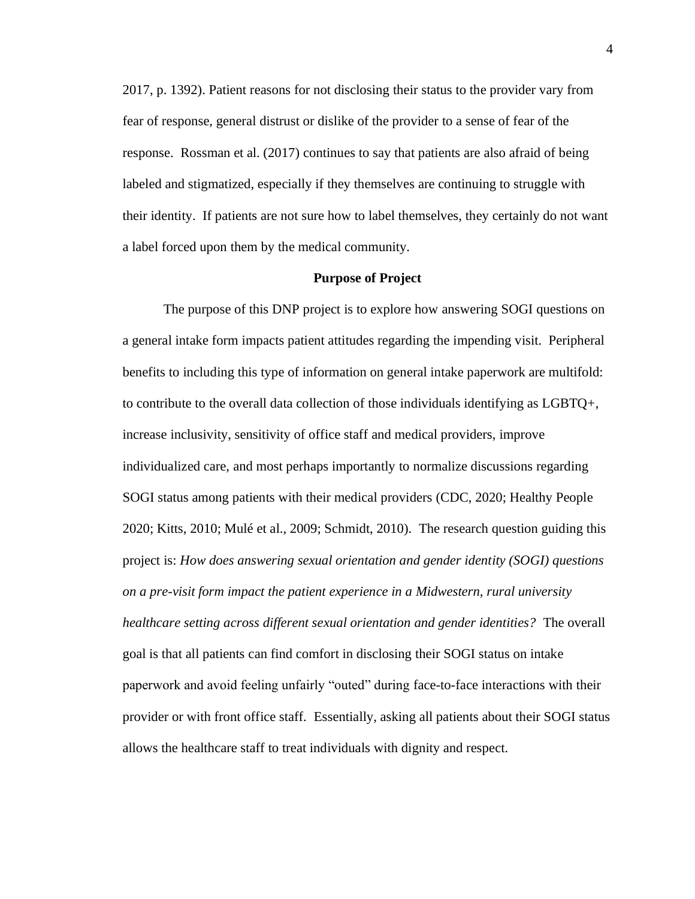2017, p. 1392). Patient reasons for not disclosing their status to the provider vary from fear of response, general distrust or dislike of the provider to a sense of fear of the response. Rossman et al. (2017) continues to say that patients are also afraid of being labeled and stigmatized, especially if they themselves are continuing to struggle with their identity. If patients are not sure how to label themselves, they certainly do not want a label forced upon them by the medical community.

## Purpose of Project

The purpose of this DNP project is to explore how answering SOGI questions on a general intake form impacts patient attitudes regarding the impending visit. Peripheral benefits to including this type of information on general intake paperwork are multifold: to contribute to the overall data collection of those individuals identifying as LGBTQ+, increase inclusivity, sensitivity of office staff and medical providers, improve individualized care, and most perhaps importantly to normalize discussions regarding SOGI status among patients with their medical providers (CDC, 2020; Healthy People 2020; Kitts, 2010; Mulé et al., 2009; Schmidt, 2010). The research question guiding this project is: *How does answering sexual orientation and gender identity (SOGI) questions on a pre-visit form impact the patient experience in a Midwestern, rural university healthcare setting across different sexual orientation and gender identities?* The overall goal is that all patients can find comfort in disclosing their SOGI status on intake paperwork and avoid feeling unfairly "outed" during face-to-face interactions with their provider or with front office staff. Essentially, asking all patients about their SOGI status allows the healthcare staff to treat individuals with dignity and respect.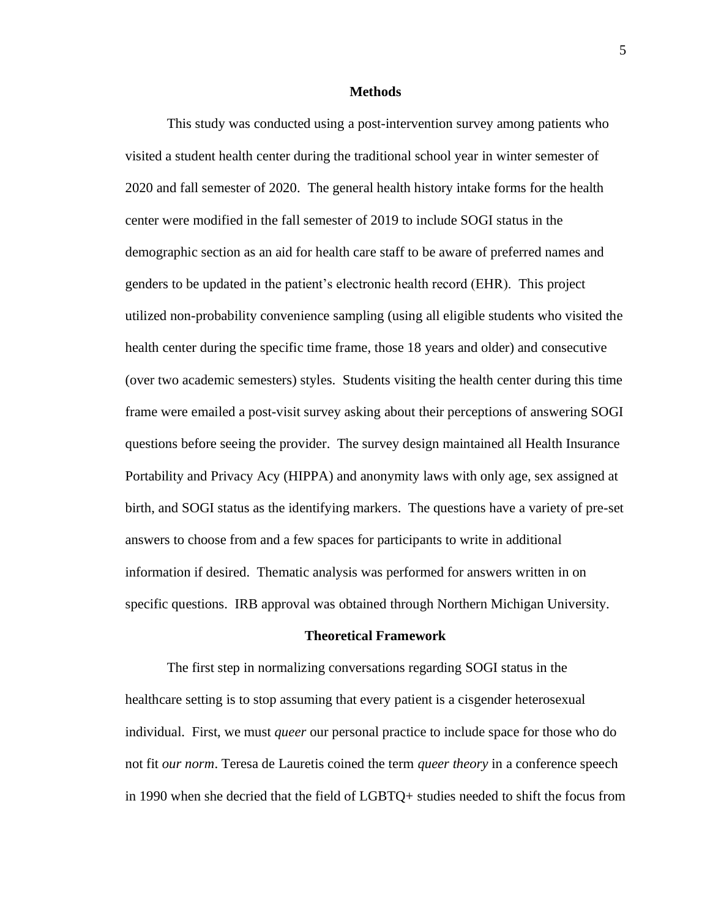## Methods

This study was conducted using a post-intervention survey among patients who visited a student health center during the traditional school year in winter semester of 2020 and fall semester of 2020. The general health history intake forms for the health center were modified in the fall semester of 2019 to include SOGI status in the demographic section as an aid for health care staff to be aware of preferred names and genders to be updated in the patient's electronic health record (EHR). This project utilized non-probability convenience sampling (using all eligible students who visited the health center during the specific time frame, those 18 years and older) and consecutive (over two academic semesters) styles. Students visiting the health center during this time frame were emailed a post-visit survey asking about their perceptions of answering SOGI questions before seeing the provider. The survey design maintained all Health Insurance Portability and Privacy Acy (HIPPA) and anonymity laws with only age, sex assigned at birth, and SOGI status as the identifying markers. The questions have a variety of pre-set answers to choose from and a few spaces for participants to write in additional information if desired. Thematic analysis was performed for answers written in on specific questions. IRB approval was obtained through Northern Michigan University.

## Theoretical Framework

The first step in normalizing conversations regarding SOGI status in the healthcare setting is to stop assuming that every patient is a cisgender heterosexual individual. First, we must *queer* our personal practice to include space for those who do not fit *our norm*. Teresa de Lauretis coined the term *queer theory* in a conference speech in 1990 when she decried that the field of LGBTQ+ studies needed to shift the focus from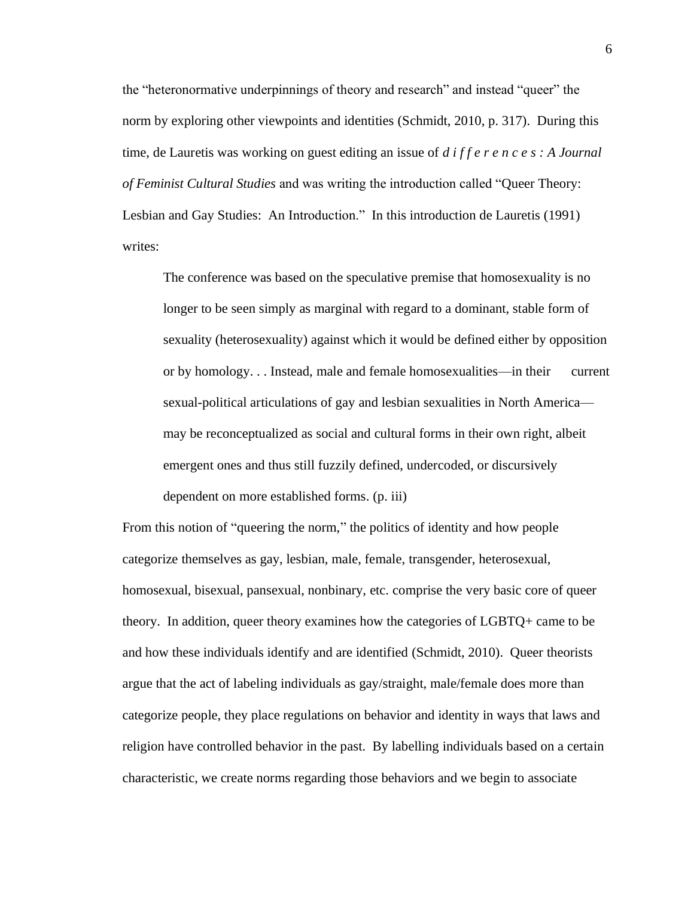the "heteronormative underpinnings of theory and research" and instead "queer" the norm by exploring other viewpoints and identities (Schmidt, 2010, p. 317). During this time, de Lauretis was working on guest editing an issue of *d i f f e r e n c e s : A Journal of Feminist Cultural Studies* and was writing the introduction called "Queer Theory: Lesbian and Gay Studies: An Introduction." In this introduction de Lauretis (1991) writes:

> The conference was based on the speculative premise that homosexuality is no longer to be seen simply as marginal with regard to a dominant, stable form of sexuality (heterosexuality) against which it would be defined either by opposition or by homology. . . Instead, male and female homosexualities—in their current sexual-political articulations of gay and lesbian sexualities in North America—may be reconceptualized as social and cultural forms in their own right, albeit emergent ones and thus still fuzzily defined, undercoded, or discursively dependent on more established forms. (p. iii)

From this notion of "queering the norm," the politics of identity and how people categorize themselves as gay, lesbian, male, female, transgender, heterosexual, homosexual, bisexual, pansexual, nonbinary, etc. comprise the very basic core of queer theory. In addition, queer theory examines how the categories of LGBTQ+ came to be and how these individuals identify and are identified (Schmidt, 2010). Queer theorists argue that the act of labeling individuals as gay/straight, male/female does more than categorize people, they place regulations on behavior and identity in ways that laws and religion have controlled behavior in the past. By labelling individuals based on a certain characteristic, we create norms regarding those behaviors and we begin to associate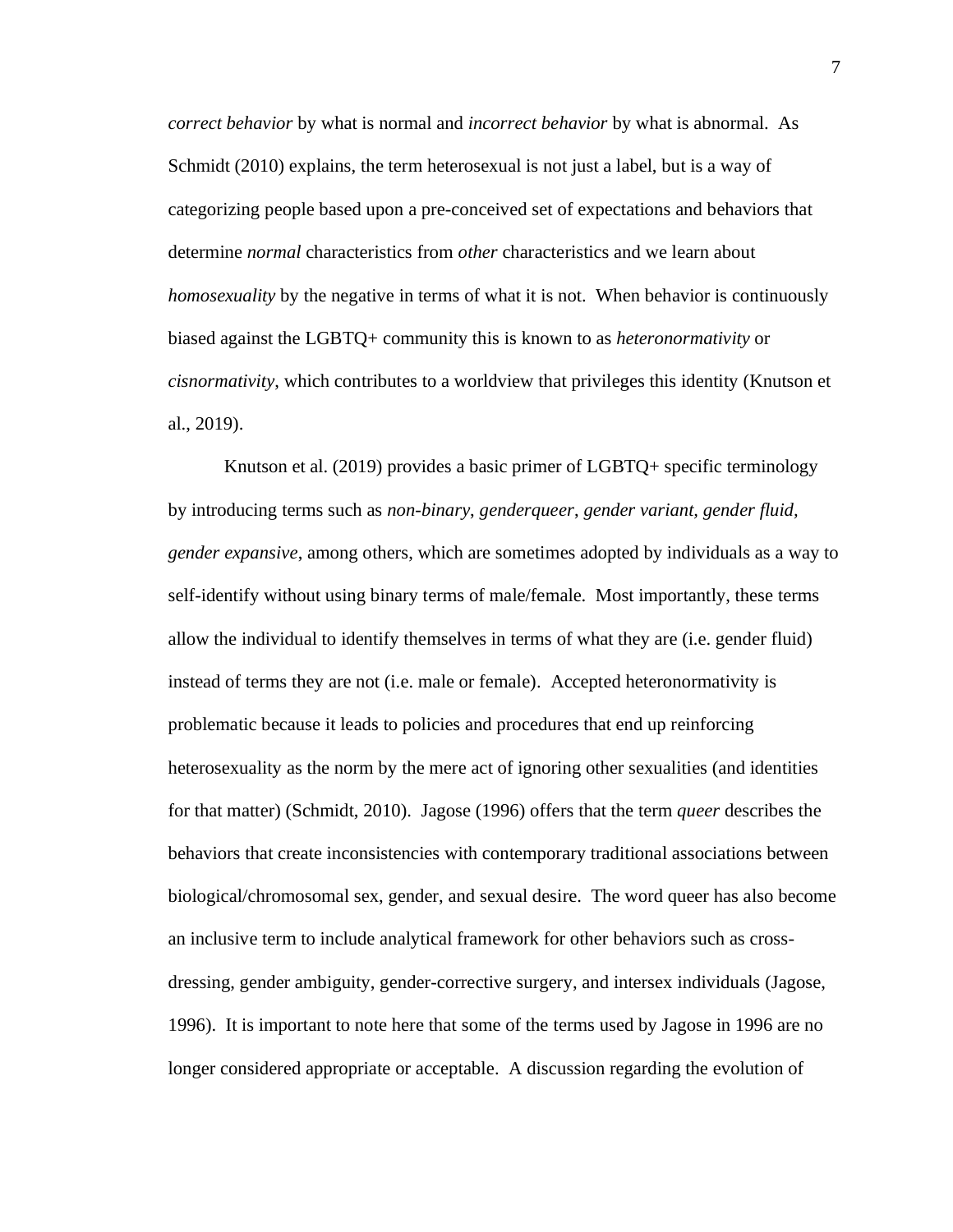*correct behavior* by what is normal and *incorrect behavior* by what is abnormal. As Schmidt (2010) explains, the term heterosexual is not just a label, but is a way of categorizing people based upon a pre-conceived set of expectations and behaviors that determine *normal* characteristics from *other* characteristics and we learn about *homosexuality* by the negative in terms of what it is not. When behavior is continuously biased against the LGBTQ+ community this is known to as *heteronormativity* or *cisnormativity*, which contributes to a worldview that privileges this identity (Knutson et al., 2019).

Knutson et al. (2019) provides a basic primer of LGBTQ+ specific terminology by introducing terms such as *non-binary*, *genderqueer*, *gender variant*, *gender fluid*, *gender expansive*, among others, which are sometimes adopted by individuals as a way to self-identify without using binary terms of male/female. Most importantly, these terms allow the individual to identify themselves in terms of what they are (i.e. gender fluid) instead of terms they are not (i.e. male or female). Accepted heteronormativity is problematic because it leads to policies and procedures that end up reinforcing heterosexuality as the norm by the mere act of ignoring other sexualities (and identities for that matter) (Schmidt, 2010). Jagose (1996) offers that the term *queer* describes the behaviors that create inconsistencies with contemporary traditional associations between biological/chromosomal sex, gender, and sexual desire. The word queer has also become an inclusive term to include analytical framework for other behaviors such as cross-dressing, gender ambiguity, gender-corrective surgery, and intersex individuals (Jagose, 1996). It is important to note here that some of the terms used by Jagose in 1996 are no longer considered appropriate or acceptable. A discussion regarding the evolution of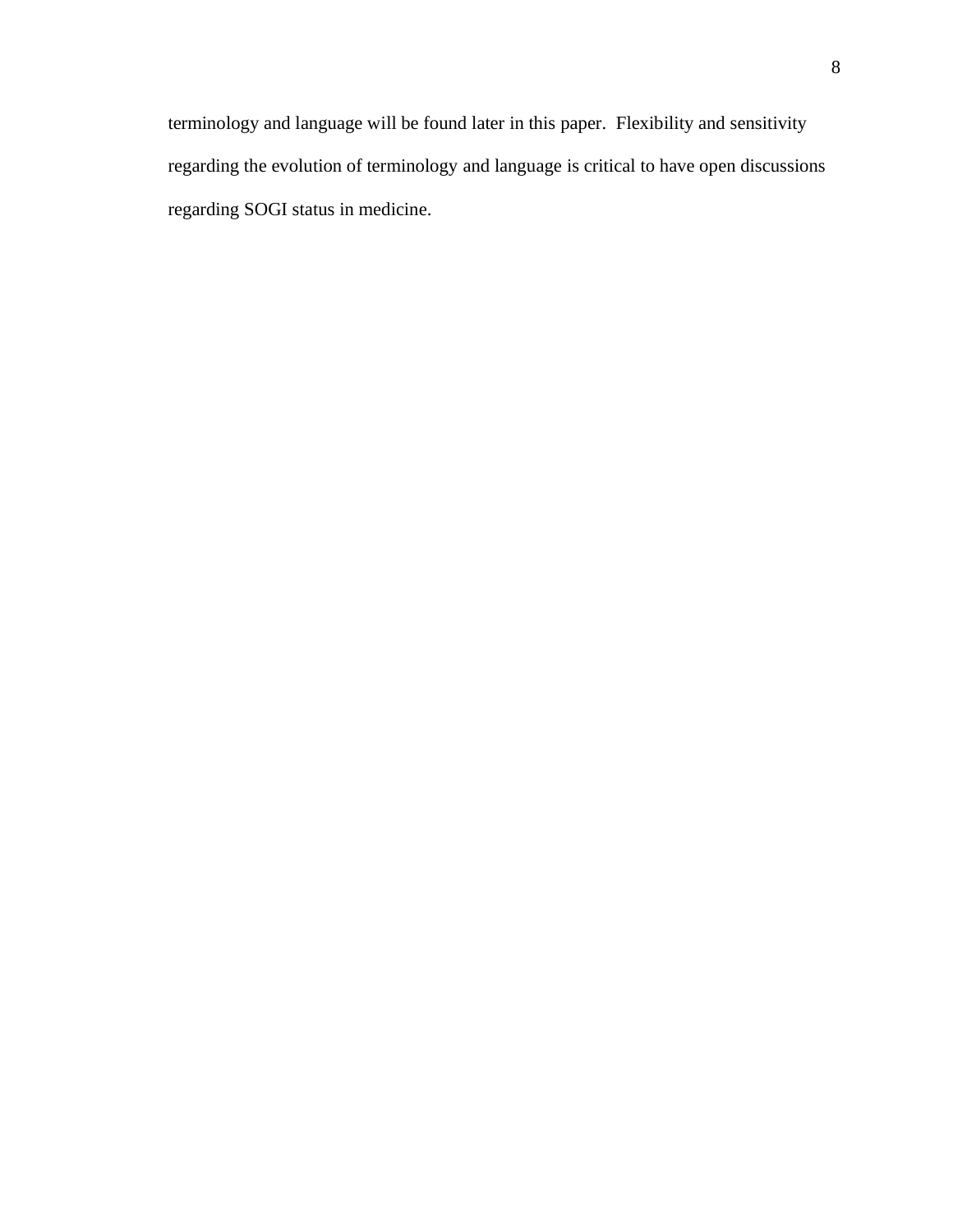terminology and language will be found later in this paper.  Flexibility and sensitivity regarding the evolution of terminology and language is critical to have open discussions regarding SOGI status in medicine.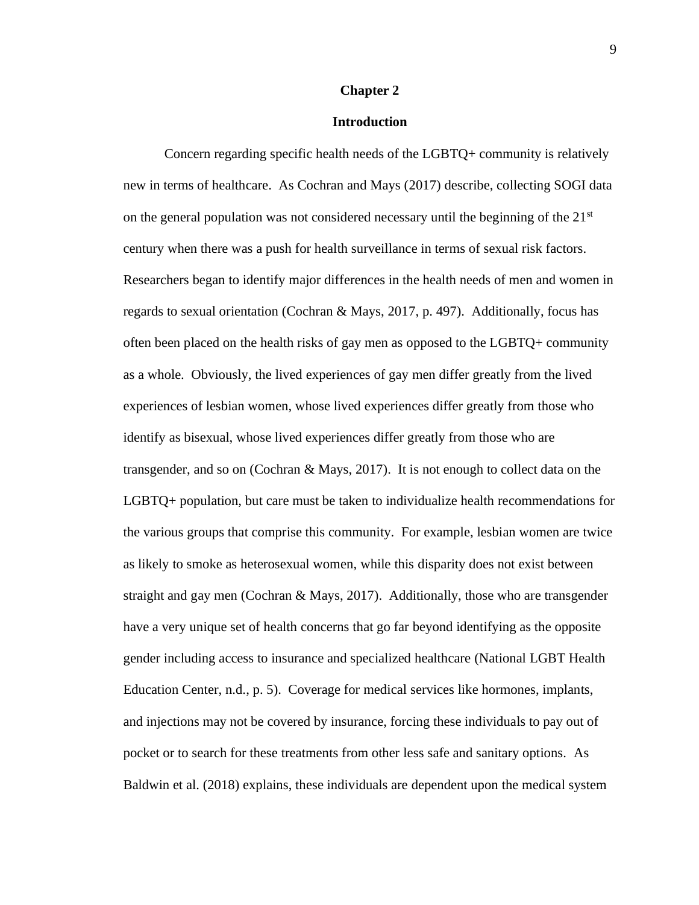# Chapter 2

## Introduction

Concern regarding specific health needs of the LGBTQ+ community is relatively new in terms of healthcare. As Cochran and Mays (2017) describe, collecting SOGI data on the general population was not considered necessary until the beginning of the 21st century when there was a push for health surveillance in terms of sexual risk factors. Researchers began to identify major differences in the health needs of men and women in regards to sexual orientation (Cochran & Mays, 2017, p. 497). Additionally, focus has often been placed on the health risks of gay men as opposed to the LGBTQ+ community as a whole. Obviously, the lived experiences of gay men differ greatly from the lived experiences of lesbian women, whose lived experiences differ greatly from those who identify as bisexual, whose lived experiences differ greatly from those who are transgender, and so on (Cochran & Mays, 2017). It is not enough to collect data on the LGBTQ+ population, but care must be taken to individualize health recommendations for the various groups that comprise this community. For example, lesbian women are twice as likely to smoke as heterosexual women, while this disparity does not exist between straight and gay men (Cochran & Mays, 2017). Additionally, those who are transgender have a very unique set of health concerns that go far beyond identifying as the opposite gender including access to insurance and specialized healthcare (National LGBT Health Education Center, n.d., p. 5). Coverage for medical services like hormones, implants, and injections may not be covered by insurance, forcing these individuals to pay out of pocket or to search for these treatments from other less safe and sanitary options. As Baldwin et al. (2018) explains, these individuals are dependent upon the medical system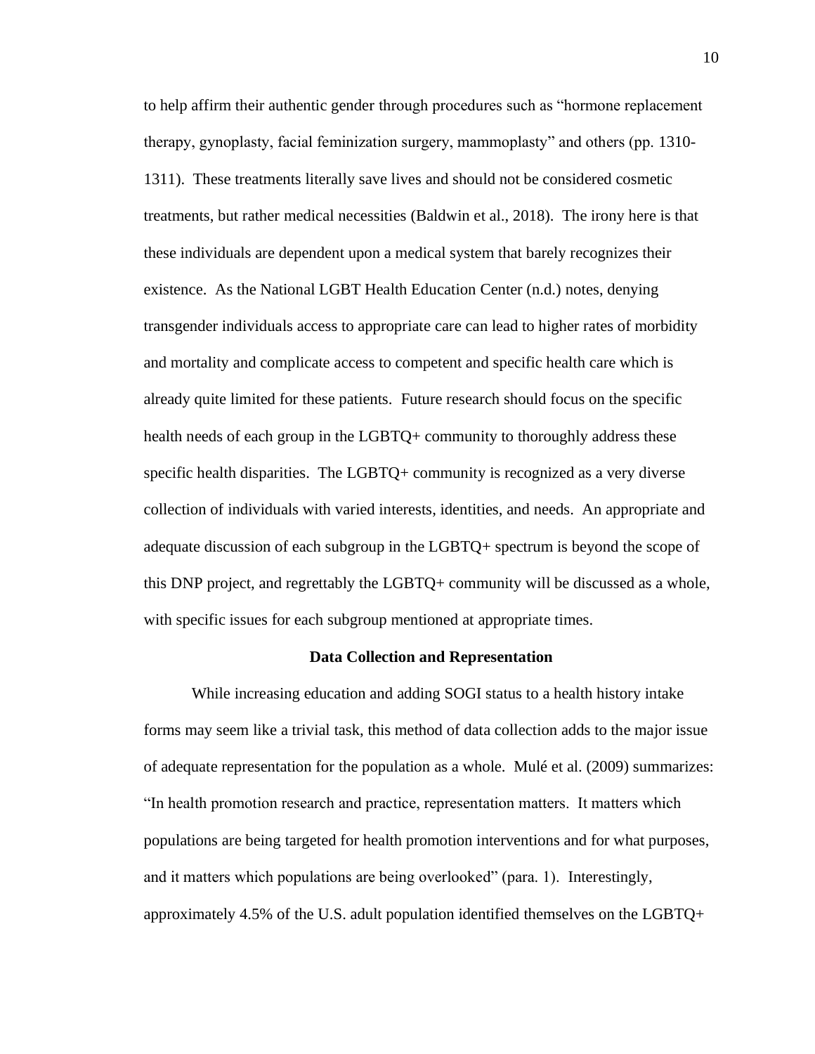to help affirm their authentic gender through procedures such as "hormone replacement therapy, gynoplasty, facial feminization surgery, mammoplasty" and others (pp. 1310-1311). These treatments literally save lives and should not be considered cosmetic treatments, but rather medical necessities (Baldwin et al., 2018). The irony here is that these individuals are dependent upon a medical system that barely recognizes their existence. As the National LGBT Health Education Center (n.d.) notes, denying transgender individuals access to appropriate care can lead to higher rates of morbidity and mortality and complicate access to competent and specific health care which is already quite limited for these patients. Future research should focus on the specific health needs of each group in the LGBTQ+ community to thoroughly address these specific health disparities. The LGBTQ+ community is recognized as a very diverse collection of individuals with varied interests, identities, and needs. An appropriate and adequate discussion of each subgroup in the LGBTQ+ spectrum is beyond the scope of this DNP project, and regrettably the LGBTQ+ community will be discussed as a whole, with specific issues for each subgroup mentioned at appropriate times.

## Data Collection and Representation

While increasing education and adding SOGI status to a health history intake forms may seem like a trivial task, this method of data collection adds to the major issue of adequate representation for the population as a whole. Mulé et al. (2009) summarizes: "In health promotion research and practice, representation matters. It matters which populations are being targeted for health promotion interventions and for what purposes, and it matters which populations are being overlooked" (para. 1). Interestingly, approximately 4.5% of the U.S. adult population identified themselves on the LGBTQ+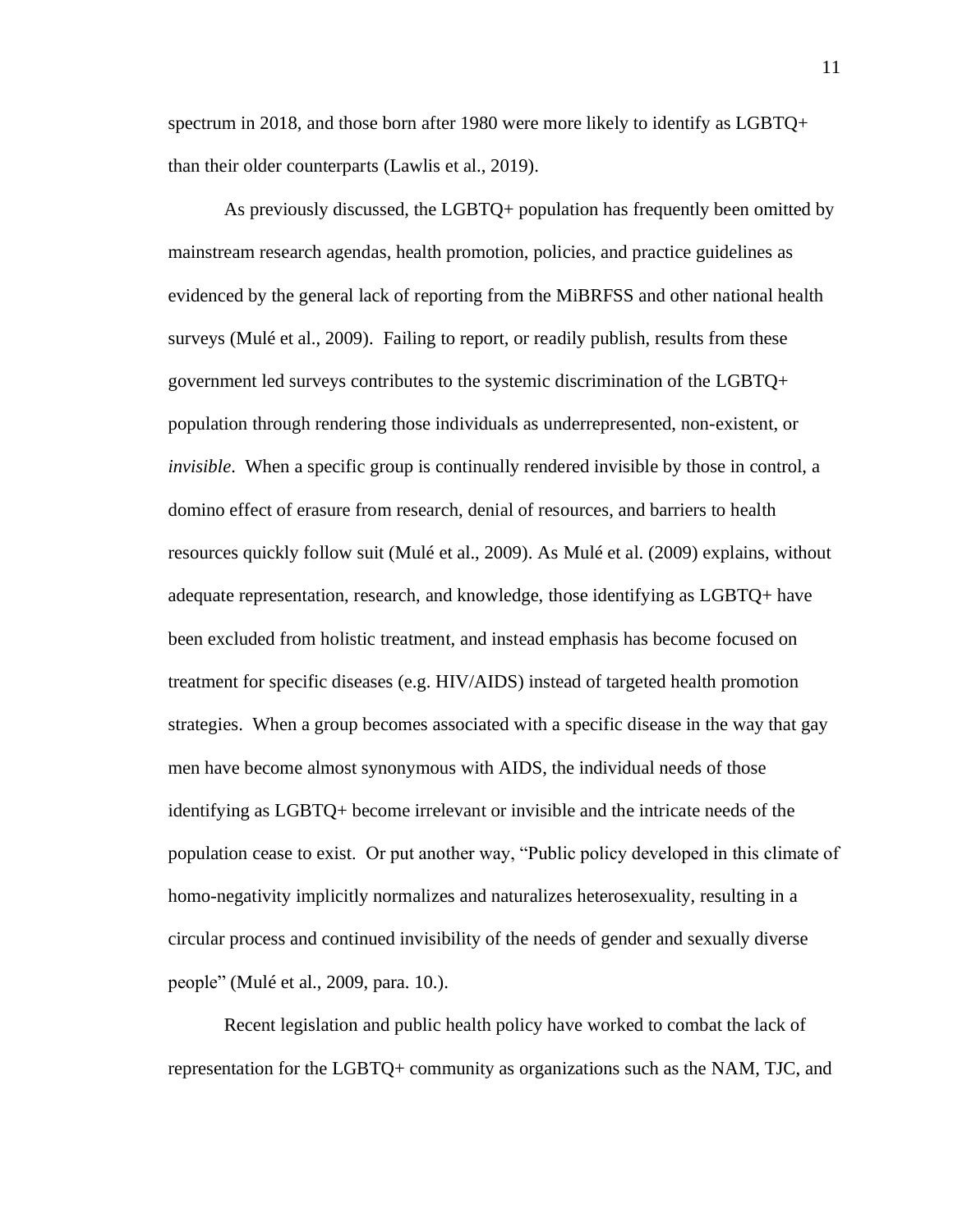spectrum in 2018, and those born after 1980 were more likely to identify as LGBTQ+ than their older counterparts (Lawlis et al., 2019).

As previously discussed, the LGBTQ+ population has frequently been omitted by mainstream research agendas, health promotion, policies, and practice guidelines as evidenced by the general lack of reporting from the MiBRFSS and other national health surveys (Mulé et al., 2009). Failing to report, or readily publish, results from these government led surveys contributes to the systemic discrimination of the LGBTQ+ population through rendering those individuals as underrepresented, non-existent, or *invisible*. When a specific group is continually rendered invisible by those in control, a domino effect of erasure from research, denial of resources, and barriers to health resources quickly follow suit (Mulé et al., 2009). As Mulé et al. (2009) explains, without adequate representation, research, and knowledge, those identifying as LGBTQ+ have been excluded from holistic treatment, and instead emphasis has become focused on treatment for specific diseases (e.g. HIV/AIDS) instead of targeted health promotion strategies. When a group becomes associated with a specific disease in the way that gay men have become almost synonymous with AIDS, the individual needs of those identifying as LGBTQ+ become irrelevant or invisible and the intricate needs of the population cease to exist. Or put another way, "Public policy developed in this climate of homo-negativity implicitly normalizes and naturalizes heterosexuality, resulting in a circular process and continued invisibility of the needs of gender and sexually diverse people" (Mulé et al., 2009, para. 10.).

Recent legislation and public health policy have worked to combat the lack of representation for the LGBTQ+ community as organizations such as the NAM, TJC, and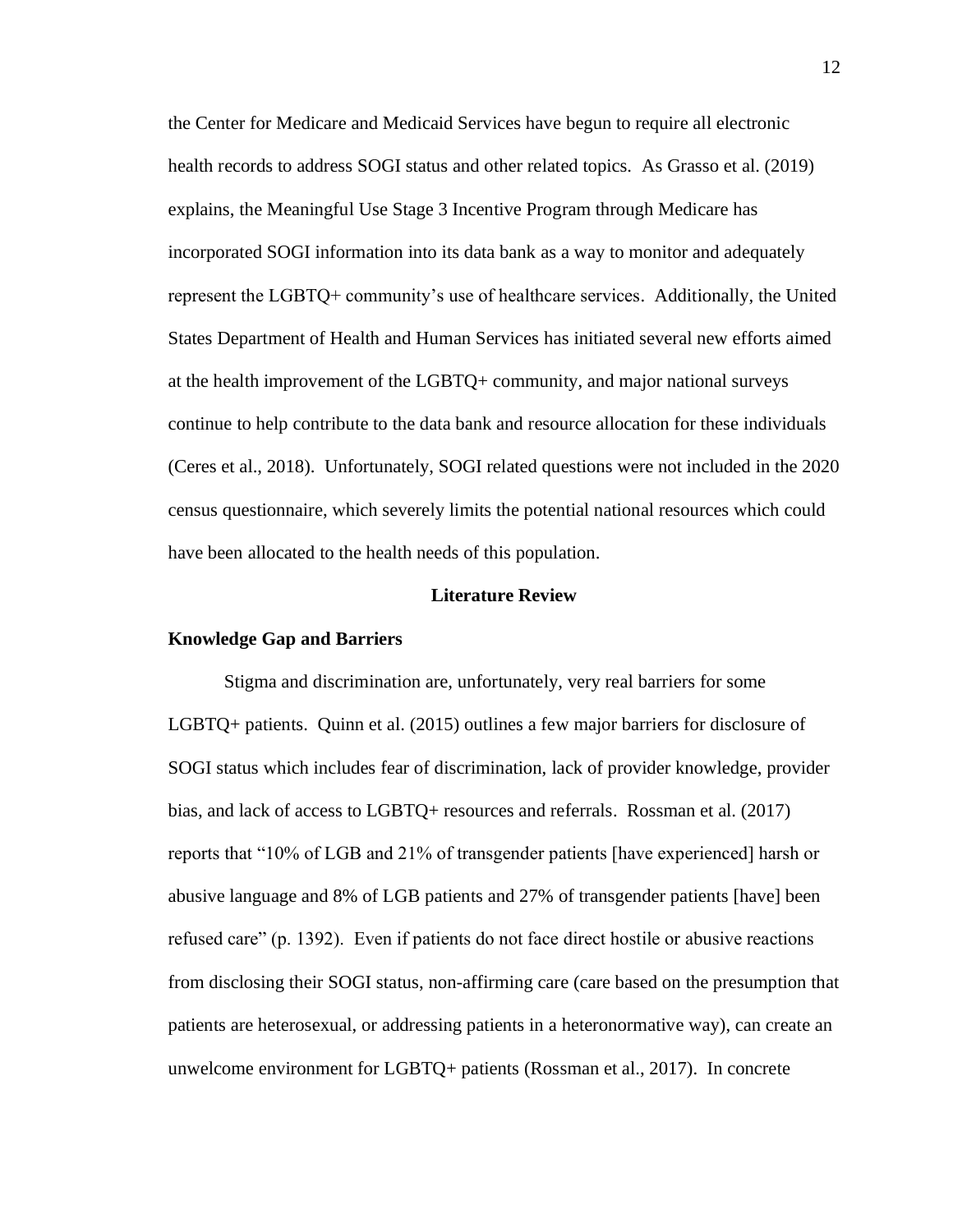the Center for Medicare and Medicaid Services have begun to require all electronic health records to address SOGI status and other related topics. As Grasso et al. (2019) explains, the Meaningful Use Stage 3 Incentive Program through Medicare has incorporated SOGI information into its data bank as a way to monitor and adequately represent the LGBTQ+ community's use of healthcare services. Additionally, the United States Department of Health and Human Services has initiated several new efforts aimed at the health improvement of the LGBTQ+ community, and major national surveys continue to help contribute to the data bank and resource allocation for these individuals (Ceres et al., 2018). Unfortunately, SOGI related questions were not included in the 2020 census questionnaire, which severely limits the potential national resources which could have been allocated to the health needs of this population.

## Literature Review

### Knowledge Gap and Barriers

Stigma and discrimination are, unfortunately, very real barriers for some LGBTQ+ patients. Quinn et al. (2015) outlines a few major barriers for disclosure of SOGI status which includes fear of discrimination, lack of provider knowledge, provider bias, and lack of access to LGBTQ+ resources and referrals. Rossman et al. (2017) reports that "10% of LGB and 21% of transgender patients [have experienced] harsh or abusive language and 8% of LGB patients and 27% of transgender patients [have] been refused care" (p. 1392). Even if patients do not face direct hostile or abusive reactions from disclosing their SOGI status, non-affirming care (care based on the presumption that patients are heterosexual, or addressing patients in a heteronormative way), can create an unwelcome environment for LGBTQ+ patients (Rossman et al., 2017). In concrete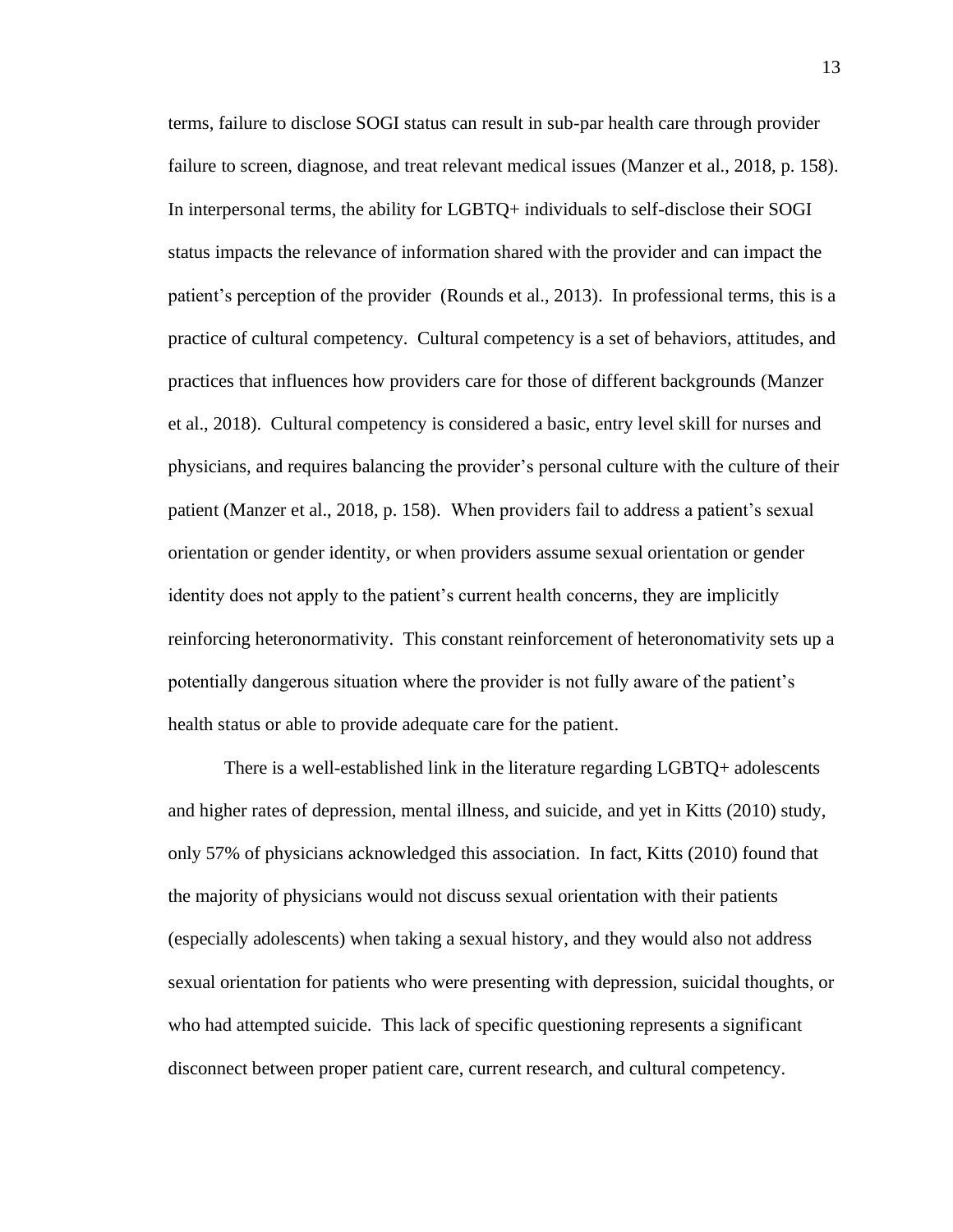terms, failure to disclose SOGI status can result in sub-par health care through provider failure to screen, diagnose, and treat relevant medical issues (Manzer et al., 2018, p. 158). In interpersonal terms, the ability for LGBTQ+ individuals to self-disclose their SOGI status impacts the relevance of information shared with the provider and can impact the patient's perception of the provider (Rounds et al., 2013). In professional terms, this is a practice of cultural competency. Cultural competency is a set of behaviors, attitudes, and practices that influences how providers care for those of different backgrounds (Manzer et al., 2018). Cultural competency is considered a basic, entry level skill for nurses and physicians, and requires balancing the provider's personal culture with the culture of their patient (Manzer et al., 2018, p. 158). When providers fail to address a patient's sexual orientation or gender identity, or when providers assume sexual orientation or gender identity does not apply to the patient's current health concerns, they are implicitly reinforcing heteronormativity. This constant reinforcement of heteronomativity sets up a potentially dangerous situation where the provider is not fully aware of the patient's health status or able to provide adequate care for the patient.

There is a well-established link in the literature regarding LGBTQ+ adolescents and higher rates of depression, mental illness, and suicide, and yet in Kitts (2010) study, only 57% of physicians acknowledged this association. In fact, Kitts (2010) found that the majority of physicians would not discuss sexual orientation with their patients (especially adolescents) when taking a sexual history, and they would also not address sexual orientation for patients who were presenting with depression, suicidal thoughts, or who had attempted suicide. This lack of specific questioning represents a significant disconnect between proper patient care, current research, and cultural competency.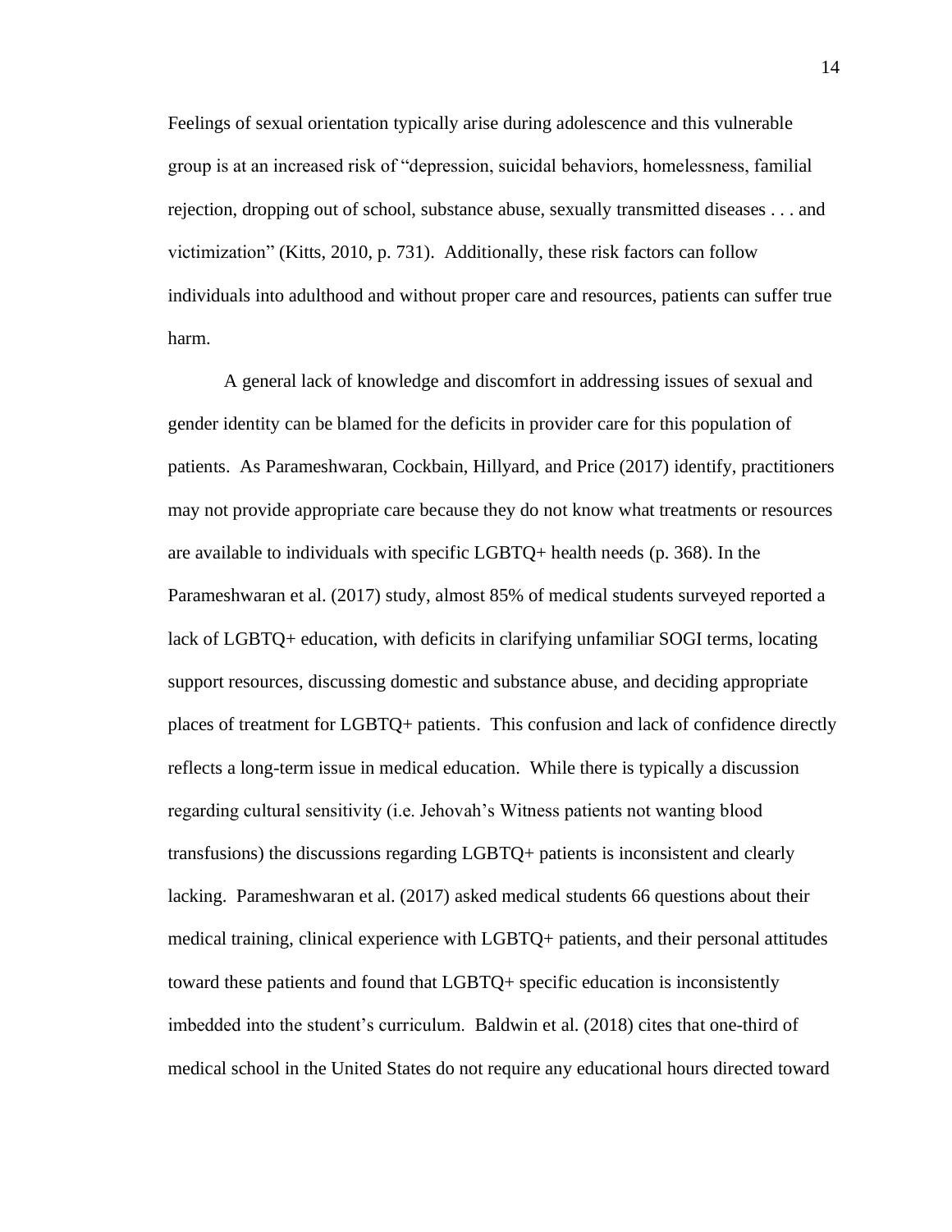Feelings of sexual orientation typically arise during adolescence and this vulnerable group is at an increased risk of "depression, suicidal behaviors, homelessness, familial rejection, dropping out of school, substance abuse, sexually transmitted diseases . . . and victimization" (Kitts, 2010, p. 731). Additionally, these risk factors can follow individuals into adulthood and without proper care and resources, patients can suffer true harm.

A general lack of knowledge and discomfort in addressing issues of sexual and gender identity can be blamed for the deficits in provider care for this population of patients. As Parameshwaran, Cockbain, Hillyard, and Price (2017) identify, practitioners may not provide appropriate care because they do not know what treatments or resources are available to individuals with specific LGBTQ+ health needs (p. 368). In the Parameshwaran et al. (2017) study, almost 85% of medical students surveyed reported a lack of LGBTQ+ education, with deficits in clarifying unfamiliar SOGI terms, locating support resources, discussing domestic and substance abuse, and deciding appropriate places of treatment for LGBTQ+ patients. This confusion and lack of confidence directly reflects a long-term issue in medical education. While there is typically a discussion regarding cultural sensitivity (i.e. Jehovah's Witness patients not wanting blood transfusions) the discussions regarding LGBTQ+ patients is inconsistent and clearly lacking. Parameshwaran et al. (2017) asked medical students 66 questions about their medical training, clinical experience with LGBTQ+ patients, and their personal attitudes toward these patients and found that LGBTQ+ specific education is inconsistently imbedded into the student's curriculum. Baldwin et al. (2018) cites that one-third of medical school in the United States do not require any educational hours directed toward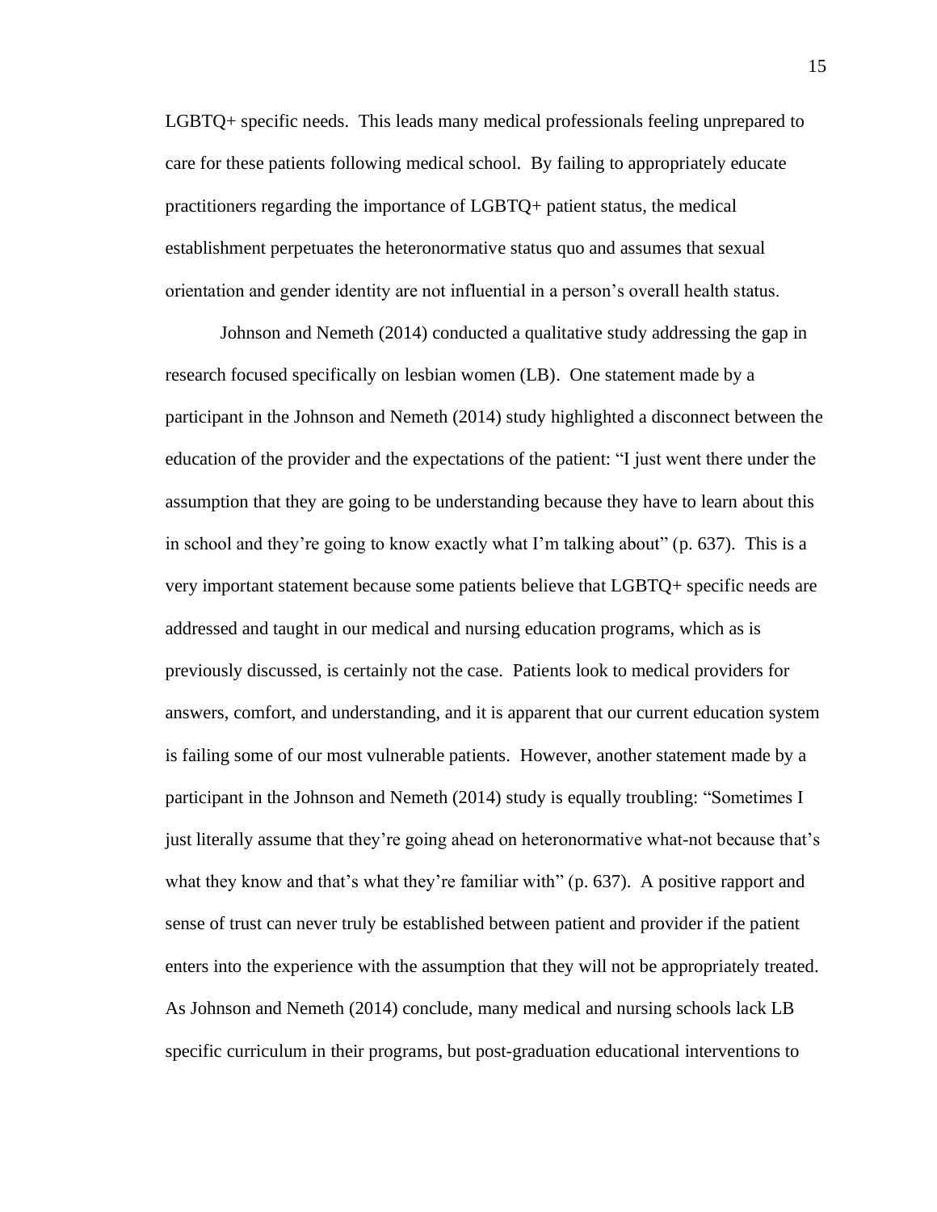LGBTQ+ specific needs. This leads many medical professionals feeling unprepared to care for these patients following medical school. By failing to appropriately educate practitioners regarding the importance of LGBTQ+ patient status, the medical establishment perpetuates the heteronormative status quo and assumes that sexual orientation and gender identity are not influential in a person's overall health status.

Johnson and Nemeth (2014) conducted a qualitative study addressing the gap in research focused specifically on lesbian women (LB). One statement made by a participant in the Johnson and Nemeth (2014) study highlighted a disconnect between the education of the provider and the expectations of the patient: "I just went there under the assumption that they are going to be understanding because they have to learn about this in school and they're going to know exactly what I'm talking about" (p. 637). This is a very important statement because some patients believe that LGBTQ+ specific needs are addressed and taught in our medical and nursing education programs, which as is previously discussed, is certainly not the case. Patients look to medical providers for answers, comfort, and understanding, and it is apparent that our current education system is failing some of our most vulnerable patients. However, another statement made by a participant in the Johnson and Nemeth (2014) study is equally troubling: "Sometimes I just literally assume that they're going ahead on heteronormative what-not because that's what they know and that's what they're familiar with" (p. 637). A positive rapport and sense of trust can never truly be established between patient and provider if the patient enters into the experience with the assumption that they will not be appropriately treated. As Johnson and Nemeth (2014) conclude, many medical and nursing schools lack LB specific curriculum in their programs, but post-graduation educational interventions to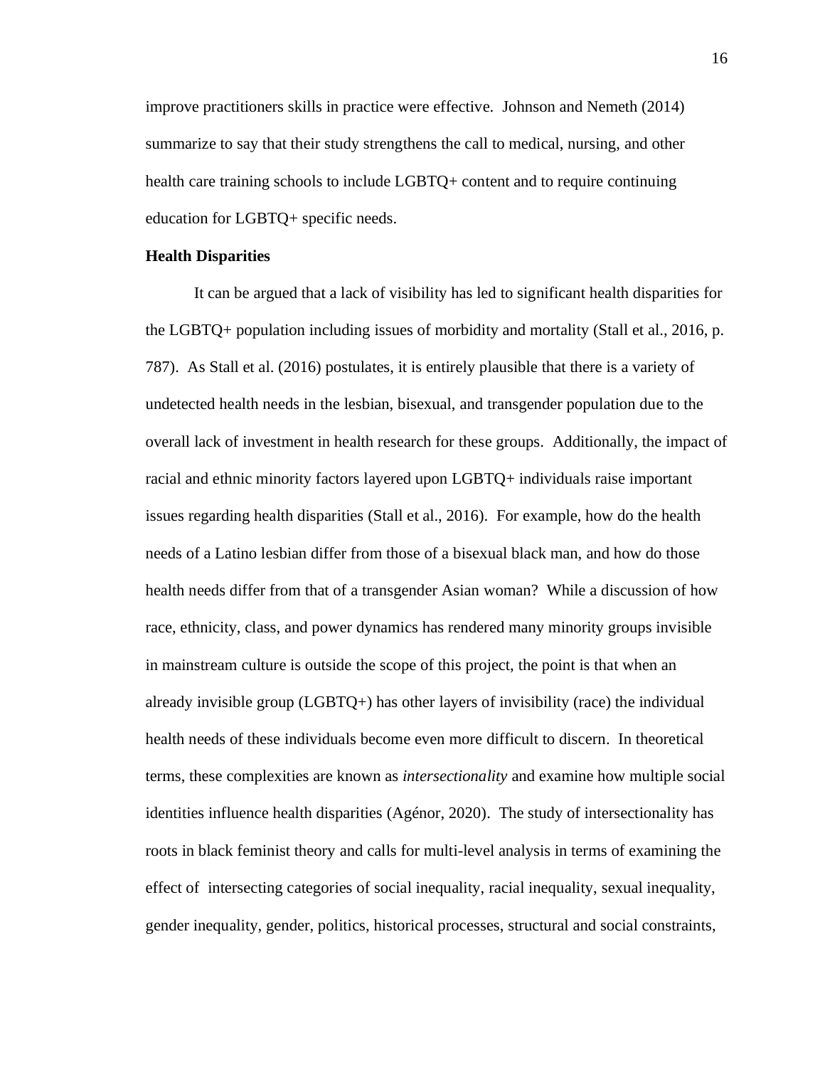improve practitioners skills in practice were effective. Johnson and Nemeth (2014) summarize to say that their study strengthens the call to medical, nursing, and other health care training schools to include LGBTQ+ content and to require continuing education for LGBTQ+ specific needs.

**Health Disparities**

It can be argued that a lack of visibility has led to significant health disparities for the LGBTQ+ population including issues of morbidity and mortality (Stall et al., 2016, p. 787). As Stall et al. (2016) postulates, it is entirely plausible that there is a variety of undetected health needs in the lesbian, bisexual, and transgender population due to the overall lack of investment in health research for these groups. Additionally, the impact of racial and ethnic minority factors layered upon LGBTQ+ individuals raise important issues regarding health disparities (Stall et al., 2016). For example, how do the health needs of a Latino lesbian differ from those of a bisexual black man, and how do those health needs differ from that of a transgender Asian woman? While a discussion of how race, ethnicity, class, and power dynamics has rendered many minority groups invisible in mainstream culture is outside the scope of this project, the point is that when an already invisible group (LGBTQ+) has other layers of invisibility (race) the individual health needs of these individuals become even more difficult to discern. In theoretical terms, these complexities are known as *intersectionality* and examine how multiple social identities influence health disparities (Agénor, 2020). The study of intersectionality has roots in black feminist theory and calls for multi-level analysis in terms of examining the effect of intersecting categories of social inequality, racial inequality, sexual inequality, gender inequality, gender, politics, historical processes, structural and social constraints,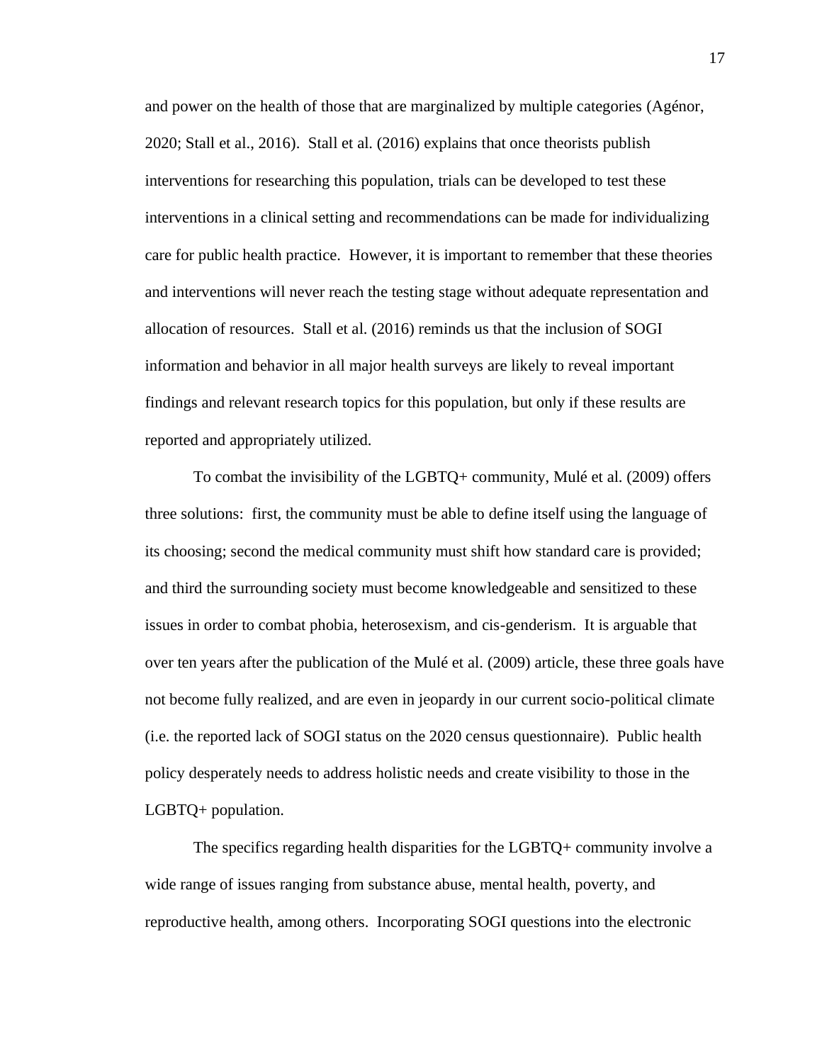and power on the health of those that are marginalized by multiple categories (Agénor, 2020; Stall et al., 2016). Stall et al. (2016) explains that once theorists publish interventions for researching this population, trials can be developed to test these interventions in a clinical setting and recommendations can be made for individualizing care for public health practice. However, it is important to remember that these theories and interventions will never reach the testing stage without adequate representation and allocation of resources. Stall et al. (2016) reminds us that the inclusion of SOGI information and behavior in all major health surveys are likely to reveal important findings and relevant research topics for this population, but only if these results are reported and appropriately utilized.

To combat the invisibility of the LGBTQ+ community, Mulé et al. (2009) offers three solutions: first, the community must be able to define itself using the language of its choosing; second the medical community must shift how standard care is provided; and third the surrounding society must become knowledgeable and sensitized to these issues in order to combat phobia, heterosexism, and cis-genderism. It is arguable that over ten years after the publication of the Mulé et al. (2009) article, these three goals have not become fully realized, and are even in jeopardy in our current socio-political climate (i.e. the reported lack of SOGI status on the 2020 census questionnaire). Public health policy desperately needs to address holistic needs and create visibility to those in the LGBTQ+ population.

The specifics regarding health disparities for the LGBTQ+ community involve a wide range of issues ranging from substance abuse, mental health, poverty, and reproductive health, among others. Incorporating SOGI questions into the electronic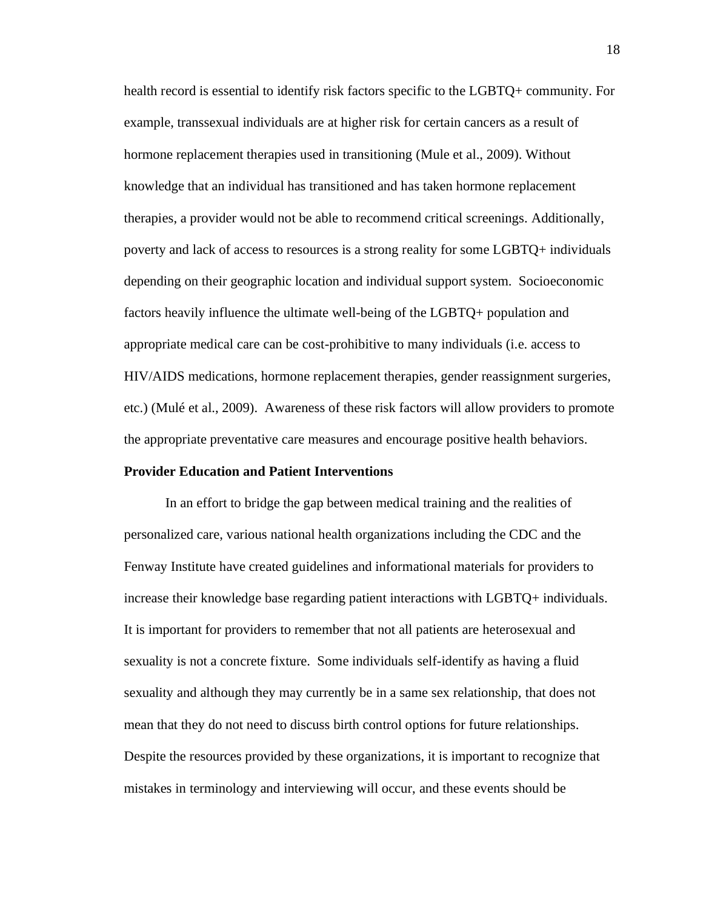health record is essential to identify risk factors specific to the LGBTQ+ community. For example, transsexual individuals are at higher risk for certain cancers as a result of hormone replacement therapies used in transitioning (Mule et al., 2009). Without knowledge that an individual has transitioned and has taken hormone replacement therapies, a provider would not be able to recommend critical screenings. Additionally, poverty and lack of access to resources is a strong reality for some LGBTQ+ individuals depending on their geographic location and individual support system. Socioeconomic factors heavily influence the ultimate well-being of the LGBTQ+ population and appropriate medical care can be cost-prohibitive to many individuals (i.e. access to HIV/AIDS medications, hormone replacement therapies, gender reassignment surgeries, etc.) (Mulé et al., 2009). Awareness of these risk factors will allow providers to promote the appropriate preventative care measures and encourage positive health behaviors.

**Provider Education and Patient Interventions**

In an effort to bridge the gap between medical training and the realities of personalized care, various national health organizations including the CDC and the Fenway Institute have created guidelines and informational materials for providers to increase their knowledge base regarding patient interactions with LGBTQ+ individuals. It is important for providers to remember that not all patients are heterosexual and sexuality is not a concrete fixture. Some individuals self-identify as having a fluid sexuality and although they may currently be in a same sex relationship, that does not mean that they do not need to discuss birth control options for future relationships. Despite the resources provided by these organizations, it is important to recognize that mistakes in terminology and interviewing will occur, and these events should be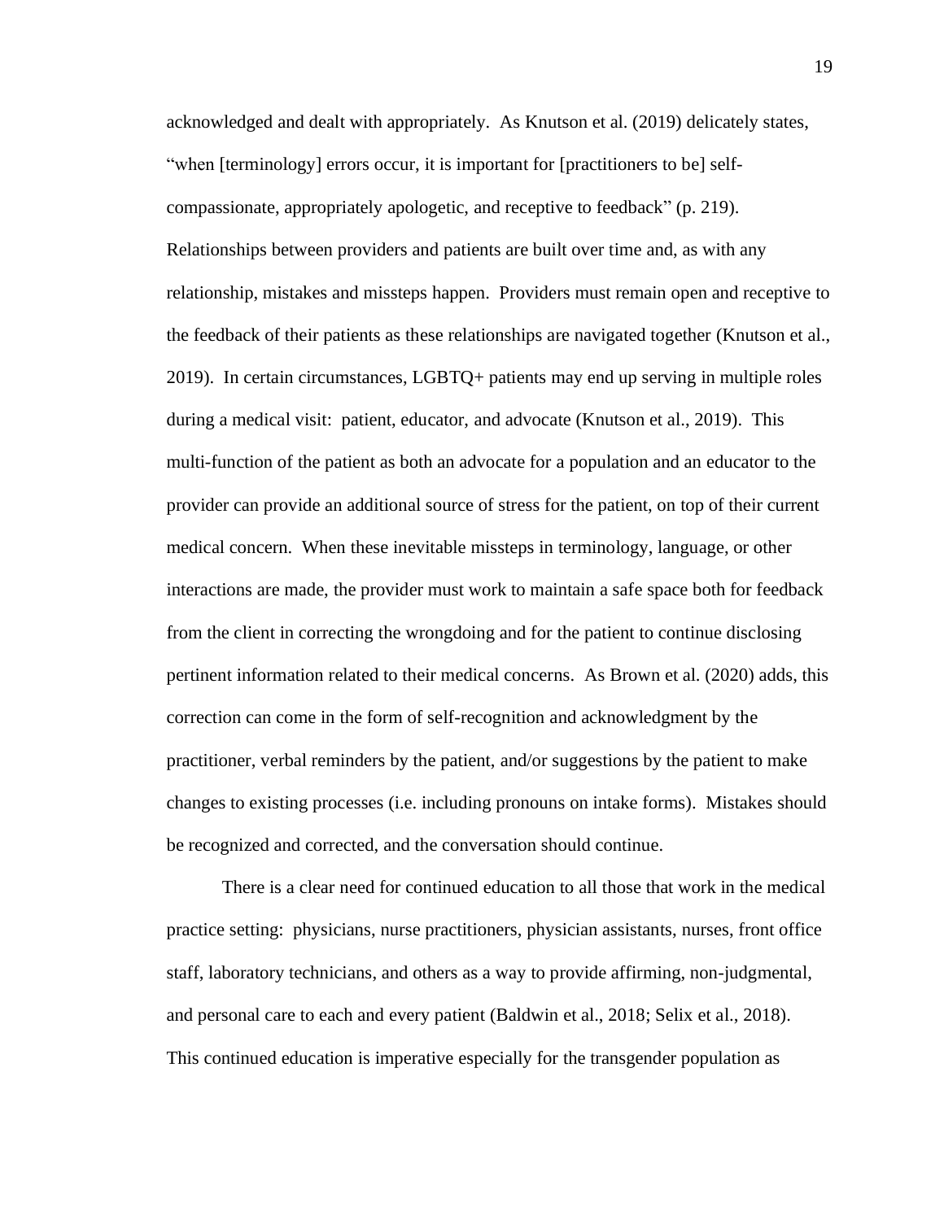acknowledged and dealt with appropriately. As Knutson et al. (2019) delicately states, “when [terminology] errors occur, it is important for [practitioners to be] self-compassionate, appropriately apologetic, and receptive to feedback” (p. 219). Relationships between providers and patients are built over time and, as with any relationship, mistakes and missteps happen. Providers must remain open and receptive to the feedback of their patients as these relationships are navigated together (Knutson et al., 2019). In certain circumstances, LGBTQ+ patients may end up serving in multiple roles during a medical visit: patient, educator, and advocate (Knutson et al., 2019). This multi-function of the patient as both an advocate for a population and an educator to the provider can provide an additional source of stress for the patient, on top of their current medical concern. When these inevitable missteps in terminology, language, or other interactions are made, the provider must work to maintain a safe space both for feedback from the client in correcting the wrongdoing and for the patient to continue disclosing pertinent information related to their medical concerns. As Brown et al. (2020) adds, this correction can come in the form of self-recognition and acknowledgment by the practitioner, verbal reminders by the patient, and/or suggestions by the patient to make changes to existing processes (i.e. including pronouns on intake forms). Mistakes should be recognized and corrected, and the conversation should continue.

There is a clear need for continued education to all those that work in the medical practice setting: physicians, nurse practitioners, physician assistants, nurses, front office staff, laboratory technicians, and others as a way to provide affirming, non-judgmental, and personal care to each and every patient (Baldwin et al., 2018; Selix et al., 2018). This continued education is imperative especially for the transgender population as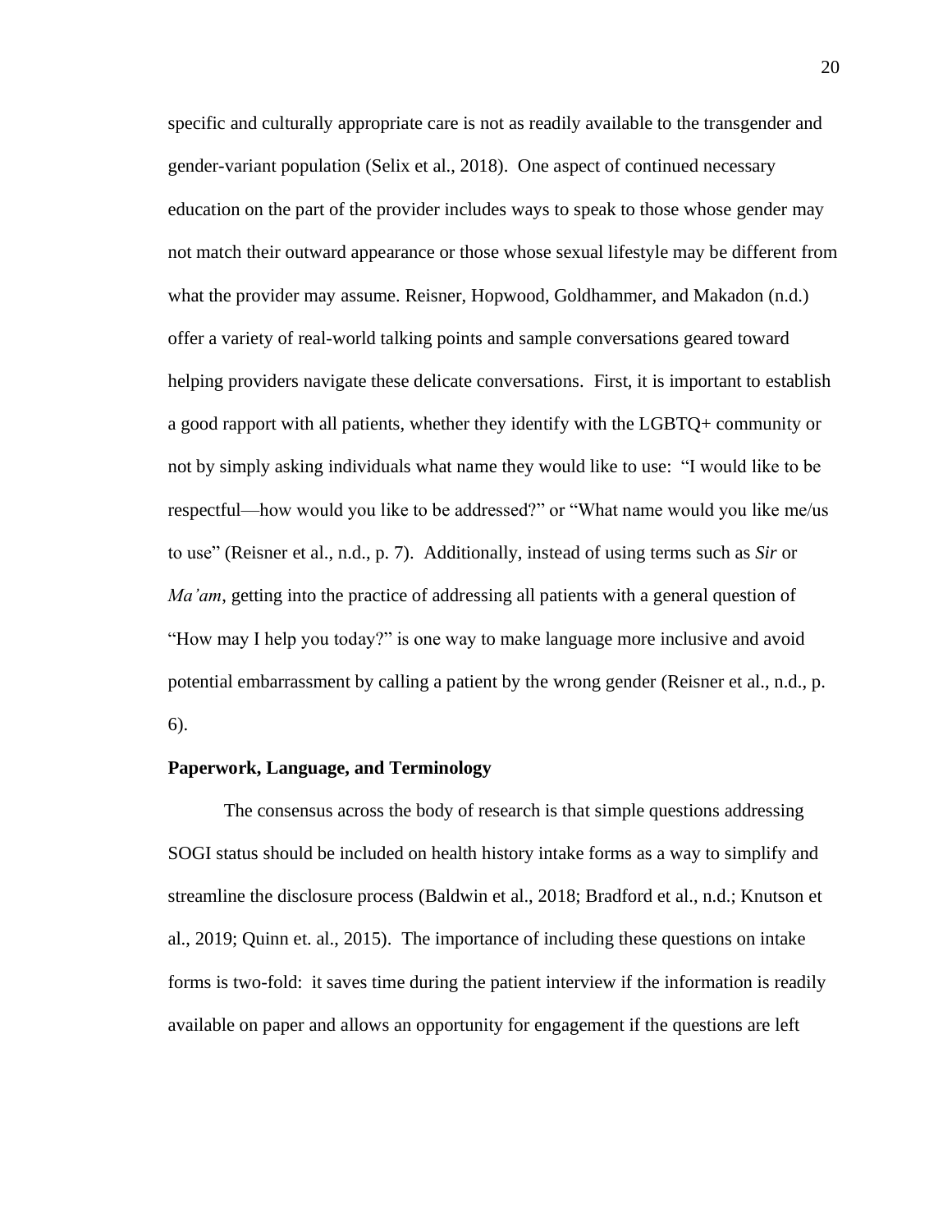specific and culturally appropriate care is not as readily available to the transgender and gender-variant population (Selix et al., 2018). One aspect of continued necessary education on the part of the provider includes ways to speak to those whose gender may not match their outward appearance or those whose sexual lifestyle may be different from what the provider may assume. Reisner, Hopwood, Goldhammer, and Makadon (n.d.) offer a variety of real-world talking points and sample conversations geared toward helping providers navigate these delicate conversations. First, it is important to establish a good rapport with all patients, whether they identify with the LGBTQ+ community or not by simply asking individuals what name they would like to use: "I would like to be respectful—how would you like to be addressed?" or "What name would you like me/us to use" (Reisner et al., n.d., p. 7). Additionally, instead of using terms such as *Sir* or *Ma'am*, getting into the practice of addressing all patients with a general question of "How may I help you today?" is one way to make language more inclusive and avoid potential embarrassment by calling a patient by the wrong gender (Reisner et al., n.d., p. 6).

**Paperwork, Language, and Terminology**

The consensus across the body of research is that simple questions addressing SOGI status should be included on health history intake forms as a way to simplify and streamline the disclosure process (Baldwin et al., 2018; Bradford et al., n.d.; Knutson et al., 2019; Quinn et. al., 2015). The importance of including these questions on intake forms is two-fold: it saves time during the patient interview if the information is readily available on paper and allows an opportunity for engagement if the questions are left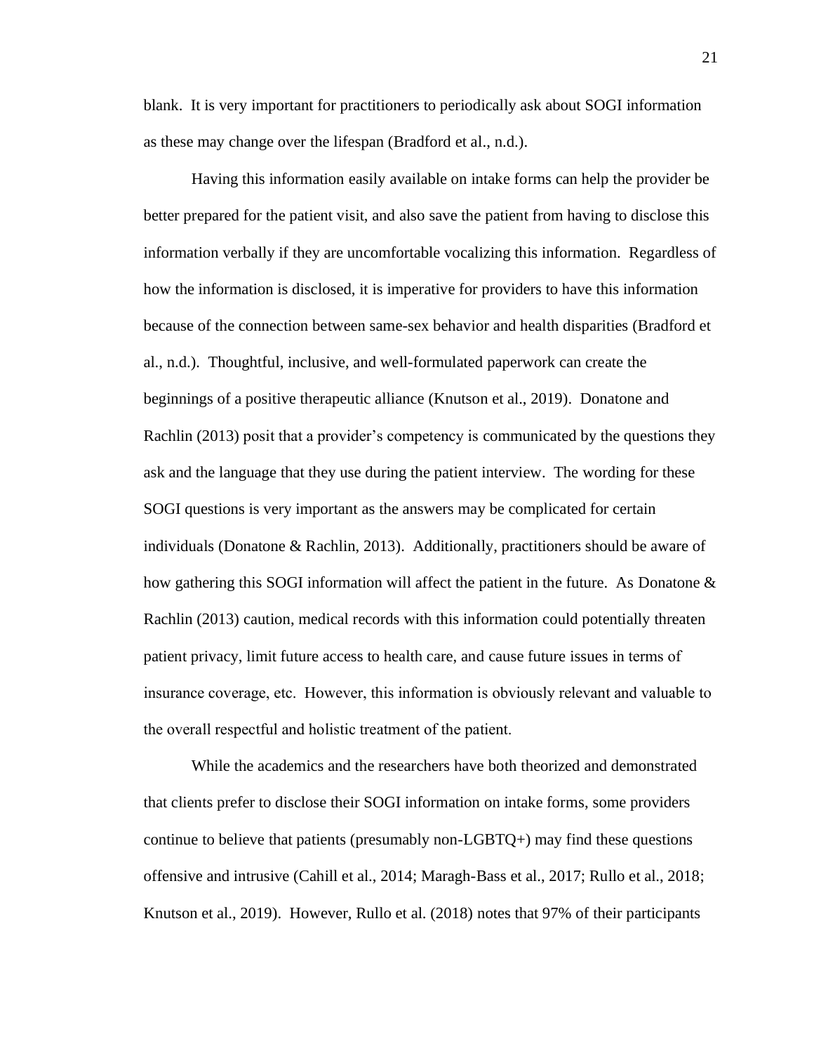blank. It is very important for practitioners to periodically ask about SOGI information as these may change over the lifespan (Bradford et al., n.d.).

Having this information easily available on intake forms can help the provider be better prepared for the patient visit, and also save the patient from having to disclose this information verbally if they are uncomfortable vocalizing this information. Regardless of how the information is disclosed, it is imperative for providers to have this information because of the connection between same-sex behavior and health disparities (Bradford et al., n.d.). Thoughtful, inclusive, and well-formulated paperwork can create the beginnings of a positive therapeutic alliance (Knutson et al., 2019). Donatone and Rachlin (2013) posit that a provider's competency is communicated by the questions they ask and the language that they use during the patient interview. The wording for these SOGI questions is very important as the answers may be complicated for certain individuals (Donatone & Rachlin, 2013). Additionally, practitioners should be aware of how gathering this SOGI information will affect the patient in the future. As Donatone & Rachlin (2013) caution, medical records with this information could potentially threaten patient privacy, limit future access to health care, and cause future issues in terms of insurance coverage, etc. However, this information is obviously relevant and valuable to the overall respectful and holistic treatment of the patient.

While the academics and the researchers have both theorized and demonstrated that clients prefer to disclose their SOGI information on intake forms, some providers continue to believe that patients (presumably non-LGBTQ+) may find these questions offensive and intrusive (Cahill et al., 2014; Maragh-Bass et al., 2017; Rullo et al., 2018; Knutson et al., 2019). However, Rullo et al. (2018) notes that 97% of their participants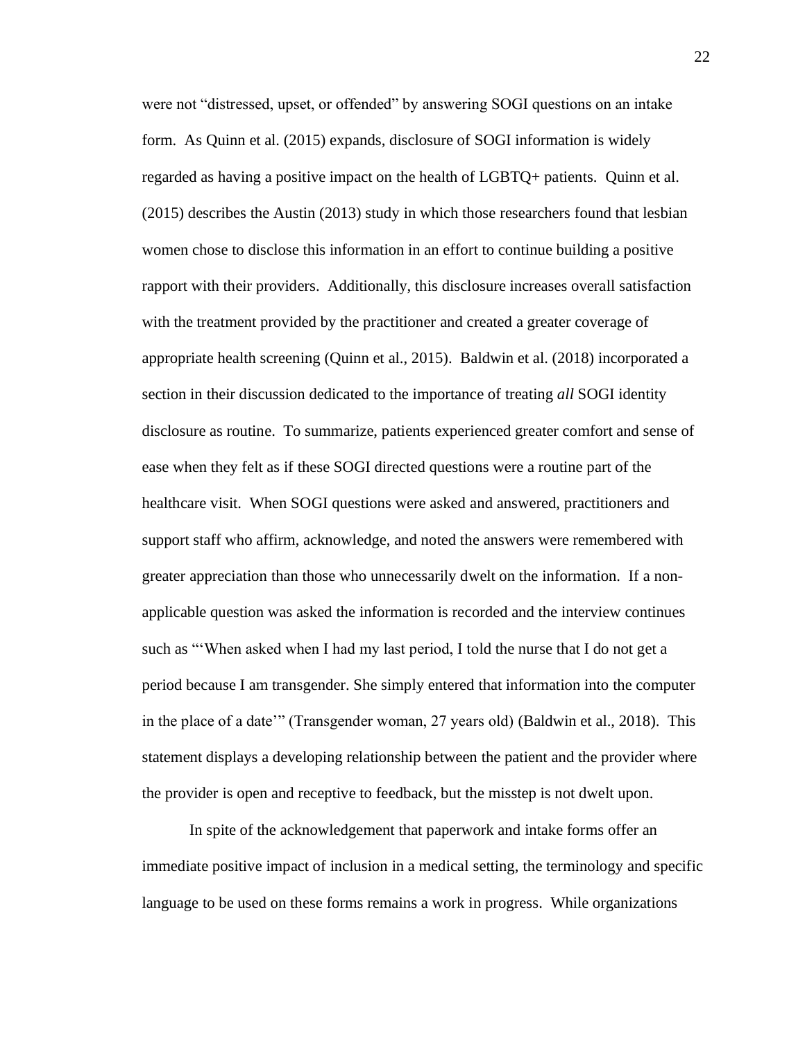were not “distressed, upset, or offended” by answering SOGI questions on an intake form. As Quinn et al. (2015) expands, disclosure of SOGI information is widely regarded as having a positive impact on the health of LGBTQ+ patients. Quinn et al. (2015) describes the Austin (2013) study in which those researchers found that lesbian women chose to disclose this information in an effort to continue building a positive rapport with their providers. Additionally, this disclosure increases overall satisfaction with the treatment provided by the practitioner and created a greater coverage of appropriate health screening (Quinn et al., 2015). Baldwin et al. (2018) incorporated a section in their discussion dedicated to the importance of treating *all* SOGI identity disclosure as routine. To summarize, patients experienced greater comfort and sense of ease when they felt as if these SOGI directed questions were a routine part of the healthcare visit. When SOGI questions were asked and answered, practitioners and support staff who affirm, acknowledge, and noted the answers were remembered with greater appreciation than those who unnecessarily dwelt on the information. If a non-applicable question was asked the information is recorded and the interview continues such as “‘When asked when I had my last period, I told the nurse that I do not get a period because I am transgender. She simply entered that information into the computer in the place of a date’” (Transgender woman, 27 years old) (Baldwin et al., 2018). This statement displays a developing relationship between the patient and the provider where the provider is open and receptive to feedback, but the misstep is not dwelt upon.

In spite of the acknowledgement that paperwork and intake forms offer an immediate positive impact of inclusion in a medical setting, the terminology and specific language to be used on these forms remains a work in progress. While organizations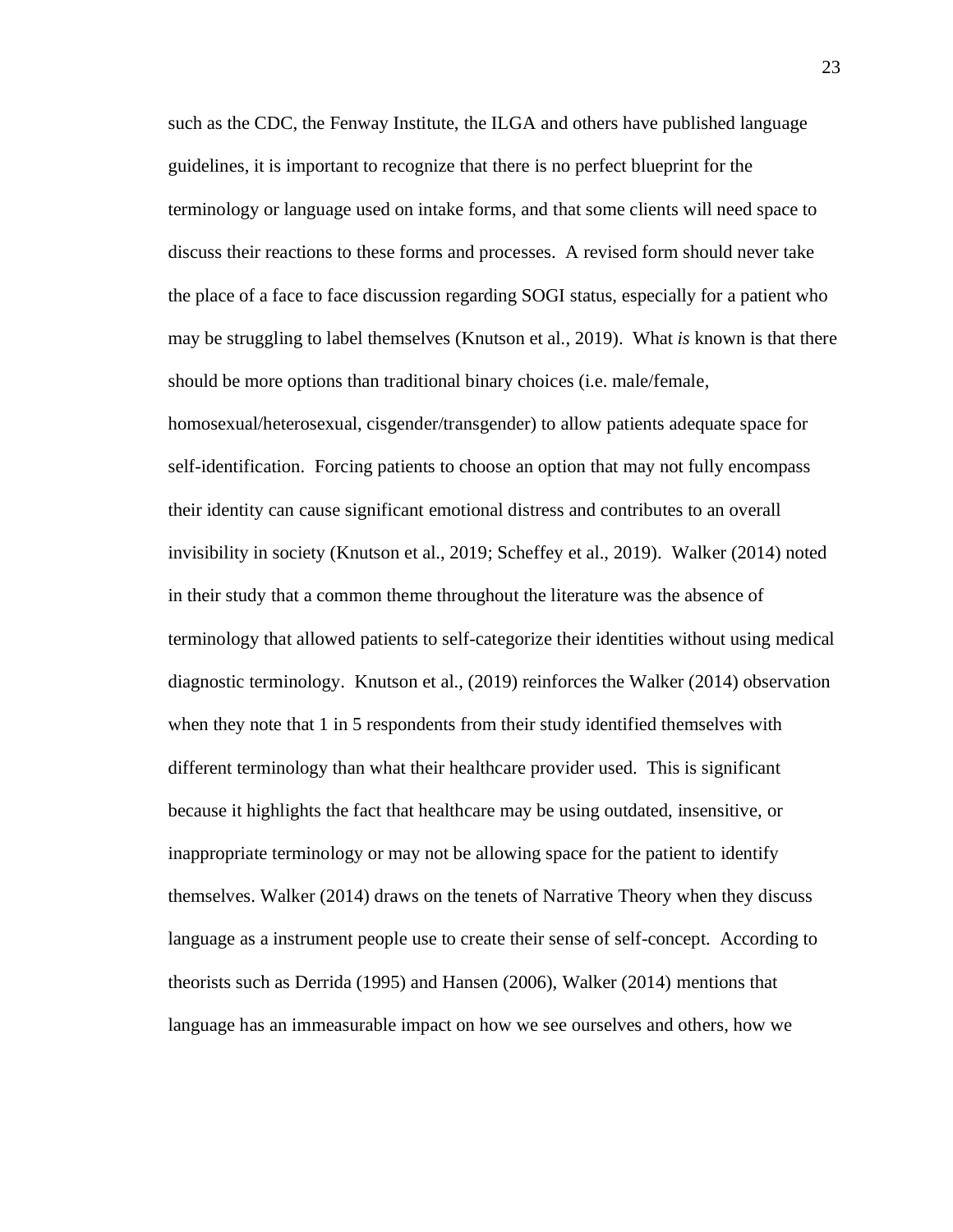such as the CDC, the Fenway Institute, the ILGA and others have published language guidelines, it is important to recognize that there is no perfect blueprint for the terminology or language used on intake forms, and that some clients will need space to discuss their reactions to these forms and processes. A revised form should never take the place of a face to face discussion regarding SOGI status, especially for a patient who may be struggling to label themselves (Knutson et al., 2019). What *is* known is that there should be more options than traditional binary choices (i.e. male/female, homosexual/heterosexual, cisgender/transgender) to allow patients adequate space for self-identification. Forcing patients to choose an option that may not fully encompass their identity can cause significant emotional distress and contributes to an overall invisibility in society (Knutson et al., 2019; Scheffey et al., 2019). Walker (2014) noted in their study that a common theme throughout the literature was the absence of terminology that allowed patients to self-categorize their identities without using medical diagnostic terminology. Knutson et al., (2019) reinforces the Walker (2014) observation when they note that 1 in 5 respondents from their study identified themselves with different terminology than what their healthcare provider used. This is significant because it highlights the fact that healthcare may be using outdated, insensitive, or inappropriate terminology or may not be allowing space for the patient to identify themselves. Walker (2014) draws on the tenets of Narrative Theory when they discuss language as a instrument people use to create their sense of self-concept. According to theorists such as Derrida (1995) and Hansen (2006), Walker (2014) mentions that language has an immeasurable impact on how we see ourselves and others, how we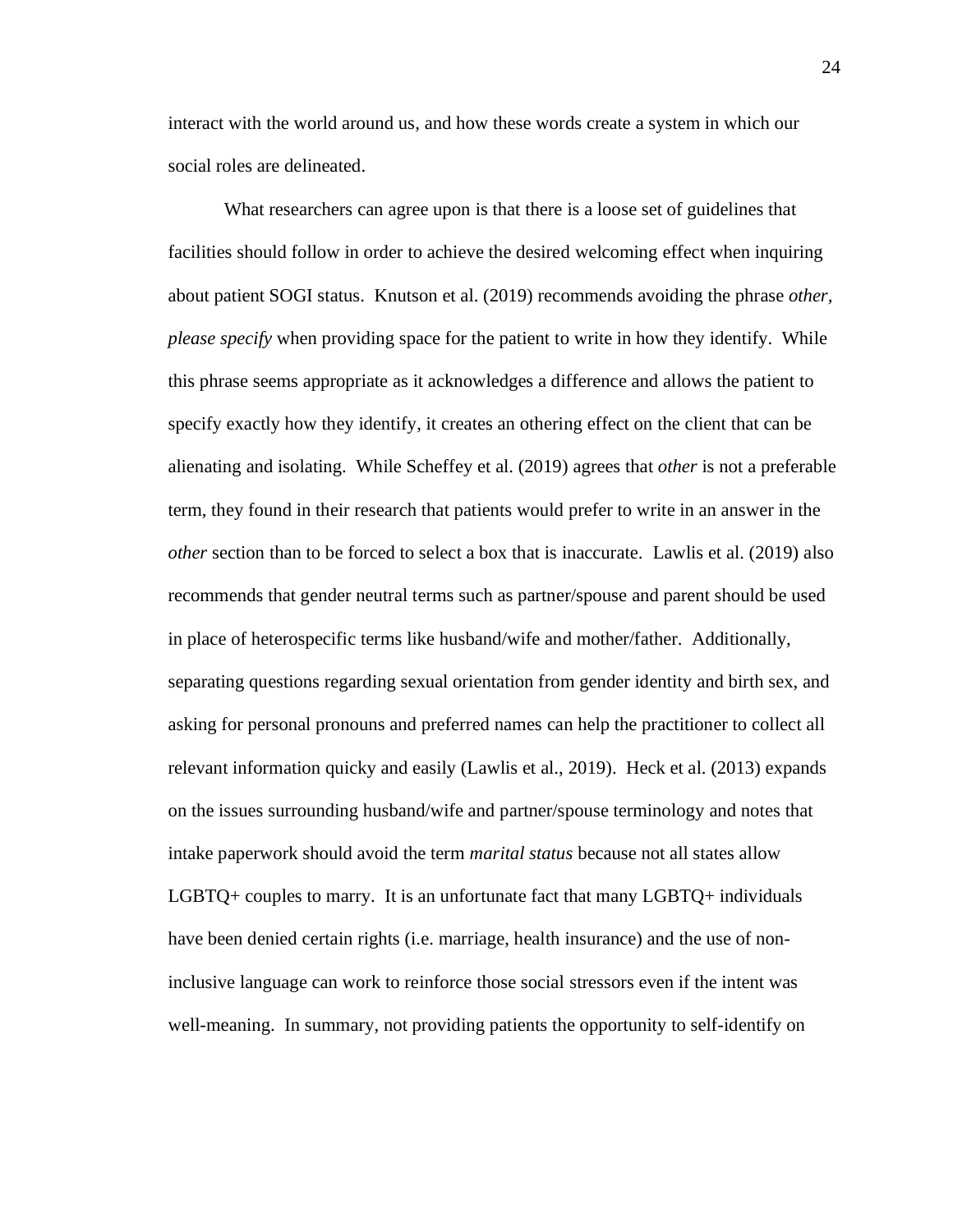interact with the world around us, and how these words create a system in which our social roles are delineated.

What researchers can agree upon is that there is a loose set of guidelines that facilities should follow in order to achieve the desired welcoming effect when inquiring about patient SOGI status. Knutson et al. (2019) recommends avoiding the phrase *other, please specify* when providing space for the patient to write in how they identify. While this phrase seems appropriate as it acknowledges a difference and allows the patient to specify exactly how they identify, it creates an othering effect on the client that can be alienating and isolating. While Scheffey et al. (2019) agrees that *other* is not a preferable term, they found in their research that patients would prefer to write in an answer in the *other* section than to be forced to select a box that is inaccurate. Lawlis et al. (2019) also recommends that gender neutral terms such as partner/spouse and parent should be used in place of heterospecific terms like husband/wife and mother/father. Additionally, separating questions regarding sexual orientation from gender identity and birth sex, and asking for personal pronouns and preferred names can help the practitioner to collect all relevant information quicky and easily (Lawlis et al., 2019). Heck et al. (2013) expands on the issues surrounding husband/wife and partner/spouse terminology and notes that intake paperwork should avoid the term *marital status* because not all states allow LGBTQ+ couples to marry. It is an unfortunate fact that many LGBTQ+ individuals have been denied certain rights (i.e. marriage, health insurance) and the use of non-inclusive language can work to reinforce those social stressors even if the intent was well-meaning. In summary, not providing patients the opportunity to self-identify on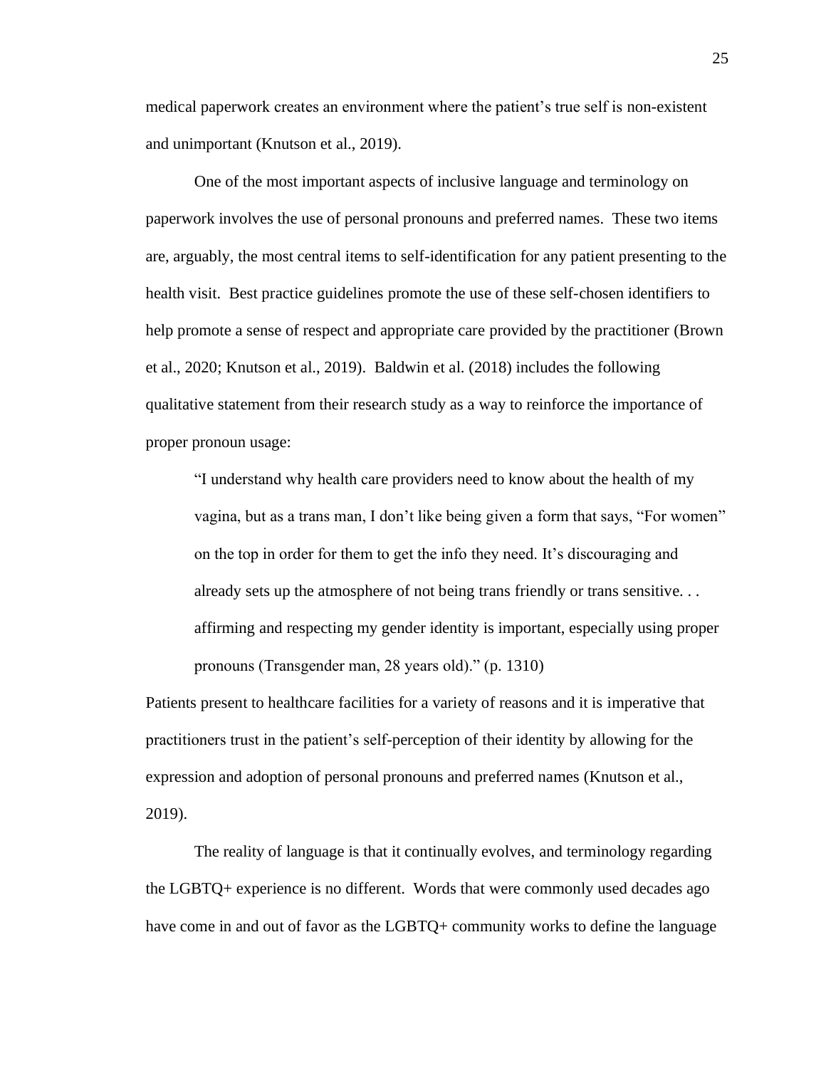medical paperwork creates an environment where the patient's true self is non-existent and unimportant (Knutson et al., 2019).

One of the most important aspects of inclusive language and terminology on paperwork involves the use of personal pronouns and preferred names. These two items are, arguably, the most central items to self-identification for any patient presenting to the health visit. Best practice guidelines promote the use of these self-chosen identifiers to help promote a sense of respect and appropriate care provided by the practitioner (Brown et al., 2020; Knutson et al., 2019). Baldwin et al. (2018) includes the following qualitative statement from their research study as a way to reinforce the importance of proper pronoun usage:

> "I understand why health care providers need to know about the health of my vagina, but as a trans man, I don't like being given a form that says, "For women" on the top in order for them to get the info they need. It's discouraging and already sets up the atmosphere of not being trans friendly or trans sensitive. . . affirming and respecting my gender identity is important, especially using proper pronouns (Transgender man, 28 years old)." (p. 1310)

Patients present to healthcare facilities for a variety of reasons and it is imperative that practitioners trust in the patient's self-perception of their identity by allowing for the expression and adoption of personal pronouns and preferred names (Knutson et al., 2019).

The reality of language is that it continually evolves, and terminology regarding the LGBTQ+ experience is no different. Words that were commonly used decades ago have come in and out of favor as the LGBTQ+ community works to define the language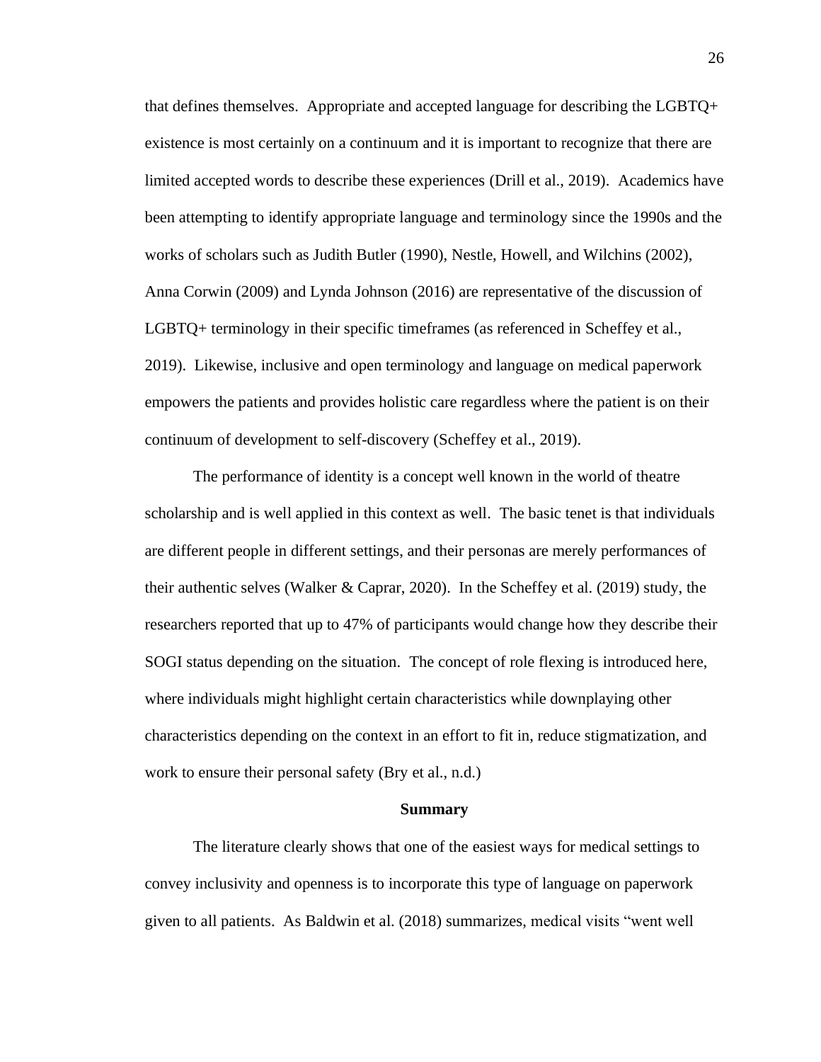that defines themselves. Appropriate and accepted language for describing the LGBTQ+ existence is most certainly on a continuum and it is important to recognize that there are limited accepted words to describe these experiences (Drill et al., 2019). Academics have been attempting to identify appropriate language and terminology since the 1990s and the works of scholars such as Judith Butler (1990), Nestle, Howell, and Wilchins (2002), Anna Corwin (2009) and Lynda Johnson (2016) are representative of the discussion of LGBTQ+ terminology in their specific timeframes (as referenced in Scheffey et al., 2019). Likewise, inclusive and open terminology and language on medical paperwork empowers the patients and provides holistic care regardless where the patient is on their continuum of development to self-discovery (Scheffey et al., 2019).

The performance of identity is a concept well known in the world of theatre scholarship and is well applied in this context as well. The basic tenet is that individuals are different people in different settings, and their personas are merely performances of their authentic selves (Walker & Caprar, 2020). In the Scheffey et al. (2019) study, the researchers reported that up to 47% of participants would change how they describe their SOGI status depending on the situation. The concept of role flexing is introduced here, where individuals might highlight certain characteristics while downplaying other characteristics depending on the context in an effort to fit in, reduce stigmatization, and work to ensure their personal safety (Bry et al., n.d.)

## Summary

The literature clearly shows that one of the easiest ways for medical settings to convey inclusivity and openness is to incorporate this type of language on paperwork given to all patients. As Baldwin et al. (2018) summarizes, medical visits "went well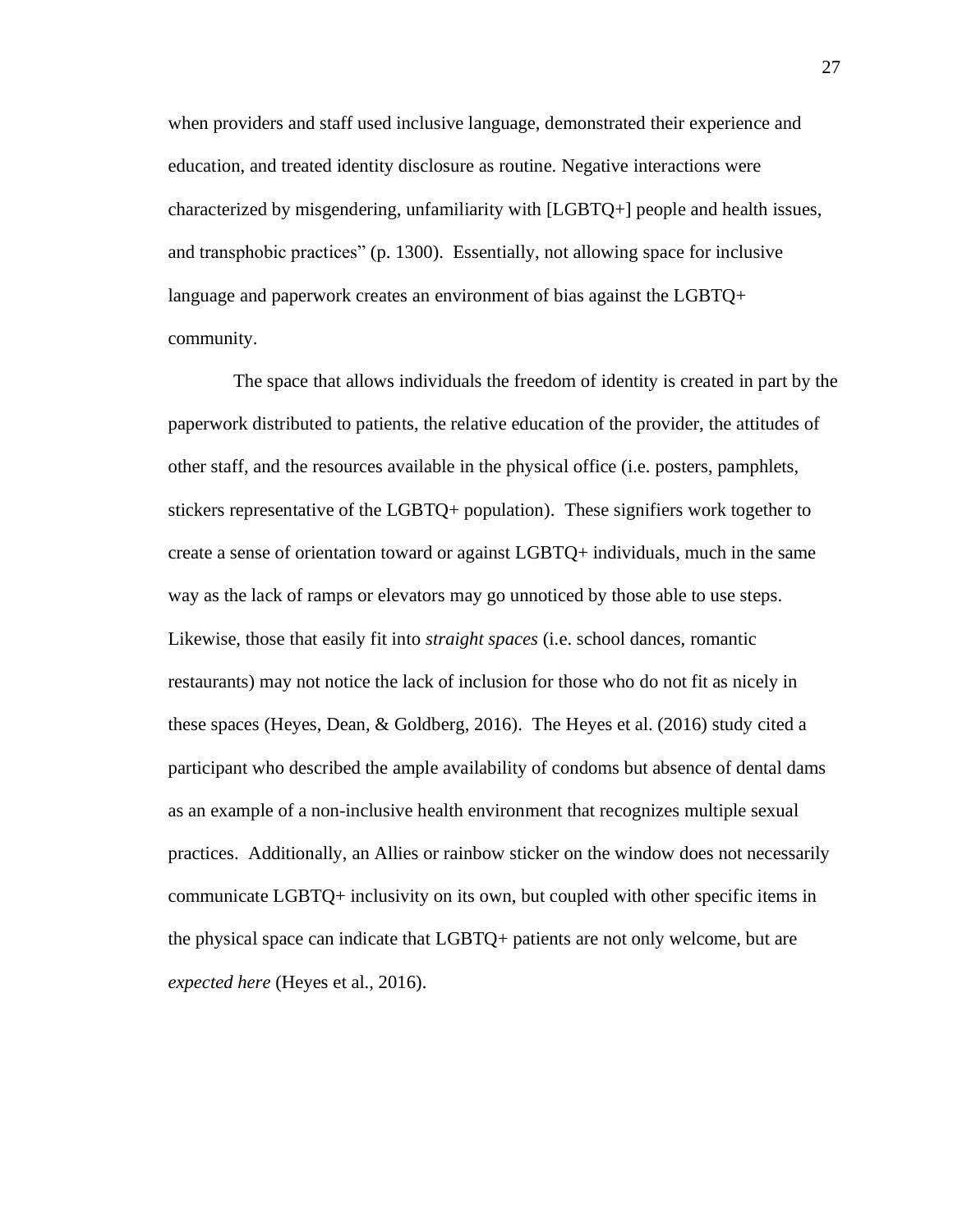when providers and staff used inclusive language, demonstrated their experience and education, and treated identity disclosure as routine. Negative interactions were characterized by misgendering, unfamiliarity with [LGBTQ+] people and health issues, and transphobic practices" (p. 1300). Essentially, not allowing space for inclusive language and paperwork creates an environment of bias against the LGBTQ+ community.

The space that allows individuals the freedom of identity is created in part by the paperwork distributed to patients, the relative education of the provider, the attitudes of other staff, and the resources available in the physical office (i.e. posters, pamphlets, stickers representative of the LGBTQ+ population). These signifiers work together to create a sense of orientation toward or against LGBTQ+ individuals, much in the same way as the lack of ramps or elevators may go unnoticed by those able to use steps. Likewise, those that easily fit into *straight spaces* (i.e. school dances, romantic restaurants) may not notice the lack of inclusion for those who do not fit as nicely in these spaces (Heyes, Dean, & Goldberg, 2016). The Heyes et al. (2016) study cited a participant who described the ample availability of condoms but absence of dental dams as an example of a non-inclusive health environment that recognizes multiple sexual practices. Additionally, an Allies or rainbow sticker on the window does not necessarily communicate LGBTQ+ inclusivity on its own, but coupled with other specific items in the physical space can indicate that LGBTQ+ patients are not only welcome, but are *expected here* (Heyes et al., 2016).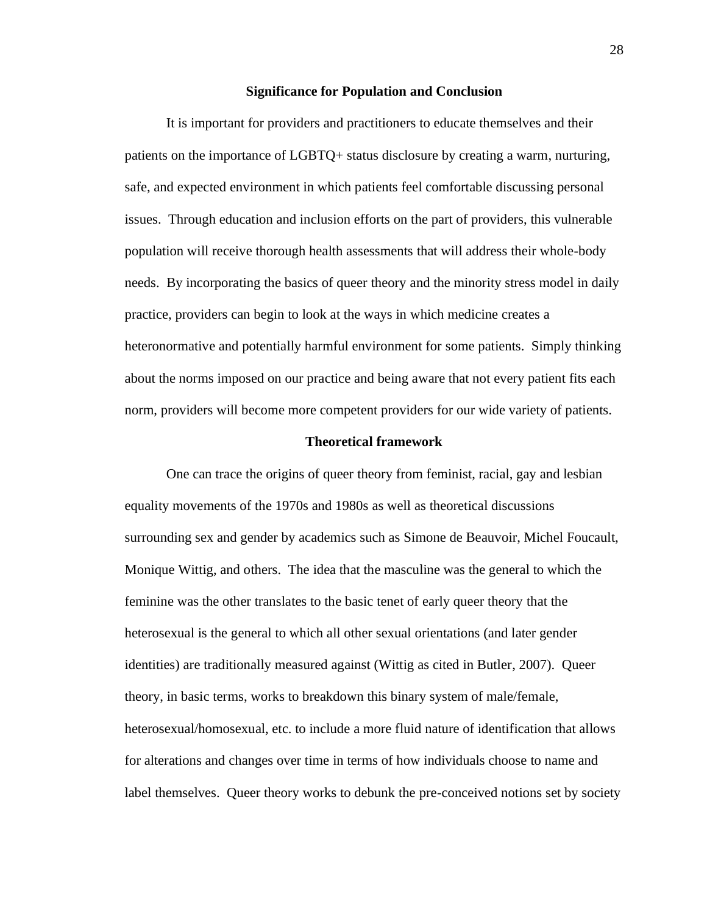## Significance for Population and Conclusion

It is important for providers and practitioners to educate themselves and their patients on the importance of LGBTQ+ status disclosure by creating a warm, nurturing, safe, and expected environment in which patients feel comfortable discussing personal issues. Through education and inclusion efforts on the part of providers, this vulnerable population will receive thorough health assessments that will address their whole-body needs. By incorporating the basics of queer theory and the minority stress model in daily practice, providers can begin to look at the ways in which medicine creates a heteronormative and potentially harmful environment for some patients. Simply thinking about the norms imposed on our practice and being aware that not every patient fits each norm, providers will become more competent providers for our wide variety of patients.

## Theoretical framework

One can trace the origins of queer theory from feminist, racial, gay and lesbian equality movements of the 1970s and 1980s as well as theoretical discussions surrounding sex and gender by academics such as Simone de Beauvoir, Michel Foucault, Monique Wittig, and others. The idea that the masculine was the general to which the feminine was the other translates to the basic tenet of early queer theory that the heterosexual is the general to which all other sexual orientations (and later gender identities) are traditionally measured against (Wittig as cited in Butler, 2007). Queer theory, in basic terms, works to breakdown this binary system of male/female, heterosexual/homosexual, etc. to include a more fluid nature of identification that allows for alterations and changes over time in terms of how individuals choose to name and label themselves. Queer theory works to debunk the pre-conceived notions set by society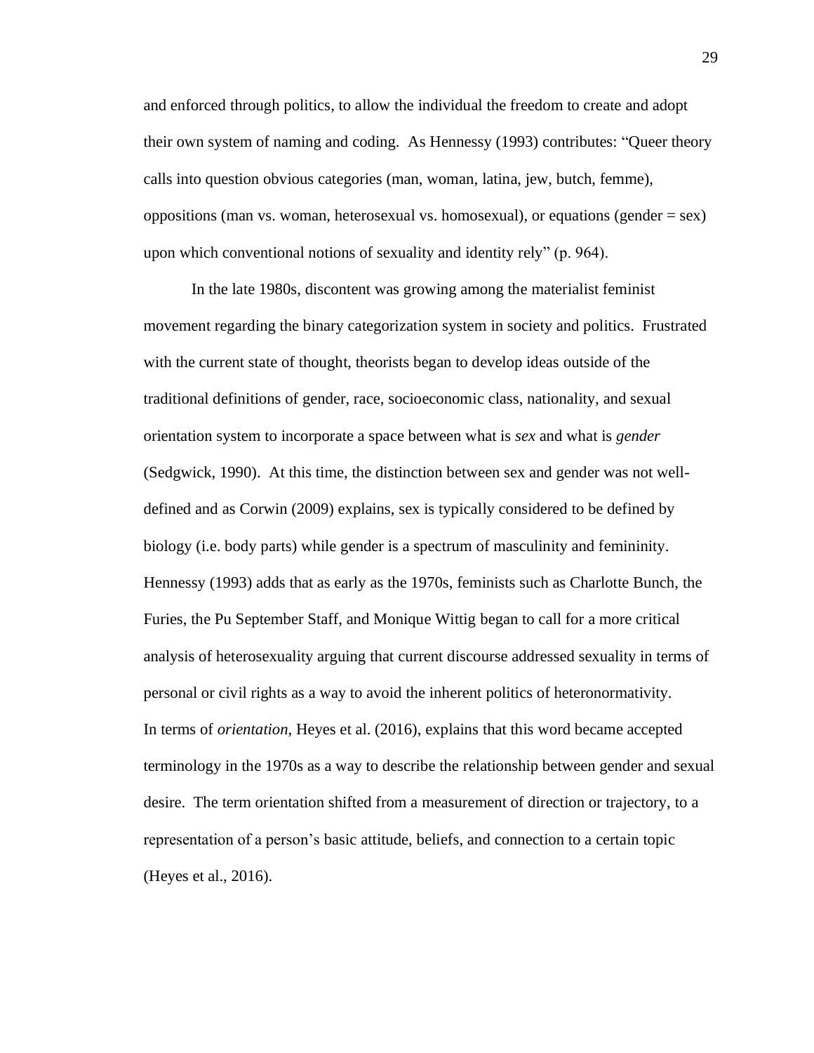and enforced through politics, to allow the individual the freedom to create and adopt their own system of naming and coding. As Hennessy (1993) contributes: "Queer theory calls into question obvious categories (man, woman, latina, jew, butch, femme), oppositions (man vs. woman, heterosexual vs. homosexual), or equations (gender = sex) upon which conventional notions of sexuality and identity rely" (p. 964).

In the late 1980s, discontent was growing among the materialist feminist movement regarding the binary categorization system in society and politics. Frustrated with the current state of thought, theorists began to develop ideas outside of the traditional definitions of gender, race, socioeconomic class, nationality, and sexual orientation system to incorporate a space between what is *sex* and what is *gender* (Sedgwick, 1990). At this time, the distinction between sex and gender was not well-defined and as Corwin (2009) explains, sex is typically considered to be defined by biology (i.e. body parts) while gender is a spectrum of masculinity and femininity. Hennessy (1993) adds that as early as the 1970s, feminists such as Charlotte Bunch, the Furies, the Pu September Staff, and Monique Wittig began to call for a more critical analysis of heterosexuality arguing that current discourse addressed sexuality in terms of personal or civil rights as a way to avoid the inherent politics of heteronormativity. In terms of *orientation*, Heyes et al. (2016), explains that this word became accepted terminology in the 1970s as a way to describe the relationship between gender and sexual desire. The term orientation shifted from a measurement of direction or trajectory, to a representation of a person's basic attitude, beliefs, and connection to a certain topic (Heyes et al., 2016).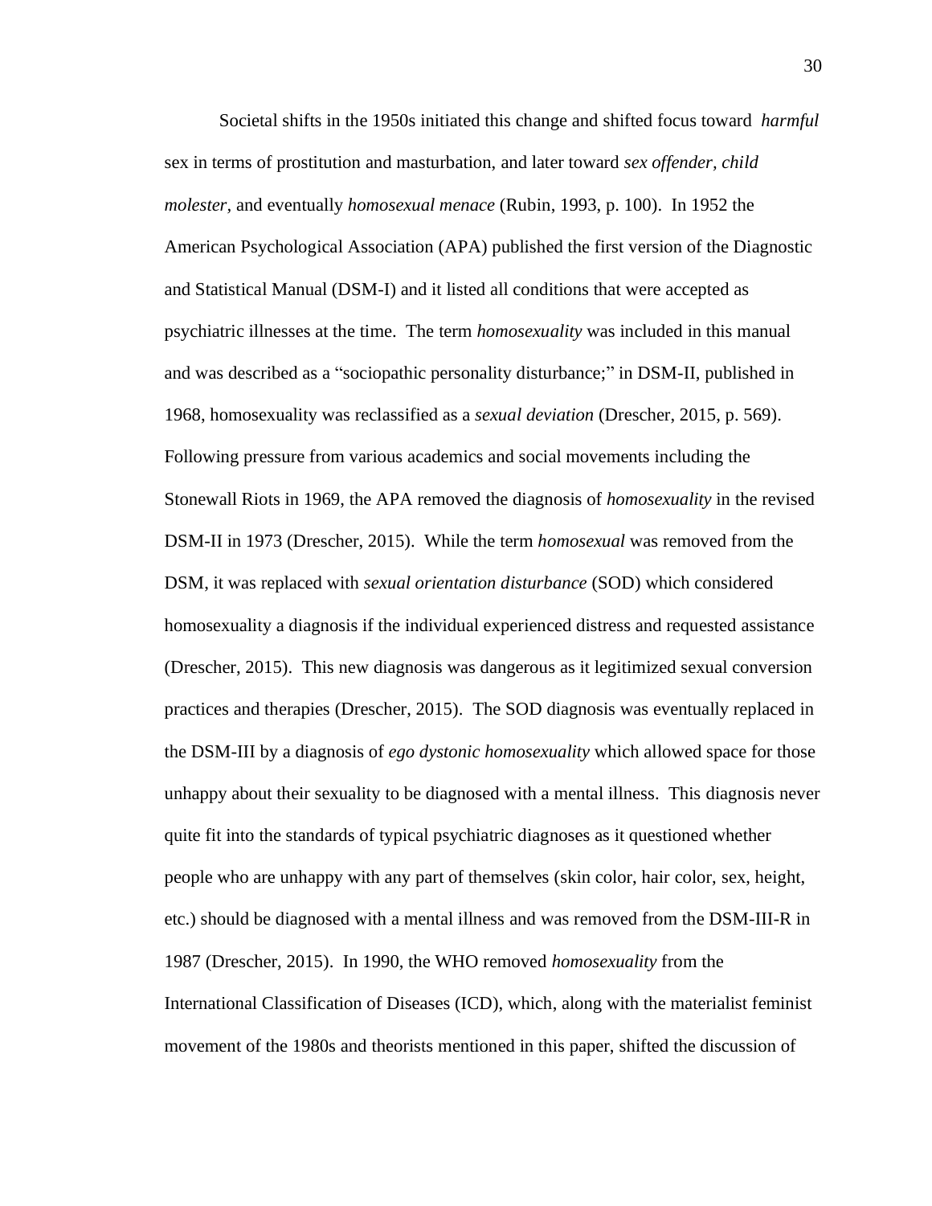Societal shifts in the 1950s initiated this change and shifted focus toward *harmful* sex in terms of prostitution and masturbation, and later toward *sex offender*, *child molester*, and eventually *homosexual menace* (Rubin, 1993, p. 100). In 1952 the American Psychological Association (APA) published the first version of the Diagnostic and Statistical Manual (DSM-I) and it listed all conditions that were accepted as psychiatric illnesses at the time. The term *homosexuality* was included in this manual and was described as a "sociopathic personality disturbance;" in DSM-II, published in 1968, homosexuality was reclassified as a *sexual deviation* (Drescher, 2015, p. 569). Following pressure from various academics and social movements including the Stonewall Riots in 1969, the APA removed the diagnosis of *homosexuality* in the revised DSM-II in 1973 (Drescher, 2015). While the term *homosexual* was removed from the DSM, it was replaced with *sexual orientation disturbance* (SOD) which considered homosexuality a diagnosis if the individual experienced distress and requested assistance (Drescher, 2015). This new diagnosis was dangerous as it legitimized sexual conversion practices and therapies (Drescher, 2015). The SOD diagnosis was eventually replaced in the DSM-III by a diagnosis of *ego dystonic homosexuality* which allowed space for those unhappy about their sexuality to be diagnosed with a mental illness. This diagnosis never quite fit into the standards of typical psychiatric diagnoses as it questioned whether people who are unhappy with any part of themselves (skin color, hair color, sex, height, etc.) should be diagnosed with a mental illness and was removed from the DSM-III-R in 1987 (Drescher, 2015). In 1990, the WHO removed *homosexuality* from the International Classification of Diseases (ICD), which, along with the materialist feminist movement of the 1980s and theorists mentioned in this paper, shifted the discussion of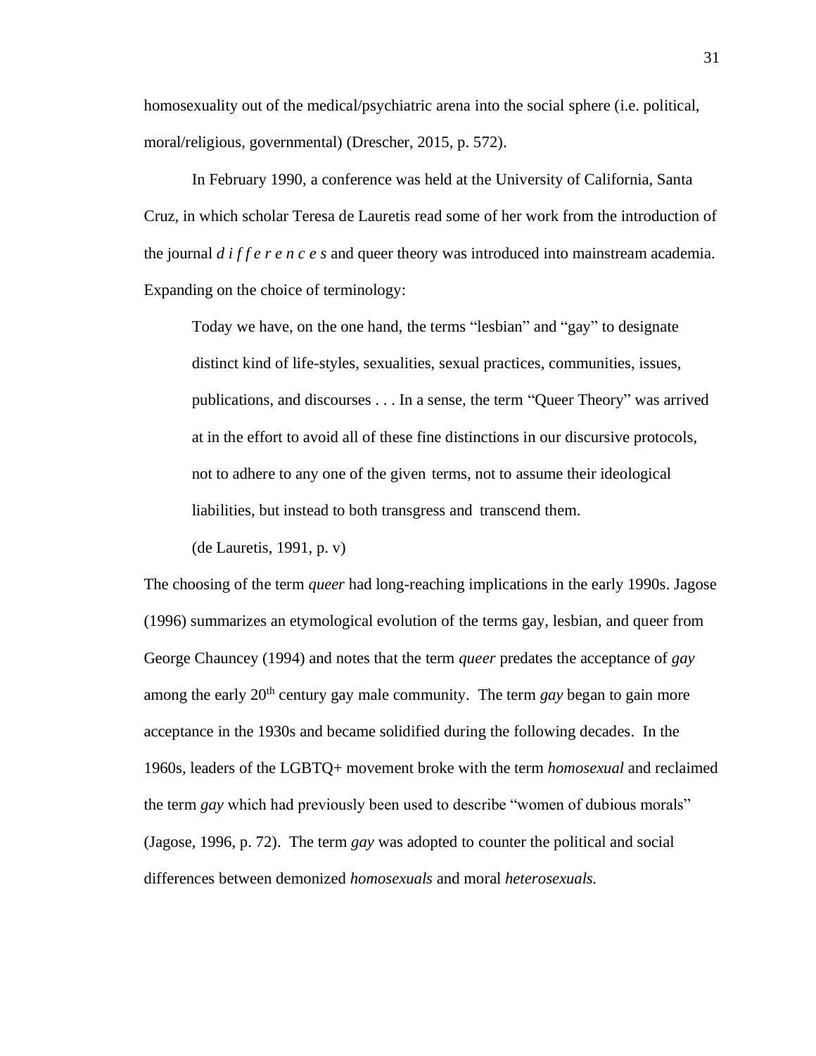homosexuality out of the medical/psychiatric arena into the social sphere (i.e. political, moral/religious, governmental) (Drescher, 2015, p. 572).

In February 1990, a conference was held at the University of California, Santa Cruz, in which scholar Teresa de Lauretis read some of her work from the introduction of the journal *d i f f e r e n c e s* and queer theory was introduced into mainstream academia. Expanding on the choice of terminology:

> Today we have, on the one hand, the terms "lesbian" and "gay" to designate distinct kind of life-styles, sexualities, sexual practices, communities, issues, publications, and discourses . . . In a sense, the term "Queer Theory" was arrived at in the effort to avoid all of these fine distinctions in our discursive protocols, not to adhere to any one of the given terms, not to assume their ideological liabilities, but instead to both transgress and transcend them.
>
> (de Lauretis, 1991, p. v)

The choosing of the term *queer* had long-reaching implications in the early 1990s. Jagose (1996) summarizes an etymological evolution of the terms gay, lesbian, and queer from George Chauncey (1994) and notes that the term *queer* predates the acceptance of *gay* among the early 20th century gay male community. The term *gay* began to gain more acceptance in the 1930s and became solidified during the following decades. In the 1960s, leaders of the LGBTQ+ movement broke with the term *homosexual* and reclaimed the term *gay* which had previously been used to describe "women of dubious morals" (Jagose, 1996, p. 72). The term *gay* was adopted to counter the political and social differences between demonized *homosexuals* and moral *heterosexuals.*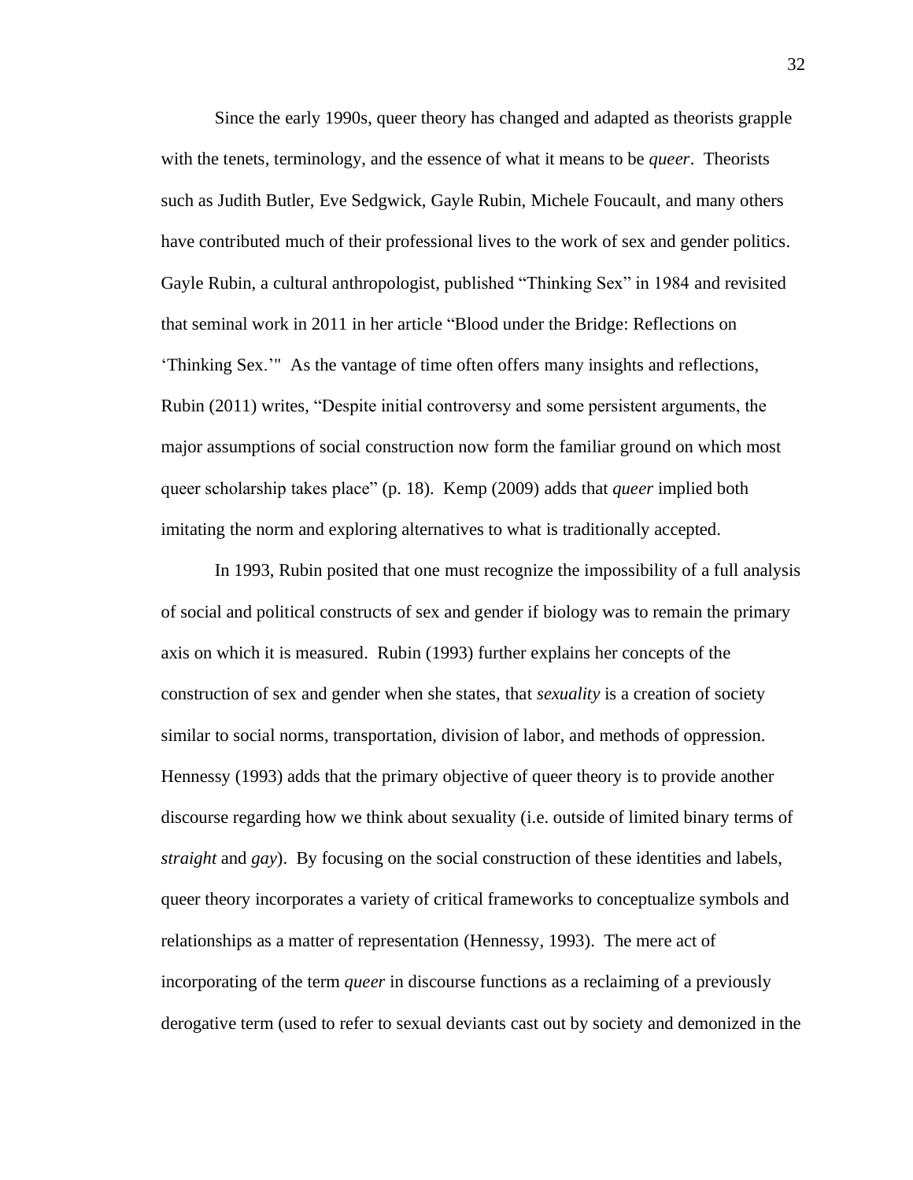Since the early 1990s, queer theory has changed and adapted as theorists grapple with the tenets, terminology, and the essence of what it means to be *queer*. Theorists such as Judith Butler, Eve Sedgwick, Gayle Rubin, Michele Foucault, and many others have contributed much of their professional lives to the work of sex and gender politics. Gayle Rubin, a cultural anthropologist, published "Thinking Sex" in 1984 and revisited that seminal work in 2011 in her article "Blood under the Bridge: Reflections on 'Thinking Sex.'" As the vantage of time often offers many insights and reflections, Rubin (2011) writes, "Despite initial controversy and some persistent arguments, the major assumptions of social construction now form the familiar ground on which most queer scholarship takes place" (p. 18). Kemp (2009) adds that *queer* implied both imitating the norm and exploring alternatives to what is traditionally accepted.

In 1993, Rubin posited that one must recognize the impossibility of a full analysis of social and political constructs of sex and gender if biology was to remain the primary axis on which it is measured. Rubin (1993) further explains her concepts of the construction of sex and gender when she states, that *sexuality* is a creation of society similar to social norms, transportation, division of labor, and methods of oppression. Hennessy (1993) adds that the primary objective of queer theory is to provide another discourse regarding how we think about sexuality (i.e. outside of limited binary terms of *straight* and *gay*). By focusing on the social construction of these identities and labels, queer theory incorporates a variety of critical frameworks to conceptualize symbols and relationships as a matter of representation (Hennessy, 1993). The mere act of incorporating of the term *queer* in discourse functions as a reclaiming of a previously derogative term (used to refer to sexual deviants cast out by society and demonized in the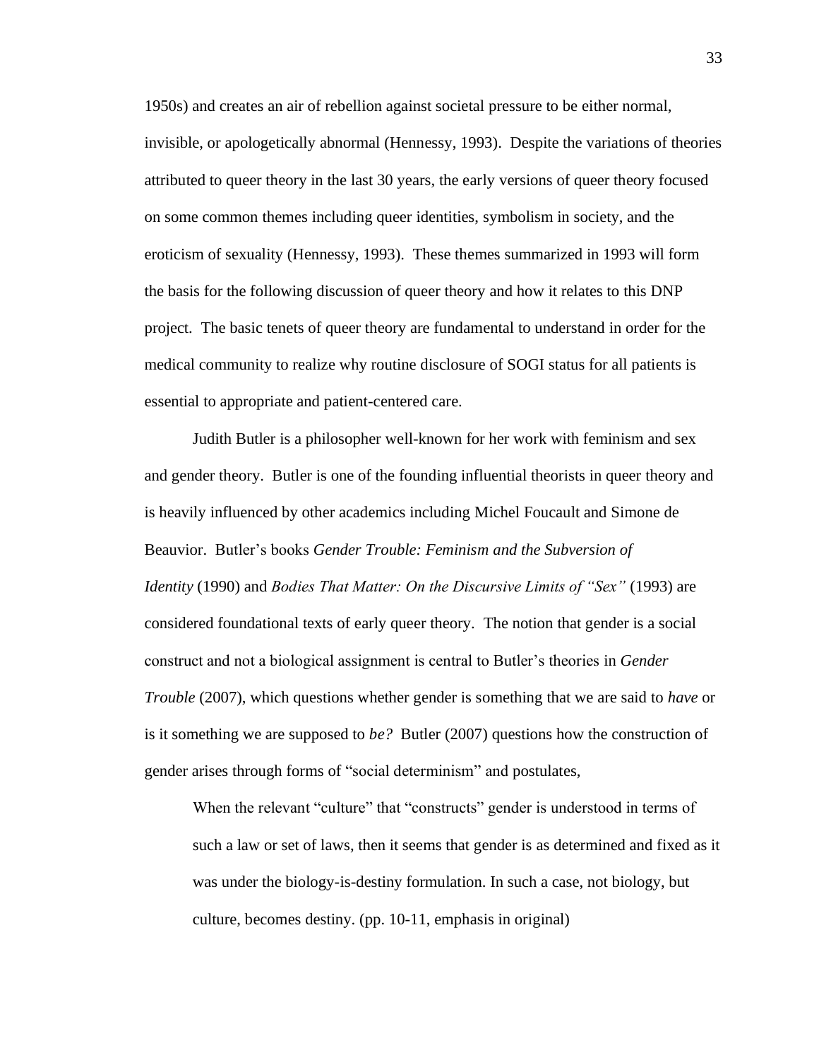1950s) and creates an air of rebellion against societal pressure to be either normal, invisible, or apologetically abnormal (Hennessy, 1993). Despite the variations of theories attributed to queer theory in the last 30 years, the early versions of queer theory focused on some common themes including queer identities, symbolism in society, and the eroticism of sexuality (Hennessy, 1993). These themes summarized in 1993 will form the basis for the following discussion of queer theory and how it relates to this DNP project. The basic tenets of queer theory are fundamental to understand in order for the medical community to realize why routine disclosure of SOGI status for all patients is essential to appropriate and patient-centered care.

Judith Butler is a philosopher well-known for her work with feminism and sex and gender theory. Butler is one of the founding influential theorists in queer theory and is heavily influenced by other academics including Michel Foucault and Simone de Beauvior. Butler's books *Gender Trouble: Feminism and the Subversion of Identity* (1990) and *Bodies That Matter: On the Discursive Limits of "Sex"* (1993) are considered foundational texts of early queer theory. The notion that gender is a social construct and not a biological assignment is central to Butler's theories in *Gender Trouble* (2007), which questions whether gender is something that we are said to *have* or is it something we are supposed to *be?* Butler (2007) questions how the construction of gender arises through forms of "social determinism" and postulates,

> When the relevant "culture" that "constructs" gender is understood in terms of such a law or set of laws, then it seems that gender is as determined and fixed as it was under the biology-is-destiny formulation. In such a case, not biology, but culture, becomes destiny. (pp. 10-11, emphasis in original)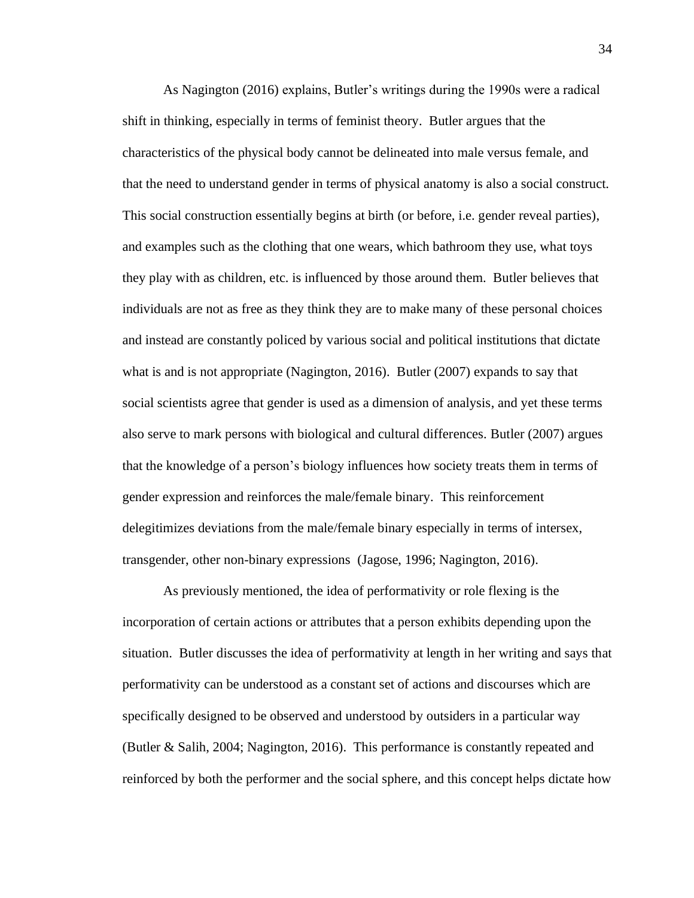As Nagington (2016) explains, Butler's writings during the 1990s were a radical shift in thinking, especially in terms of feminist theory. Butler argues that the characteristics of the physical body cannot be delineated into male versus female, and that the need to understand gender in terms of physical anatomy is also a social construct. This social construction essentially begins at birth (or before, i.e. gender reveal parties), and examples such as the clothing that one wears, which bathroom they use, what toys they play with as children, etc. is influenced by those around them. Butler believes that individuals are not as free as they think they are to make many of these personal choices and instead are constantly policed by various social and political institutions that dictate what is and is not appropriate (Nagington, 2016). Butler (2007) expands to say that social scientists agree that gender is used as a dimension of analysis, and yet these terms also serve to mark persons with biological and cultural differences. Butler (2007) argues that the knowledge of a person's biology influences how society treats them in terms of gender expression and reinforces the male/female binary. This reinforcement delegitimizes deviations from the male/female binary especially in terms of intersex, transgender, other non-binary expressions (Jagose, 1996; Nagington, 2016).

As previously mentioned, the idea of performativity or role flexing is the incorporation of certain actions or attributes that a person exhibits depending upon the situation. Butler discusses the idea of performativity at length in her writing and says that performativity can be understood as a constant set of actions and discourses which are specifically designed to be observed and understood by outsiders in a particular way (Butler & Salih, 2004; Nagington, 2016). This performance is constantly repeated and reinforced by both the performer and the social sphere, and this concept helps dictate how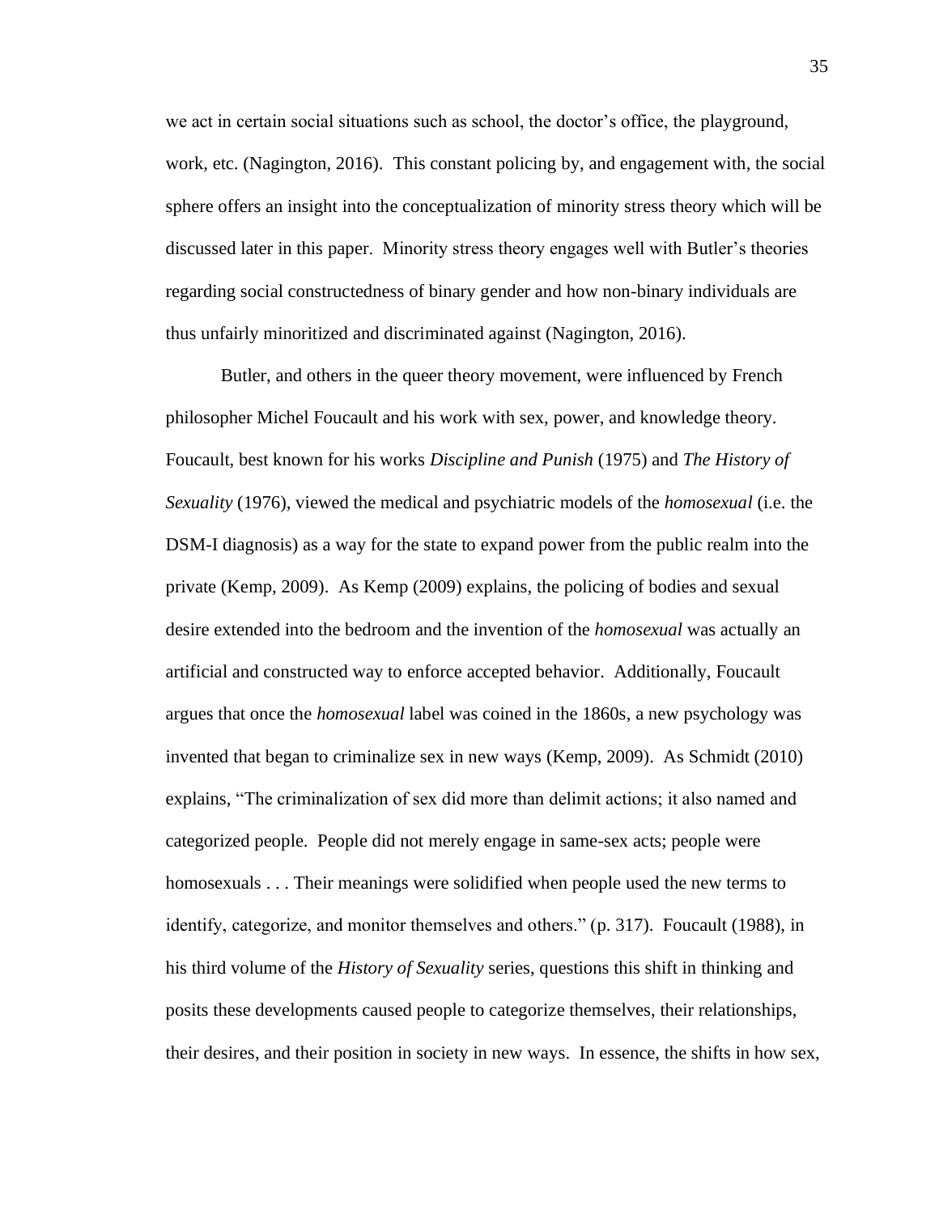we act in certain social situations such as school, the doctor's office, the playground, work, etc. (Nagington, 2016). This constant policing by, and engagement with, the social sphere offers an insight into the conceptualization of minority stress theory which will be discussed later in this paper. Minority stress theory engages well with Butler's theories regarding social constructedness of binary gender and how non-binary individuals are thus unfairly minoritized and discriminated against (Nagington, 2016).

Butler, and others in the queer theory movement, were influenced by French philosopher Michel Foucault and his work with sex, power, and knowledge theory. Foucault, best known for his works *Discipline and Punish* (1975) and *The History of Sexuality* (1976), viewed the medical and psychiatric models of the *homosexual* (i.e. the DSM-I diagnosis) as a way for the state to expand power from the public realm into the private (Kemp, 2009). As Kemp (2009) explains, the policing of bodies and sexual desire extended into the bedroom and the invention of the *homosexual* was actually an artificial and constructed way to enforce accepted behavior. Additionally, Foucault argues that once the *homosexual* label was coined in the 1860s, a new psychology was invented that began to criminalize sex in new ways (Kemp, 2009). As Schmidt (2010) explains, "The criminalization of sex did more than delimit actions; it also named and categorized people. People did not merely engage in same-sex acts; people were homosexuals . . . Their meanings were solidified when people used the new terms to identify, categorize, and monitor themselves and others." (p. 317). Foucault (1988), in his third volume of the *History of Sexuality* series, questions this shift in thinking and posits these developments caused people to categorize themselves, their relationships, their desires, and their position in society in new ways. In essence, the shifts in how sex,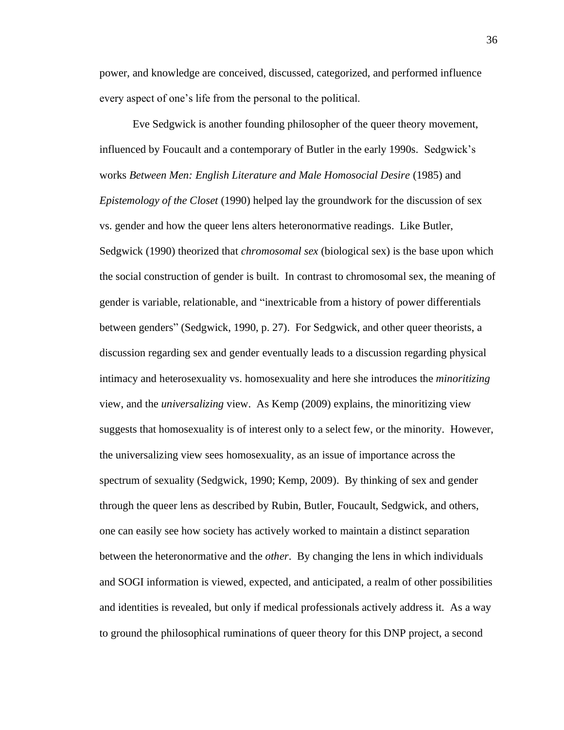power, and knowledge are conceived, discussed, categorized, and performed influence every aspect of one's life from the personal to the political.

Eve Sedgwick is another founding philosopher of the queer theory movement, influenced by Foucault and a contemporary of Butler in the early 1990s. Sedgwick's works *Between Men: English Literature and Male Homosocial Desire* (1985) and *Epistemology of the Closet* (1990) helped lay the groundwork for the discussion of sex vs. gender and how the queer lens alters heteronormative readings. Like Butler, Sedgwick (1990) theorized that *chromosomal sex* (biological sex) is the base upon which the social construction of gender is built. In contrast to chromosomal sex, the meaning of gender is variable, relationable, and "inextricable from a history of power differentials between genders" (Sedgwick, 1990, p. 27). For Sedgwick, and other queer theorists, a discussion regarding sex and gender eventually leads to a discussion regarding physical intimacy and heterosexuality vs. homosexuality and here she introduces the *minoritizing* view, and the *universalizing* view. As Kemp (2009) explains, the minoritizing view suggests that homosexuality is of interest only to a select few, or the minority. However, the universalizing view sees homosexuality, as an issue of importance across the spectrum of sexuality (Sedgwick, 1990; Kemp, 2009). By thinking of sex and gender through the queer lens as described by Rubin, Butler, Foucault, Sedgwick, and others, one can easily see how society has actively worked to maintain a distinct separation between the heteronormative and the *other*. By changing the lens in which individuals and SOGI information is viewed, expected, and anticipated, a realm of other possibilities and identities is revealed, but only if medical professionals actively address it. As a way to ground the philosophical ruminations of queer theory for this DNP project, a second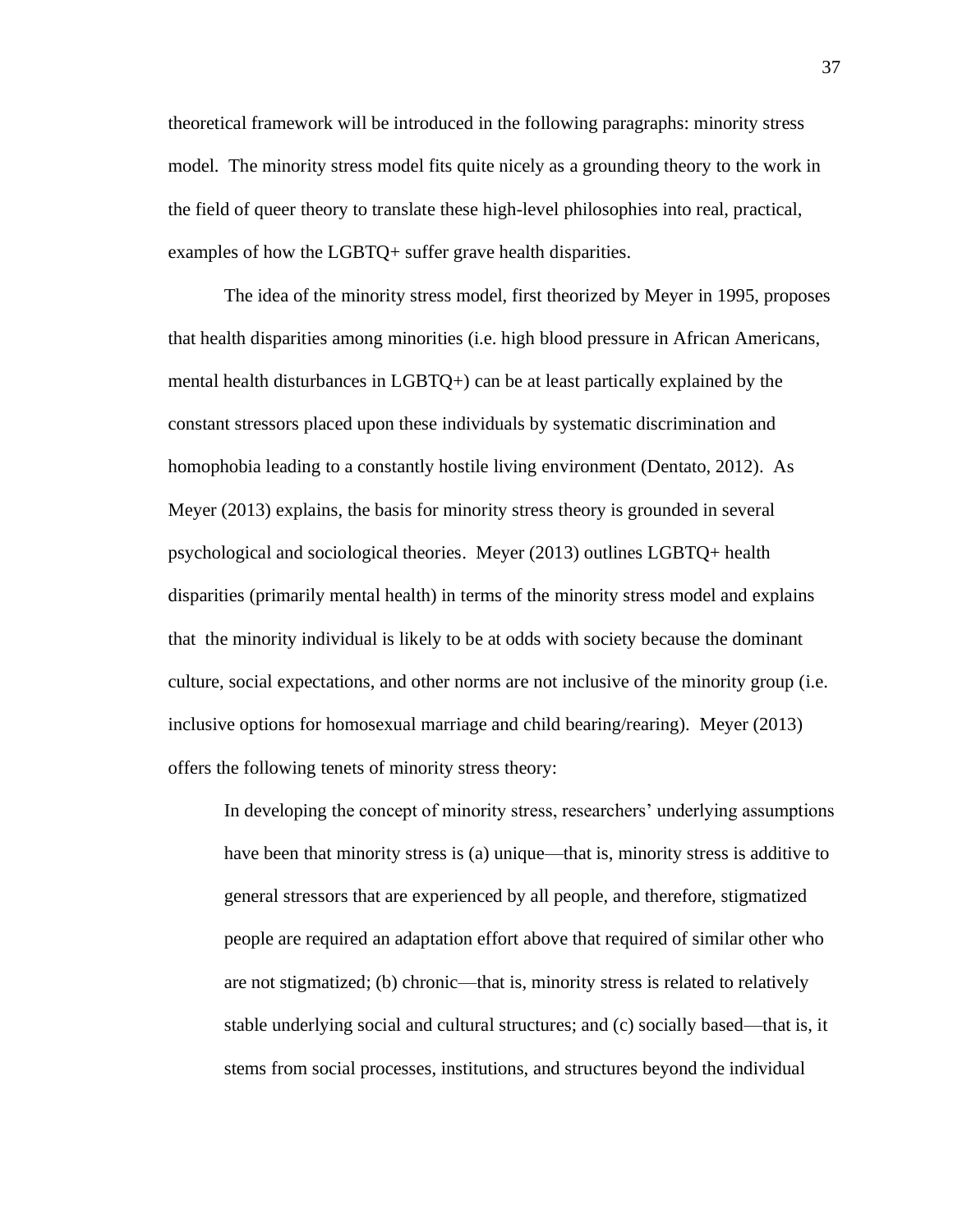theoretical framework will be introduced in the following paragraphs: minority stress model. The minority stress model fits quite nicely as a grounding theory to the work in the field of queer theory to translate these high-level philosophies into real, practical, examples of how the LGBTQ+ suffer grave health disparities.

The idea of the minority stress model, first theorized by Meyer in 1995, proposes that health disparities among minorities (i.e. high blood pressure in African Americans, mental health disturbances in LGBTQ+) can be at least partically explained by the constant stressors placed upon these individuals by systematic discrimination and homophobia leading to a constantly hostile living environment (Dentato, 2012). As Meyer (2013) explains, the basis for minority stress theory is grounded in several psychological and sociological theories. Meyer (2013) outlines LGBTQ+ health disparities (primarily mental health) in terms of the minority stress model and explains that the minority individual is likely to be at odds with society because the dominant culture, social expectations, and other norms are not inclusive of the minority group (i.e. inclusive options for homosexual marriage and child bearing/rearing). Meyer (2013) offers the following tenets of minority stress theory:

> In developing the concept of minority stress, researchers' underlying assumptions have been that minority stress is (a) unique—that is, minority stress is additive to general stressors that are experienced by all people, and therefore, stigmatized people are required an adaptation effort above that required of similar other who are not stigmatized; (b) chronic—that is, minority stress is related to relatively stable underlying social and cultural structures; and (c) socially based—that is, it stems from social processes, institutions, and structures beyond the individual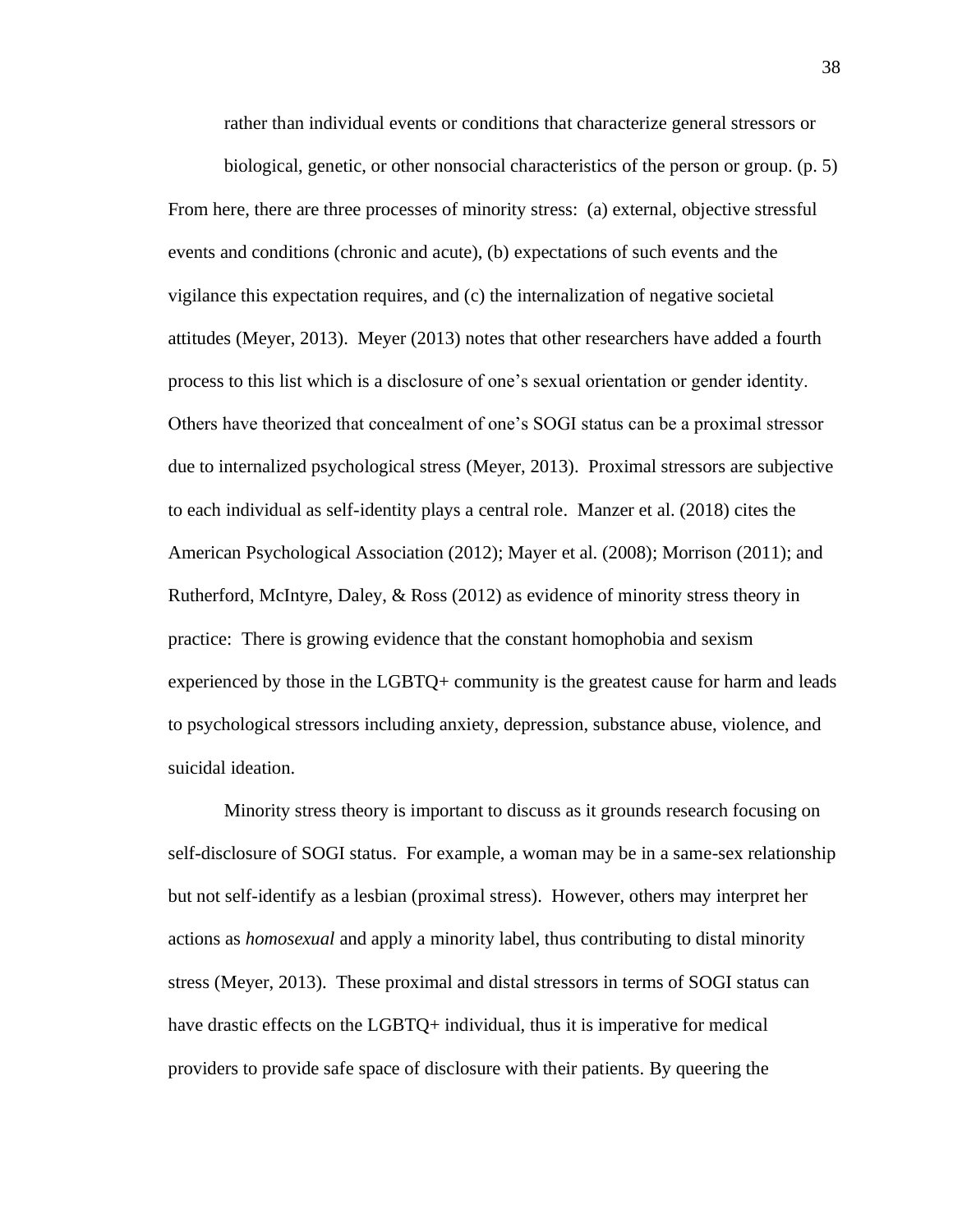rather than individual events or conditions that characterize general stressors or biological, genetic, or other nonsocial characteristics of the person or group. (p. 5)

From here, there are three processes of minority stress: (a) external, objective stressful events and conditions (chronic and acute), (b) expectations of such events and the vigilance this expectation requires, and (c) the internalization of negative societal attitudes (Meyer, 2013). Meyer (2013) notes that other researchers have added a fourth process to this list which is a disclosure of one's sexual orientation or gender identity. Others have theorized that concealment of one's SOGI status can be a proximal stressor due to internalized psychological stress (Meyer, 2013). Proximal stressors are subjective to each individual as self-identity plays a central role. Manzer et al. (2018) cites the American Psychological Association (2012); Mayer et al. (2008); Morrison (2011); and Rutherford, McIntyre, Daley, & Ross (2012) as evidence of minority stress theory in practice: There is growing evidence that the constant homophobia and sexism experienced by those in the LGBTQ+ community is the greatest cause for harm and leads to psychological stressors including anxiety, depression, substance abuse, violence, and suicidal ideation.

Minority stress theory is important to discuss as it grounds research focusing on self-disclosure of SOGI status. For example, a woman may be in a same-sex relationship but not self-identify as a lesbian (proximal stress). However, others may interpret her actions as *homosexual* and apply a minority label, thus contributing to distal minority stress (Meyer, 2013). These proximal and distal stressors in terms of SOGI status can have drastic effects on the LGBTQ+ individual, thus it is imperative for medical providers to provide safe space of disclosure with their patients. By queering the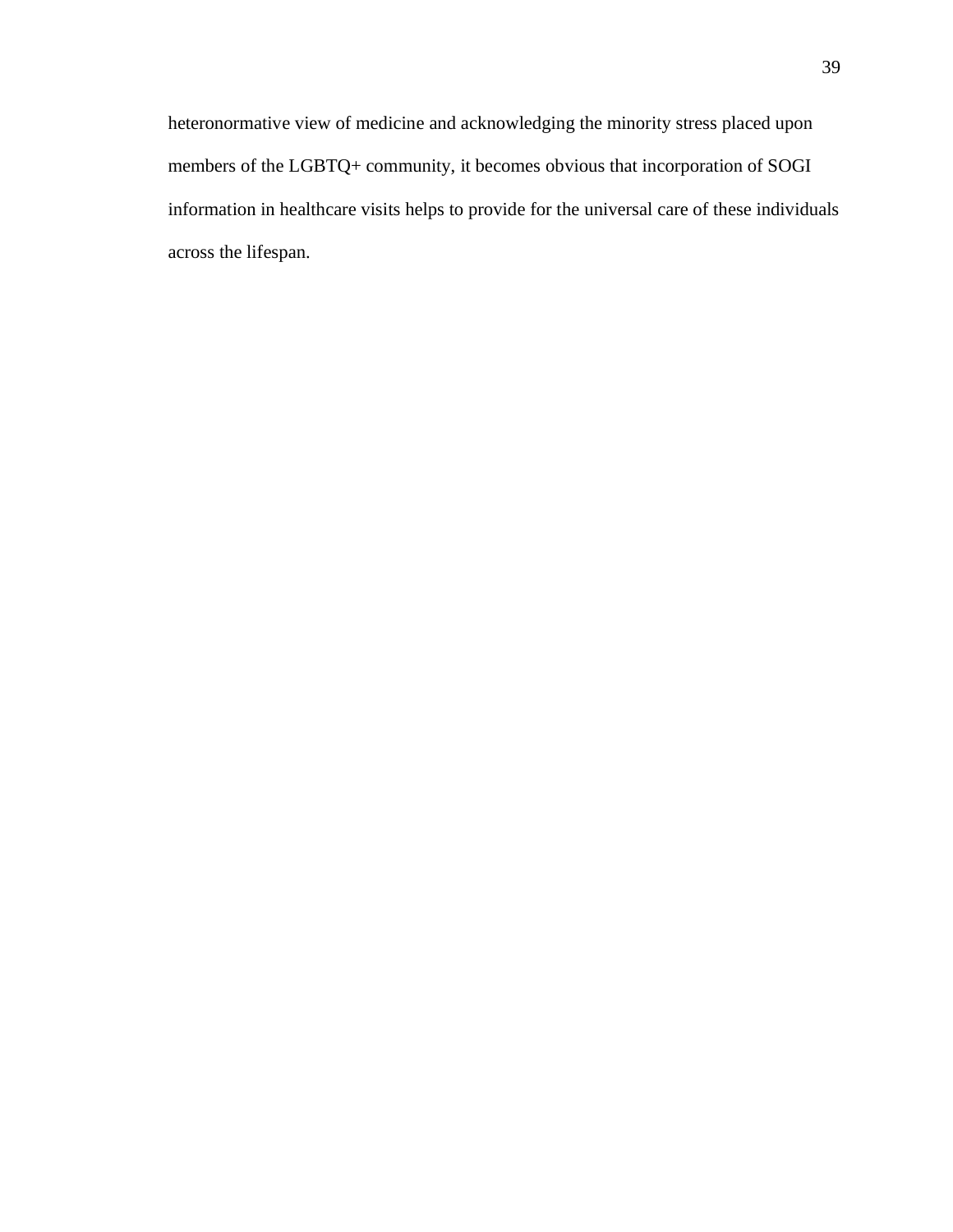heteronormative view of medicine and acknowledging the minority stress placed upon members of the LGBTQ+ community, it becomes obvious that incorporation of SOGI information in healthcare visits helps to provide for the universal care of these individuals across the lifespan.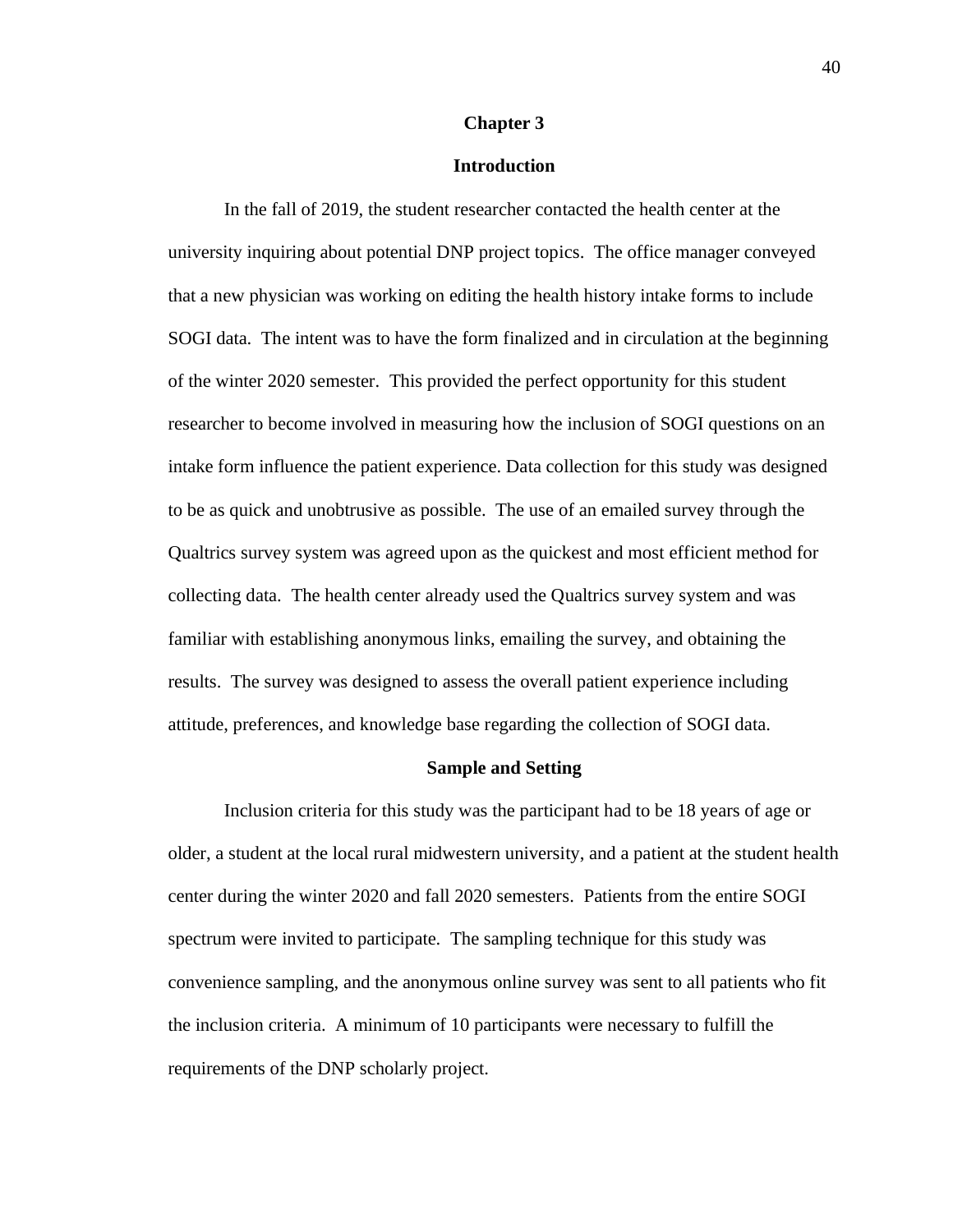# Chapter 3

## Introduction

In the fall of 2019, the student researcher contacted the health center at the university inquiring about potential DNP project topics. The office manager conveyed that a new physician was working on editing the health history intake forms to include SOGI data. The intent was to have the form finalized and in circulation at the beginning of the winter 2020 semester. This provided the perfect opportunity for this student researcher to become involved in measuring how the inclusion of SOGI questions on an intake form influence the patient experience. Data collection for this study was designed to be as quick and unobtrusive as possible. The use of an emailed survey through the Qualtrics survey system was agreed upon as the quickest and most efficient method for collecting data. The health center already used the Qualtrics survey system and was familiar with establishing anonymous links, emailing the survey, and obtaining the results. The survey was designed to assess the overall patient experience including attitude, preferences, and knowledge base regarding the collection of SOGI data.

## Sample and Setting

Inclusion criteria for this study was the participant had to be 18 years of age or older, a student at the local rural midwestern university, and a patient at the student health center during the winter 2020 and fall 2020 semesters. Patients from the entire SOGI spectrum were invited to participate. The sampling technique for this study was convenience sampling, and the anonymous online survey was sent to all patients who fit the inclusion criteria. A minimum of 10 participants were necessary to fulfill the requirements of the DNP scholarly project.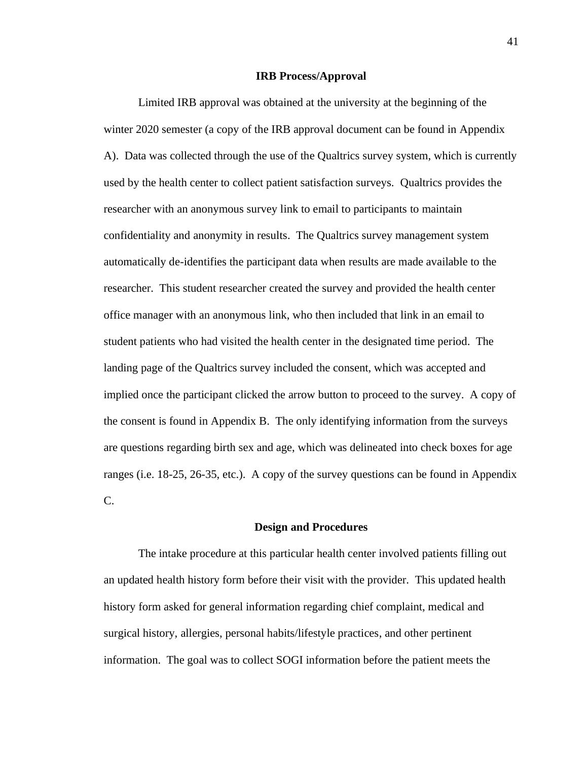## IRB Process/Approval

Limited IRB approval was obtained at the university at the beginning of the winter 2020 semester (a copy of the IRB approval document can be found in Appendix A). Data was collected through the use of the Qualtrics survey system, which is currently used by the health center to collect patient satisfaction surveys. Qualtrics provides the researcher with an anonymous survey link to email to participants to maintain confidentiality and anonymity in results. The Qualtrics survey management system automatically de-identifies the participant data when results are made available to the researcher. This student researcher created the survey and provided the health center office manager with an anonymous link, who then included that link in an email to student patients who had visited the health center in the designated time period. The landing page of the Qualtrics survey included the consent, which was accepted and implied once the participant clicked the arrow button to proceed to the survey. A copy of the consent is found in Appendix B. The only identifying information from the surveys are questions regarding birth sex and age, which was delineated into check boxes for age ranges (i.e. 18-25, 26-35, etc.). A copy of the survey questions can be found in Appendix C.

## Design and Procedures

The intake procedure at this particular health center involved patients filling out an updated health history form before their visit with the provider. This updated health history form asked for general information regarding chief complaint, medical and surgical history, allergies, personal habits/lifestyle practices, and other pertinent information. The goal was to collect SOGI information before the patient meets the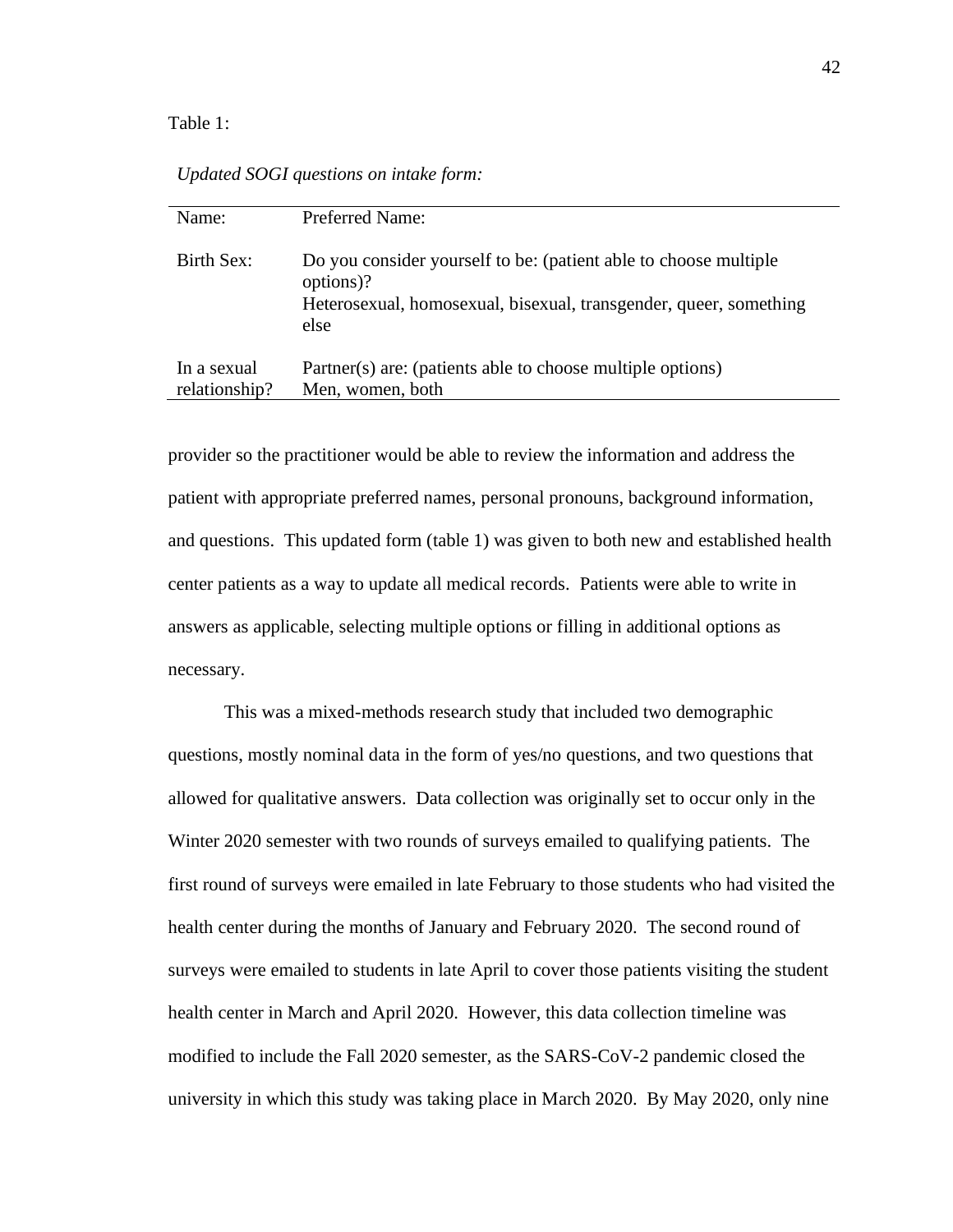Table 1:

*Updated SOGI questions on intake form:*

| Name: | Preferred Name: |
|---|---|
| Birth Sex: | Do you consider yourself to be: (patient able to choose multiple options)?<br>Heterosexual, homosexual, bisexual, transgender, queer, something else |
| In a sexual relationship? | Partner(s) are: (patients able to choose multiple options)<br>Men, women, both |

provider so the practitioner would be able to review the information and address the patient with appropriate preferred names, personal pronouns, background information, and questions. This updated form (table 1) was given to both new and established health center patients as a way to update all medical records. Patients were able to write in answers as applicable, selecting multiple options or filling in additional options as necessary.

This was a mixed-methods research study that included two demographic questions, mostly nominal data in the form of yes/no questions, and two questions that allowed for qualitative answers. Data collection was originally set to occur only in the Winter 2020 semester with two rounds of surveys emailed to qualifying patients. The first round of surveys were emailed in late February to those students who had visited the health center during the months of January and February 2020. The second round of surveys were emailed to students in late April to cover those patients visiting the student health center in March and April 2020. However, this data collection timeline was modified to include the Fall 2020 semester, as the SARS-CoV-2 pandemic closed the university in which this study was taking place in March 2020. By May 2020, only nine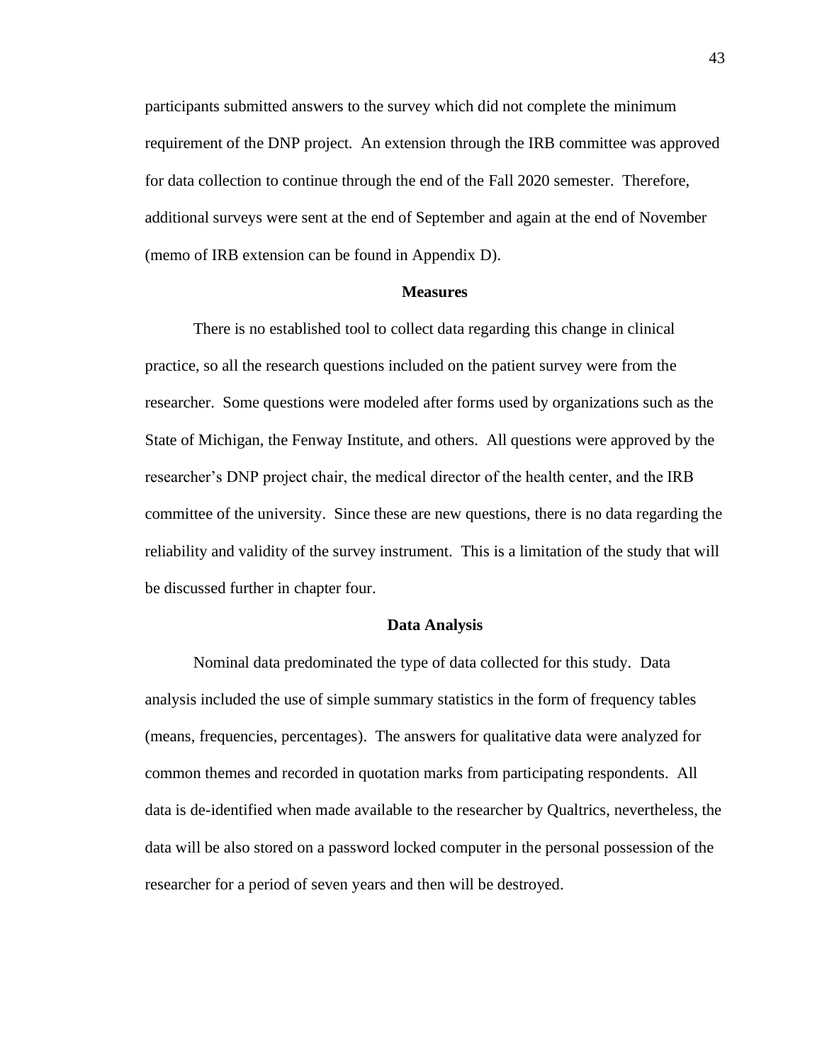participants submitted answers to the survey which did not complete the minimum requirement of the DNP project. An extension through the IRB committee was approved for data collection to continue through the end of the Fall 2020 semester. Therefore, additional surveys were sent at the end of September and again at the end of November (memo of IRB extension can be found in Appendix D).

## Measures

There is no established tool to collect data regarding this change in clinical practice, so all the research questions included on the patient survey were from the researcher. Some questions were modeled after forms used by organizations such as the State of Michigan, the Fenway Institute, and others. All questions were approved by the researcher's DNP project chair, the medical director of the health center, and the IRB committee of the university. Since these are new questions, there is no data regarding the reliability and validity of the survey instrument. This is a limitation of the study that will be discussed further in chapter four.

## Data Analysis

Nominal data predominated the type of data collected for this study. Data analysis included the use of simple summary statistics in the form of frequency tables (means, frequencies, percentages). The answers for qualitative data were analyzed for common themes and recorded in quotation marks from participating respondents. All data is de-identified when made available to the researcher by Qualtrics, nevertheless, the data will be also stored on a password locked computer in the personal possession of the researcher for a period of seven years and then will be destroyed.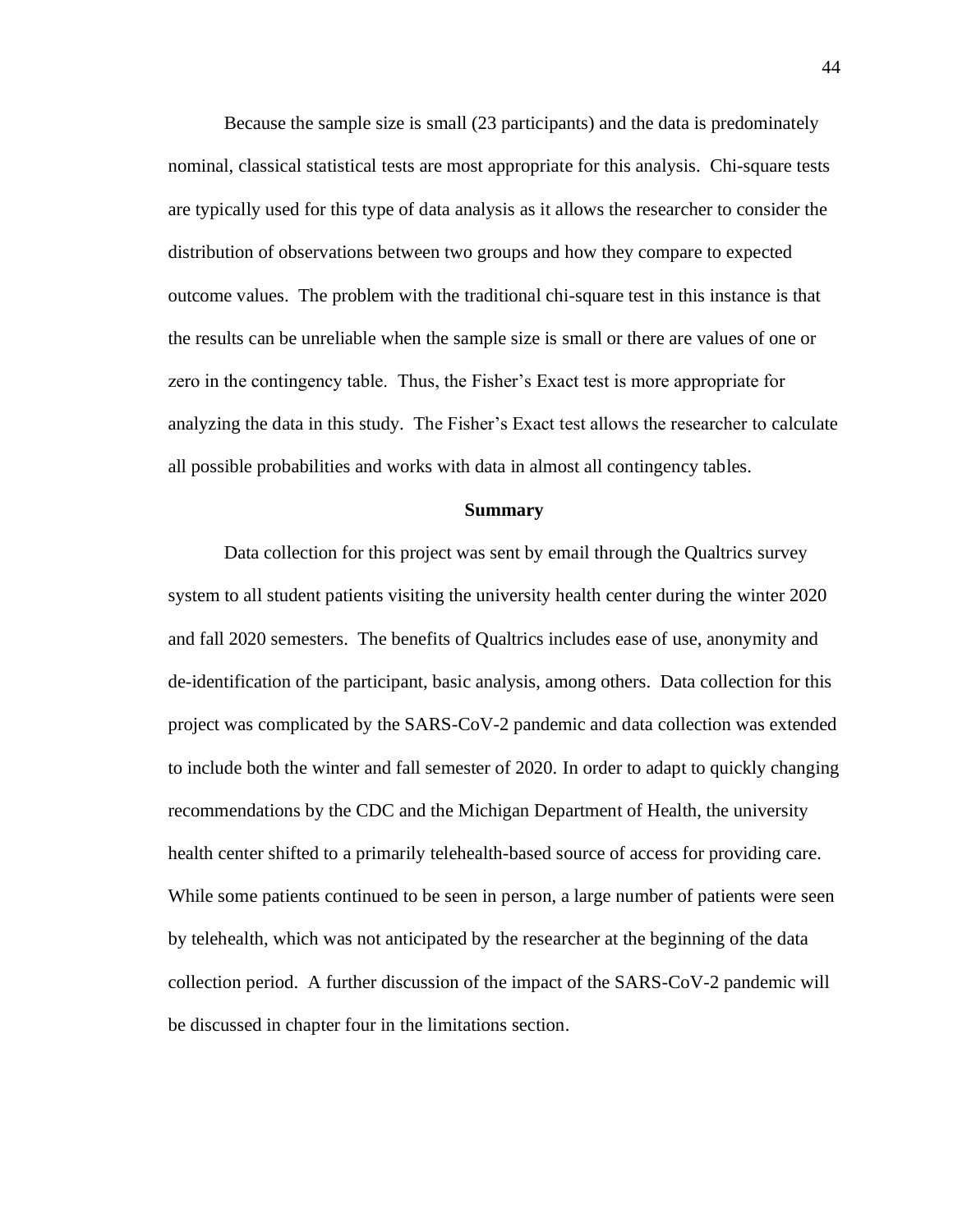Because the sample size is small (23 participants) and the data is predominately nominal, classical statistical tests are most appropriate for this analysis. Chi-square tests are typically used for this type of data analysis as it allows the researcher to consider the distribution of observations between two groups and how they compare to expected outcome values. The problem with the traditional chi-square test in this instance is that the results can be unreliable when the sample size is small or there are values of one or zero in the contingency table. Thus, the Fisher's Exact test is more appropriate for analyzing the data in this study. The Fisher's Exact test allows the researcher to calculate all possible probabilities and works with data in almost all contingency tables.

## Summary

Data collection for this project was sent by email through the Qualtrics survey system to all student patients visiting the university health center during the winter 2020 and fall 2020 semesters. The benefits of Qualtrics includes ease of use, anonymity and de-identification of the participant, basic analysis, among others. Data collection for this project was complicated by the SARS-CoV-2 pandemic and data collection was extended to include both the winter and fall semester of 2020. In order to adapt to quickly changing recommendations by the CDC and the Michigan Department of Health, the university health center shifted to a primarily telehealth-based source of access for providing care. While some patients continued to be seen in person, a large number of patients were seen by telehealth, which was not anticipated by the researcher at the beginning of the data collection period. A further discussion of the impact of the SARS-CoV-2 pandemic will be discussed in chapter four in the limitations section.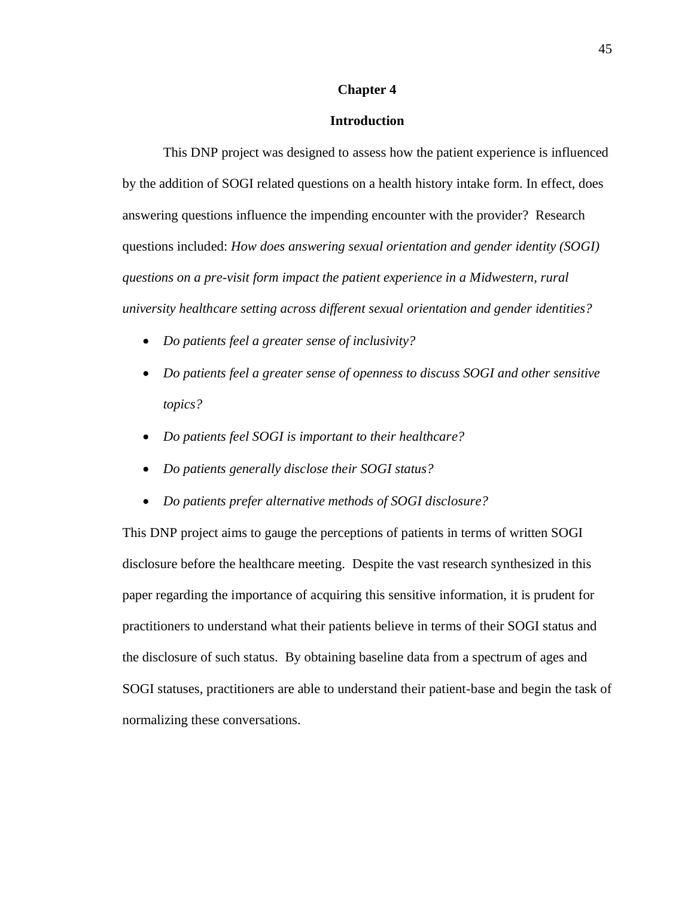# Chapter 4

## Introduction

This DNP project was designed to assess how the patient experience is influenced by the addition of SOGI related questions on a health history intake form. In effect, does answering questions influence the impending encounter with the provider? Research questions included: *How does answering sexual orientation and gender identity (SOGI) questions on a pre-visit form impact the patient experience in a Midwestern, rural university healthcare setting across different sexual orientation and gender identities?*

- *Do patients feel a greater sense of inclusivity?*
- *Do patients feel a greater sense of openness to discuss SOGI and other sensitive topics?*
- *Do patients feel SOGI is important to their healthcare?*
- *Do patients generally disclose their SOGI status?*
- *Do patients prefer alternative methods of SOGI disclosure?*

This DNP project aims to gauge the perceptions of patients in terms of written SOGI disclosure before the healthcare meeting. Despite the vast research synthesized in this paper regarding the importance of acquiring this sensitive information, it is prudent for practitioners to understand what their patients believe in terms of their SOGI status and the disclosure of such status. By obtaining baseline data from a spectrum of ages and SOGI statuses, practitioners are able to understand their patient-base and begin the task of normalizing these conversations.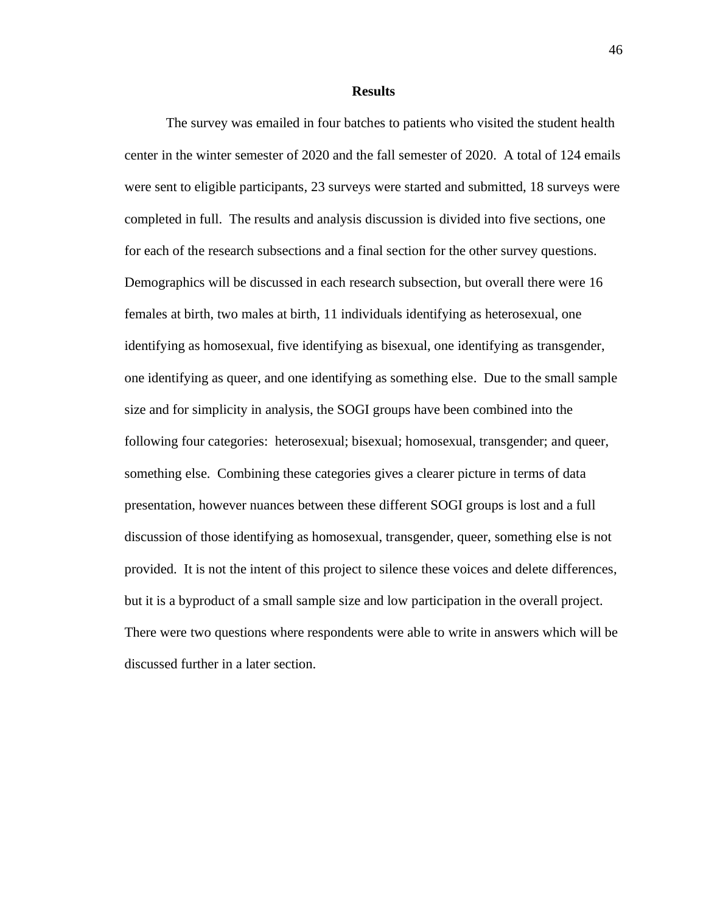# Results

The survey was emailed in four batches to patients who visited the student health center in the winter semester of 2020 and the fall semester of 2020. A total of 124 emails were sent to eligible participants, 23 surveys were started and submitted, 18 surveys were completed in full. The results and analysis discussion is divided into five sections, one for each of the research subsections and a final section for the other survey questions. Demographics will be discussed in each research subsection, but overall there were 16 females at birth, two males at birth, 11 individuals identifying as heterosexual, one identifying as homosexual, five identifying as bisexual, one identifying as transgender, one identifying as queer, and one identifying as something else. Due to the small sample size and for simplicity in analysis, the SOGI groups have been combined into the following four categories: heterosexual; bisexual; homosexual, transgender; and queer, something else. Combining these categories gives a clearer picture in terms of data presentation, however nuances between these different SOGI groups is lost and a full discussion of those identifying as homosexual, transgender, queer, something else is not provided. It is not the intent of this project to silence these voices and delete differences, but it is a byproduct of a small sample size and low participation in the overall project. There were two questions where respondents were able to write in answers which will be discussed further in a later section.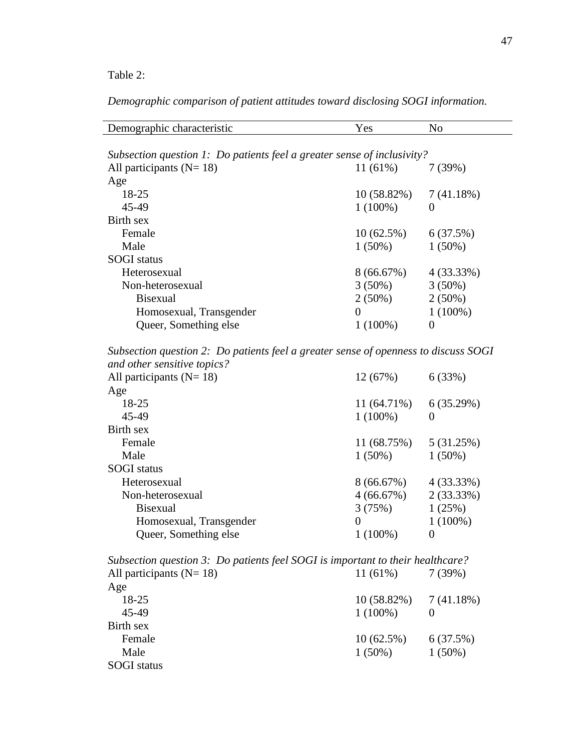Table 2:

*Demographic comparison of patient attitudes toward disclosing SOGI information.*

| Demographic characteristic | Yes | No |
|---|---|---|
| *Subsection question 1: Do patients feel a greater sense of inclusivity?* | | |
| All participants (N= 18) | 11 (61%) | 7 (39%) |
| Age | | |
| 18-25 | 10 (58.82%) | 7 (41.18%) |
| 45-49 | 1 (100%) | 0 |
| Birth sex | | |
| Female | 10 (62.5%) | 6 (37.5%) |
| Male | 1 (50%) | 1 (50%) |
| SOGI status | | |
| Heterosexual | 8 (66.67%) | 4 (33.33%) |
| Non-heterosexual | 3 (50%) | 3 (50%) |
| Bisexual | 2 (50%) | 2 (50%) |
| Homosexual, Transgender | 0 | 1 (100%) |
| Queer, Something else | 1 (100%) | 0 |
| *Subsection question 2: Do patients feel a greater sense of openness to discuss SOGI and other sensitive topics?* | | |
| All participants (N= 18) | 12 (67%) | 6 (33%) |
| Age | | |
| 18-25 | 11 (64.71%) | 6 (35.29%) |
| 45-49 | 1 (100%) | 0 |
| Birth sex | | |
| Female | 11 (68.75%) | 5 (31.25%) |
| Male | 1 (50%) | 1 (50%) |
| SOGI status | | |
| Heterosexual | 8 (66.67%) | 4 (33.33%) |
| Non-heterosexual | 4 (66.67%) | 2 (33.33%) |
| Bisexual | 3 (75%) | 1 (25%) |
| Homosexual, Transgender | 0 | 1 (100%) |
| Queer, Something else | 1 (100%) | 0 |
| *Subsection question 3: Do patients feel SOGI is important to their healthcare?* | | |
| All participants (N= 18) | 11 (61%) | 7 (39%) |
| Age | | |
| 18-25 | 10 (58.82%) | 7 (41.18%) |
| 45-49 | 1 (100%) | 0 |
| Birth sex | | |
| Female | 10 (62.5%) | 6 (37.5%) |
| Male | 1 (50%) | 1 (50%) |
| SOGI status | | |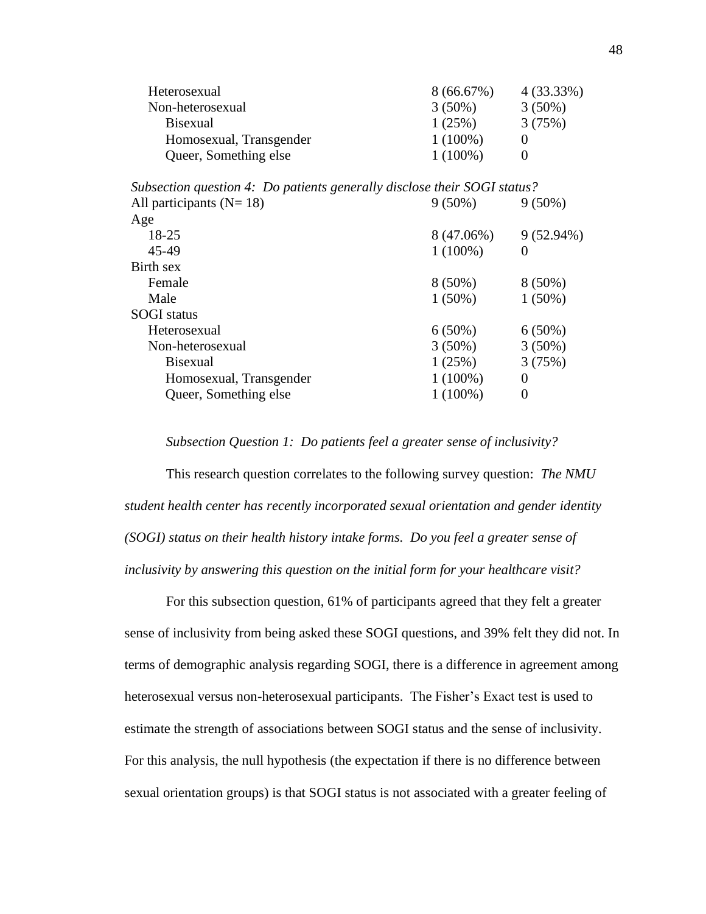| | | |
|---|---|---|
| Heterosexual | 8 (66.67%) | 4 (33.33%) |
| Non-heterosexual | 3 (50%) | 3 (50%) |
| Bisexual | 1 (25%) | 3 (75%) |
| Homosexual, Transgender | 1 (100%) | 0 |
| Queer, Something else | 1 (100%) | 0 |
| *Subsection question 4: Do patients generally disclose their SOGI status?* | | |
| All participants (N= 18) | 9 (50%) | 9 (50%) |
| Age | | |
| 18-25 | 8 (47.06%) | 9 (52.94%) |
| 45-49 | 1 (100%) | 0 |
| Birth sex | | |
| Female | 8 (50%) | 8 (50%) |
| Male | 1 (50%) | 1 (50%) |
| SOGI status | | |
| Heterosexual | 6 (50%) | 6 (50%) |
| Non-heterosexual | 3 (50%) | 3 (50%) |
| Bisexual | 1 (25%) | 3 (75%) |
| Homosexual, Transgender | 1 (100%) | 0 |
| Queer, Something else | 1 (100%) | 0 |

*Subsection Question 1: Do patients feel a greater sense of inclusivity?*

This research question correlates to the following survey question: *The NMU student health center has recently incorporated sexual orientation and gender identity (SOGI) status on their health history intake forms. Do you feel a greater sense of inclusivity by answering this question on the initial form for your healthcare visit?*

For this subsection question, 61% of participants agreed that they felt a greater sense of inclusivity from being asked these SOGI questions, and 39% felt they did not. In terms of demographic analysis regarding SOGI, there is a difference in agreement among heterosexual versus non-heterosexual participants. The Fisher's Exact test is used to estimate the strength of associations between SOGI status and the sense of inclusivity. For this analysis, the null hypothesis (the expectation if there is no difference between sexual orientation groups) is that SOGI status is not associated with a greater feeling of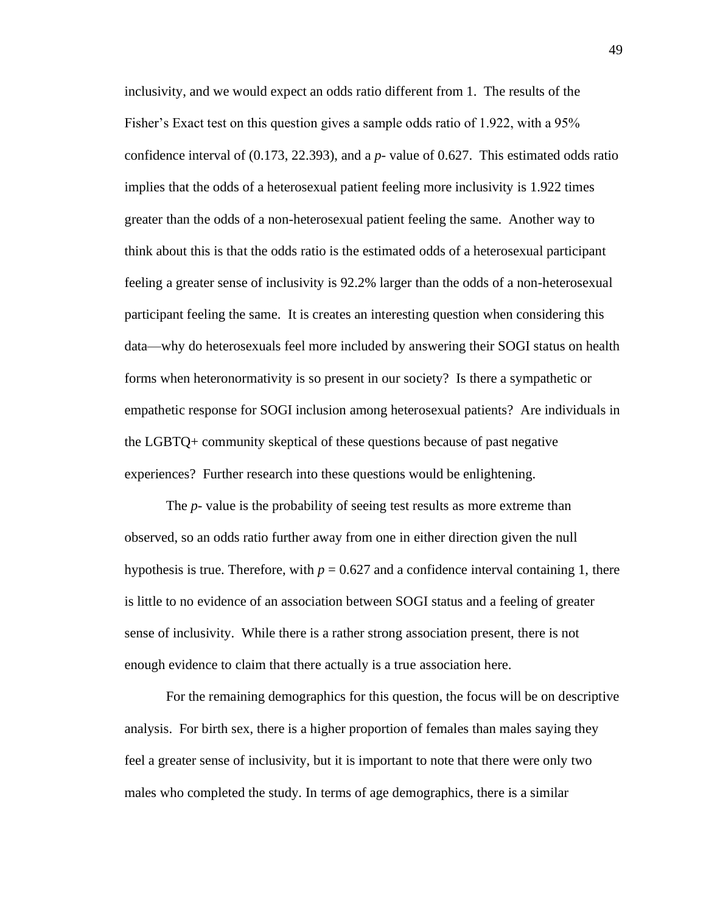inclusivity, and we would expect an odds ratio different from 1. The results of the Fisher's Exact test on this question gives a sample odds ratio of 1.922, with a 95% confidence interval of (0.173, 22.393), and a *p*- value of 0.627. This estimated odds ratio implies that the odds of a heterosexual patient feeling more inclusivity is 1.922 times greater than the odds of a non-heterosexual patient feeling the same. Another way to think about this is that the odds ratio is the estimated odds of a heterosexual participant feeling a greater sense of inclusivity is 92.2% larger than the odds of a non-heterosexual participant feeling the same. It is creates an interesting question when considering this data—why do heterosexuals feel more included by answering their SOGI status on health forms when heteronormativity is so present in our society? Is there a sympathetic or empathetic response for SOGI inclusion among heterosexual patients? Are individuals in the LGBTQ+ community skeptical of these questions because of past negative experiences? Further research into these questions would be enlightening.

The *p*- value is the probability of seeing test results as more extreme than observed, so an odds ratio further away from one in either direction given the null hypothesis is true. Therefore, with $p = 0.627$ and a confidence interval containing 1, there is little to no evidence of an association between SOGI status and a feeling of greater sense of inclusivity. While there is a rather strong association present, there is not enough evidence to claim that there actually is a true association here.

For the remaining demographics for this question, the focus will be on descriptive analysis. For birth sex, there is a higher proportion of females than males saying they feel a greater sense of inclusivity, but it is important to note that there were only two males who completed the study. In terms of age demographics, there is a similar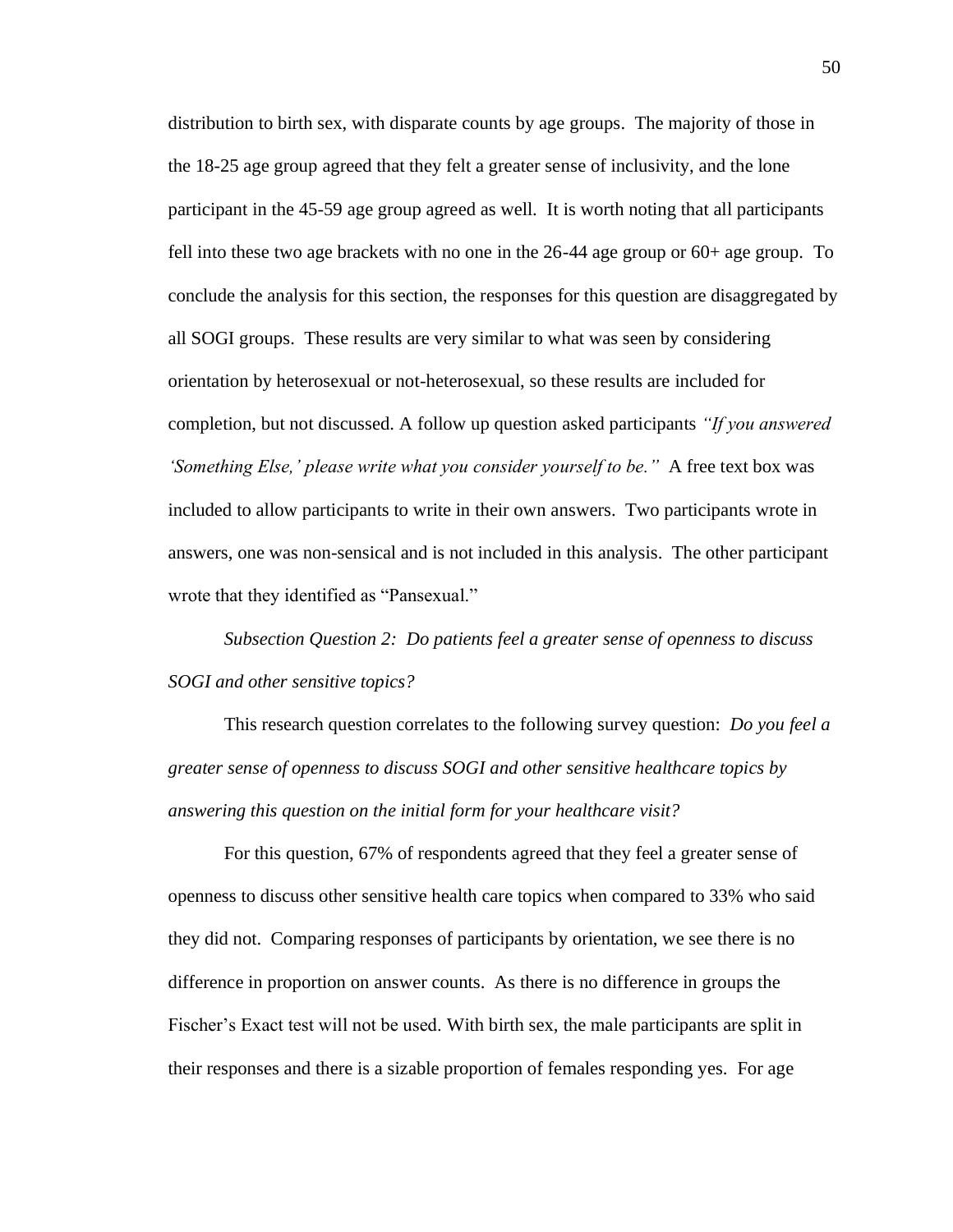distribution to birth sex, with disparate counts by age groups. The majority of those in the 18-25 age group agreed that they felt a greater sense of inclusivity, and the lone participant in the 45-59 age group agreed as well. It is worth noting that all participants fell into these two age brackets with no one in the 26-44 age group or 60+ age group. To conclude the analysis for this section, the responses for this question are disaggregated by all SOGI groups. These results are very similar to what was seen by considering orientation by heterosexual or not-heterosexual, so these results are included for completion, but not discussed. A follow up question asked participants *"If you answered 'Something Else,' please write what you consider yourself to be."* A free text box was included to allow participants to write in their own answers. Two participants wrote in answers, one was non-sensical and is not included in this analysis. The other participant wrote that they identified as "Pansexual."

*Subsection Question 2: Do patients feel a greater sense of openness to discuss SOGI and other sensitive topics?*

This research question correlates to the following survey question: *Do you feel a greater sense of openness to discuss SOGI and other sensitive healthcare topics by answering this question on the initial form for your healthcare visit?*

For this question, 67% of respondents agreed that they feel a greater sense of openness to discuss other sensitive health care topics when compared to 33% who said they did not. Comparing responses of participants by orientation, we see there is no difference in proportion on answer counts. As there is no difference in groups the Fischer's Exact test will not be used. With birth sex, the male participants are split in their responses and there is a sizable proportion of females responding yes. For age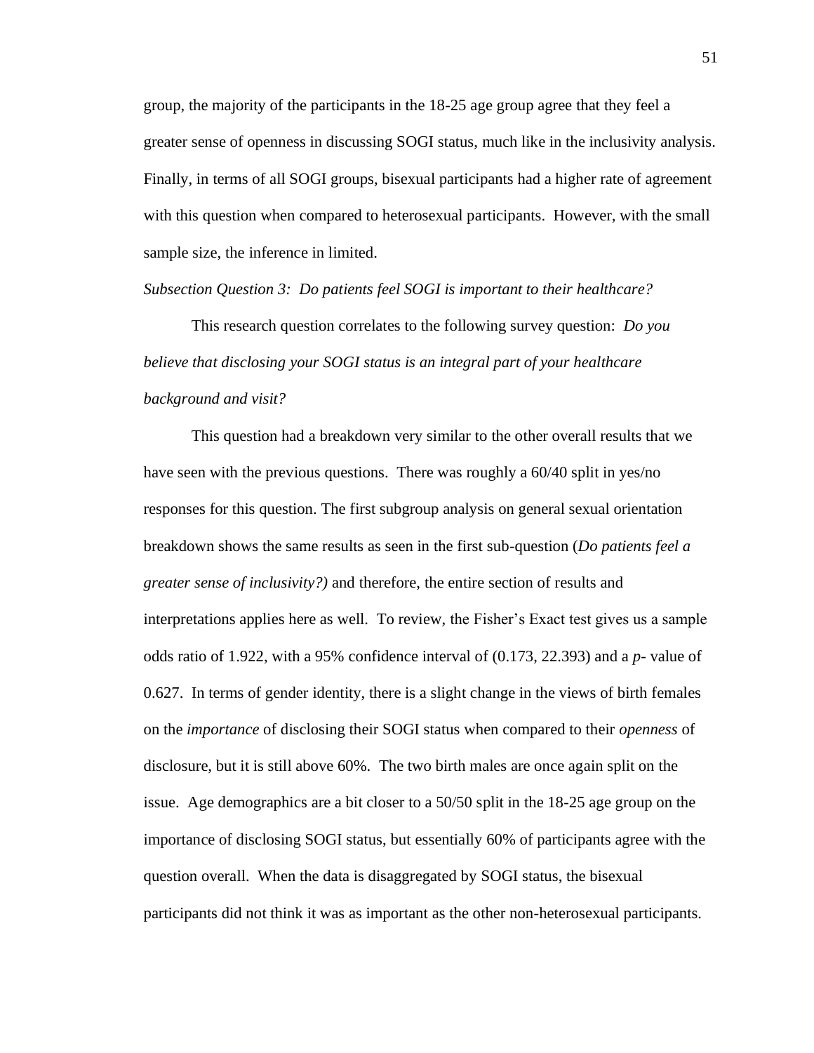group, the majority of the participants in the 18-25 age group agree that they feel a greater sense of openness in discussing SOGI status, much like in the inclusivity analysis. Finally, in terms of all SOGI groups, bisexual participants had a higher rate of agreement with this question when compared to heterosexual participants. However, with the small sample size, the inference in limited.

*Subsection Question 3: Do patients feel SOGI is important to their healthcare?*

This research question correlates to the following survey question: *Do you believe that disclosing your SOGI status is an integral part of your healthcare background and visit?*

This question had a breakdown very similar to the other overall results that we have seen with the previous questions. There was roughly a 60/40 split in yes/no responses for this question. The first subgroup analysis on general sexual orientation breakdown shows the same results as seen in the first sub-question (*Do patients feel a greater sense of inclusivity?)* and therefore, the entire section of results and interpretations applies here as well. To review, the Fisher's Exact test gives us a sample odds ratio of 1.922, with a 95% confidence interval of (0.173, 22.393) and a *p*- value of 0.627. In terms of gender identity, there is a slight change in the views of birth females on the *importance* of disclosing their SOGI status when compared to their *openness* of disclosure, but it is still above 60%. The two birth males are once again split on the issue. Age demographics are a bit closer to a 50/50 split in the 18-25 age group on the importance of disclosing SOGI status, but essentially 60% of participants agree with the question overall. When the data is disaggregated by SOGI status, the bisexual participants did not think it was as important as the other non-heterosexual participants.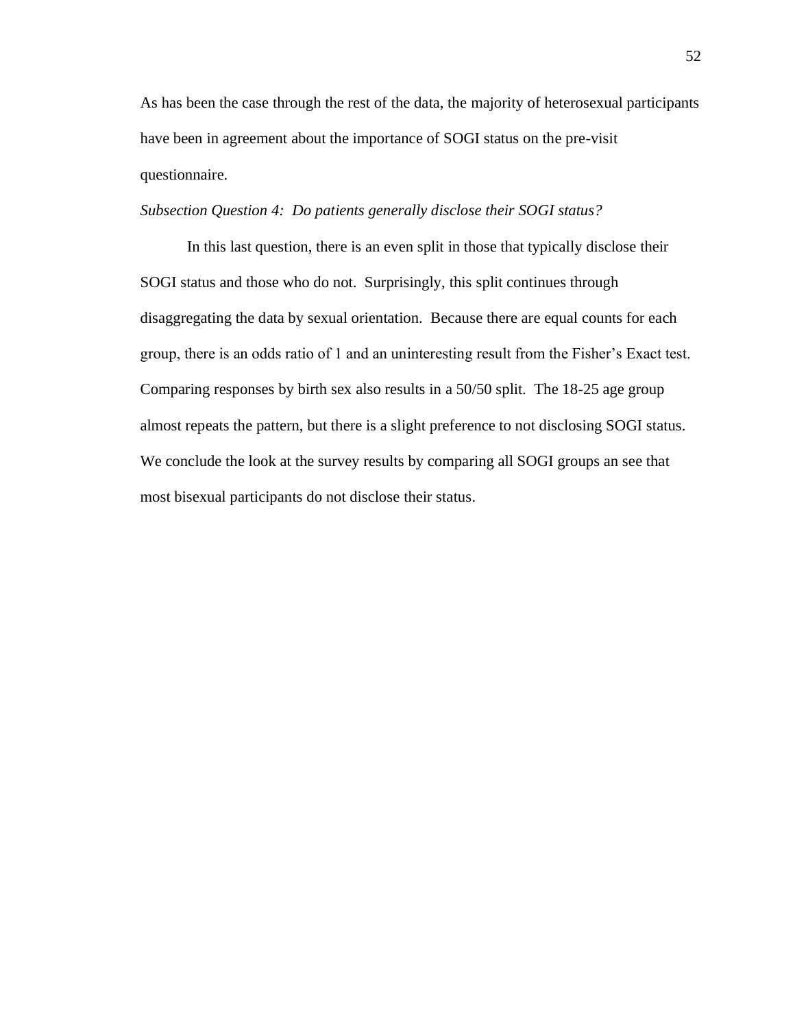As has been the case through the rest of the data, the majority of heterosexual participants have been in agreement about the importance of SOGI status on the pre-visit questionnaire.

*Subsection Question 4: Do patients generally disclose their SOGI status?*

In this last question, there is an even split in those that typically disclose their SOGI status and those who do not. Surprisingly, this split continues through disaggregating the data by sexual orientation. Because there are equal counts for each group, there is an odds ratio of 1 and an uninteresting result from the Fisher's Exact test. Comparing responses by birth sex also results in a 50/50 split. The 18-25 age group almost repeats the pattern, but there is a slight preference to not disclosing SOGI status. We conclude the look at the survey results by comparing all SOGI groups an see that most bisexual participants do not disclose their status.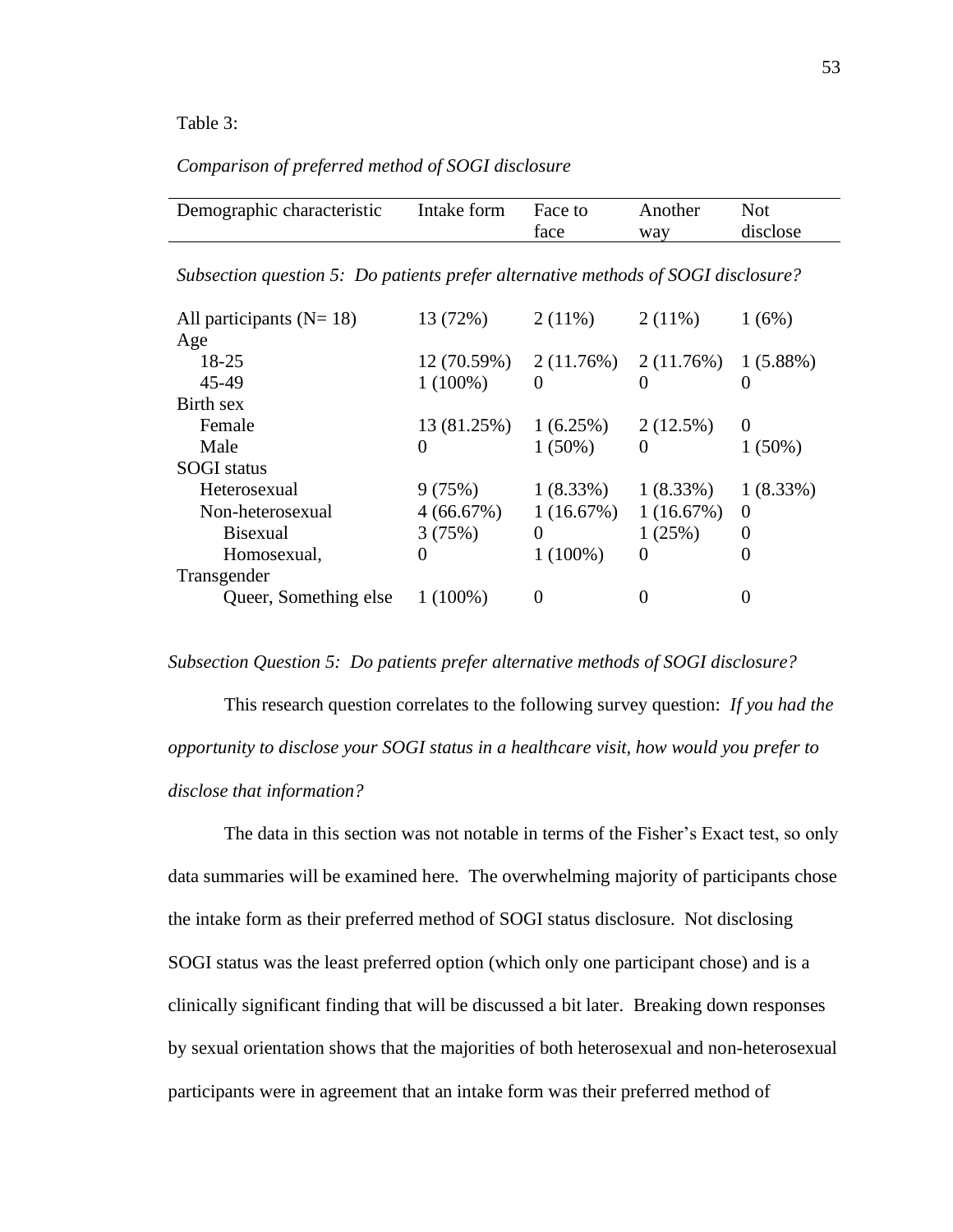Table 3:

*Comparison of preferred method of SOGI disclosure*

| Demographic characteristic | Intake form | Face to face | Another way | Not disclose |
|---|---|---|---|---|
| *Subsection question 5: Do patients prefer alternative methods of SOGI disclosure?* | | | | |
| All participants (N= 18) | 13 (72%) | 2 (11%) | 2 (11%) | 1 (6%) |
| Age | | | | |
| 18-25 | 12 (70.59%) | 2 (11.76%) | 2 (11.76%) | 1 (5.88%) |
| 45-49 | 1 (100%) | 0 | 0 | 0 |
| Birth sex | | | | |
| Female | 13 (81.25%) | 1 (6.25%) | 2 (12.5%) | 0 |
| Male | 0 | 1 (50%) | 0 | 1 (50%) |
| SOGI status | | | | |
| Heterosexual | 9 (75%) | 1 (8.33%) | 1 (8.33%) | 1 (8.33%) |
| Non-heterosexual | 4 (66.67%) | 1 (16.67%) | 1 (16.67%) | 0 |
| Bisexual | 3 (75%) | 0 | 1 (25%) | 0 |
| Homosexual, | 0 | 1 (100%) | 0 | 0 |
| Transgender | | | | |
| Queer, Something else | 1 (100%) | 0 | 0 | 0 |

*Subsection Question 5: Do patients prefer alternative methods of SOGI disclosure?*

This research question correlates to the following survey question: *If you had the opportunity to disclose your SOGI status in a healthcare visit, how would you prefer to disclose that information?*

The data in this section was not notable in terms of the Fisher's Exact test, so only data summaries will be examined here. The overwhelming majority of participants chose the intake form as their preferred method of SOGI status disclosure. Not disclosing SOGI status was the least preferred option (which only one participant chose) and is a clinically significant finding that will be discussed a bit later. Breaking down responses by sexual orientation shows that the majorities of both heterosexual and non-heterosexual participants were in agreement that an intake form was their preferred method of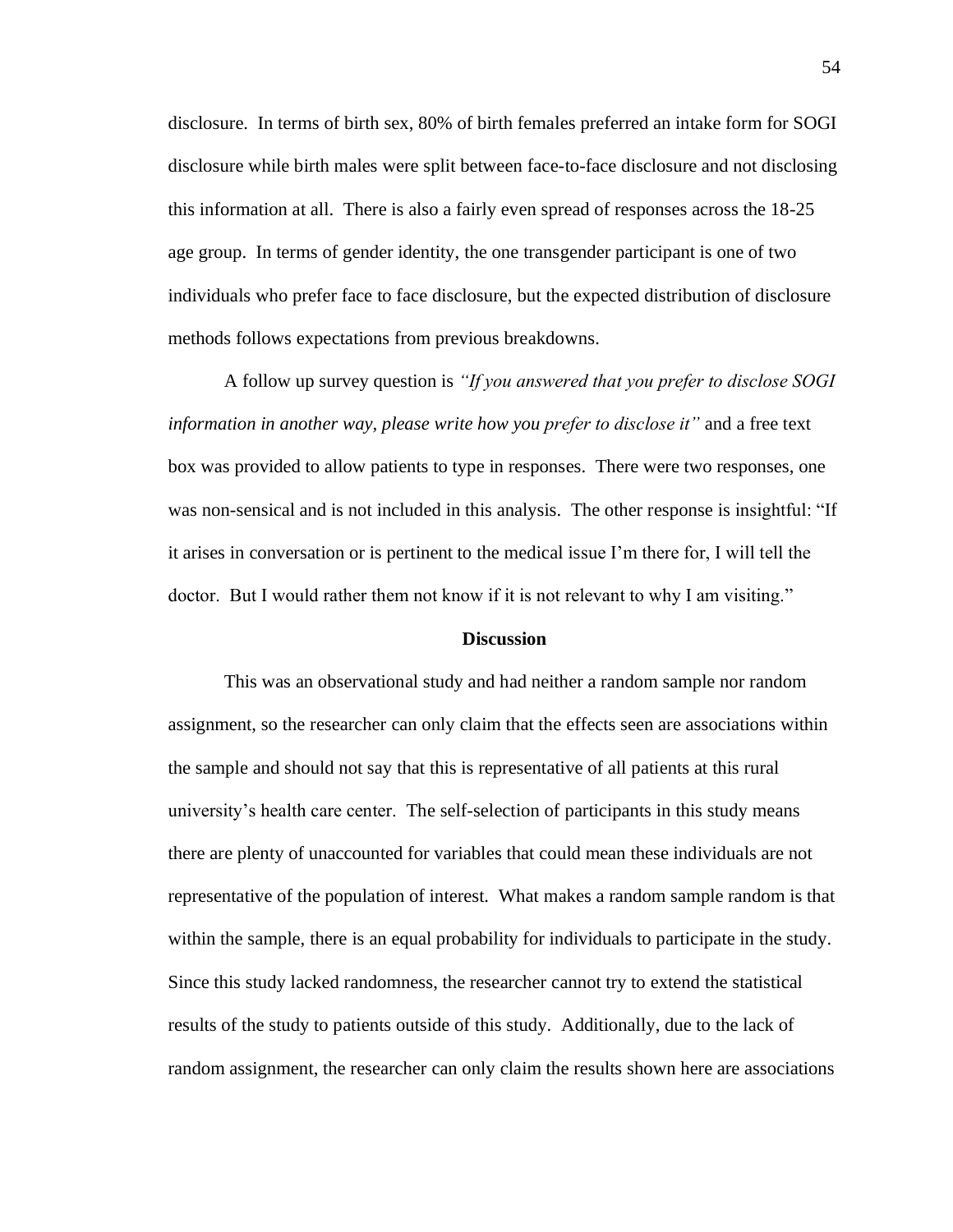disclosure. In terms of birth sex, 80% of birth females preferred an intake form for SOGI disclosure while birth males were split between face-to-face disclosure and not disclosing this information at all. There is also a fairly even spread of responses across the 18-25 age group. In terms of gender identity, the one transgender participant is one of two individuals who prefer face to face disclosure, but the expected distribution of disclosure methods follows expectations from previous breakdowns.

A follow up survey question is *"If you answered that you prefer to disclose SOGI information in another way, please write how you prefer to disclose it"* and a free text box was provided to allow patients to type in responses. There were two responses, one was non-sensical and is not included in this analysis. The other response is insightful: "If it arises in conversation or is pertinent to the medical issue I'm there for, I will tell the doctor. But I would rather them not know if it is not relevant to why I am visiting."

## Discussion

This was an observational study and had neither a random sample nor random assignment, so the researcher can only claim that the effects seen are associations within the sample and should not say that this is representative of all patients at this rural university's health care center. The self-selection of participants in this study means there are plenty of unaccounted for variables that could mean these individuals are not representative of the population of interest. What makes a random sample random is that within the sample, there is an equal probability for individuals to participate in the study. Since this study lacked randomness, the researcher cannot try to extend the statistical results of the study to patients outside of this study. Additionally, due to the lack of random assignment, the researcher can only claim the results shown here are associations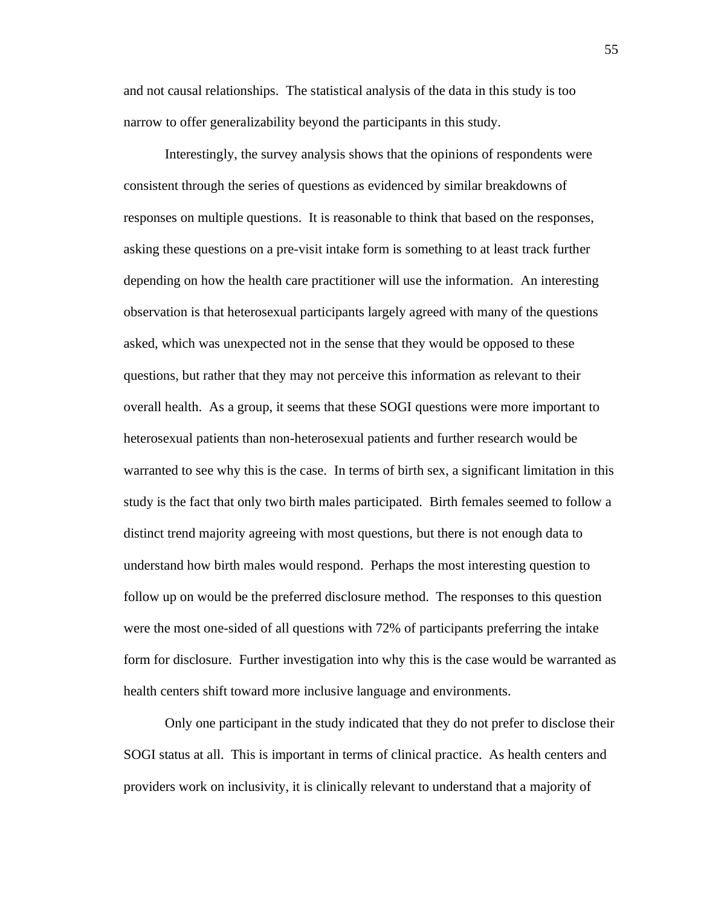and not causal relationships. The statistical analysis of the data in this study is too narrow to offer generalizability beyond the participants in this study.

Interestingly, the survey analysis shows that the opinions of respondents were consistent through the series of questions as evidenced by similar breakdowns of responses on multiple questions. It is reasonable to think that based on the responses, asking these questions on a pre-visit intake form is something to at least track further depending on how the health care practitioner will use the information. An interesting observation is that heterosexual participants largely agreed with many of the questions asked, which was unexpected not in the sense that they would be opposed to these questions, but rather that they may not perceive this information as relevant to their overall health. As a group, it seems that these SOGI questions were more important to heterosexual patients than non-heterosexual patients and further research would be warranted to see why this is the case. In terms of birth sex, a significant limitation in this study is the fact that only two birth males participated. Birth females seemed to follow a distinct trend majority agreeing with most questions, but there is not enough data to understand how birth males would respond. Perhaps the most interesting question to follow up on would be the preferred disclosure method. The responses to this question were the most one-sided of all questions with 72% of participants preferring the intake form for disclosure. Further investigation into why this is the case would be warranted as health centers shift toward more inclusive language and environments.

Only one participant in the study indicated that they do not prefer to disclose their SOGI status at all. This is important in terms of clinical practice. As health centers and providers work on inclusivity, it is clinically relevant to understand that a majority of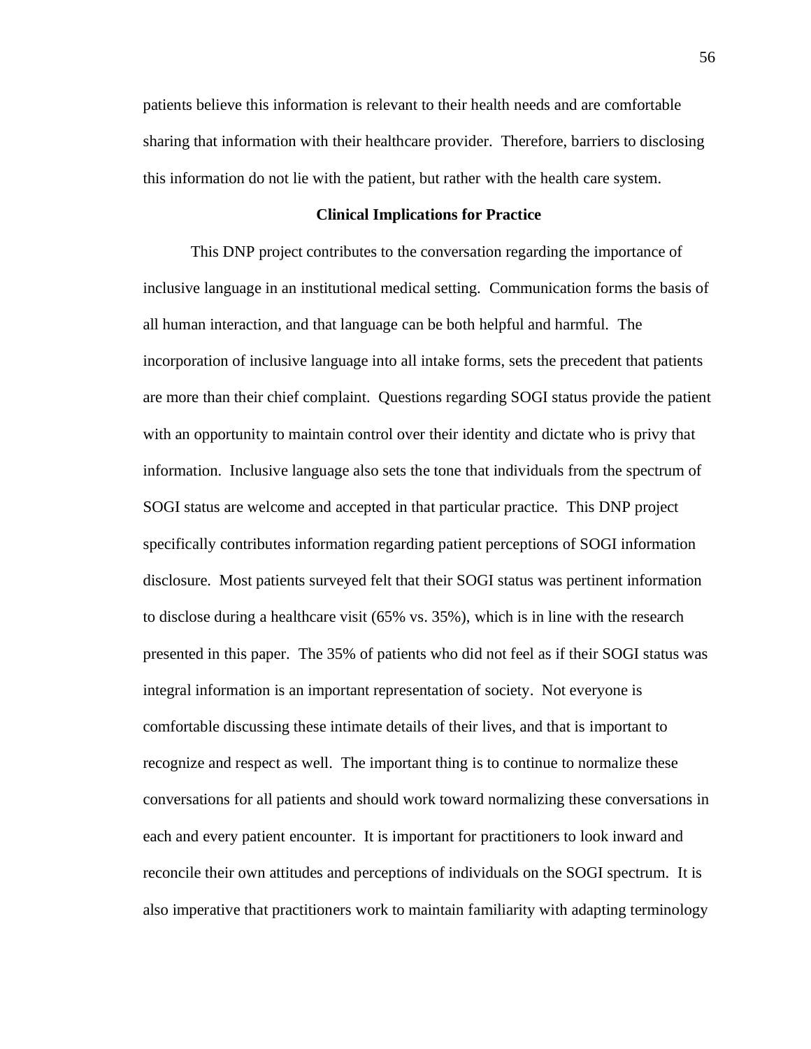patients believe this information is relevant to their health needs and are comfortable sharing that information with their healthcare provider.  Therefore, barriers to disclosing this information do not lie with the patient, but rather with the health care system.

## Clinical Implications for Practice

This DNP project contributes to the conversation regarding the importance of inclusive language in an institutional medical setting.  Communication forms the basis of all human interaction, and that language can be both helpful and harmful.  The incorporation of inclusive language into all intake forms, sets the precedent that patients are more than their chief complaint.  Questions regarding SOGI status provide the patient with an opportunity to maintain control over their identity and dictate who is privy that information.  Inclusive language also sets the tone that individuals from the spectrum of SOGI status are welcome and accepted in that particular practice.  This DNP project specifically contributes information regarding patient perceptions of SOGI information disclosure.  Most patients surveyed felt that their SOGI status was pertinent information to disclose during a healthcare visit (65% vs. 35%), which is in line with the research presented in this paper.  The 35% of patients who did not feel as if their SOGI status was integral information is an important representation of society.  Not everyone is comfortable discussing these intimate details of their lives, and that is important to recognize and respect as well.  The important thing is to continue to normalize these conversations for all patients and should work toward normalizing these conversations in each and every patient encounter.  It is important for practitioners to look inward and reconcile their own attitudes and perceptions of individuals on the SOGI spectrum.  It is also imperative that practitioners work to maintain familiarity with adapting terminology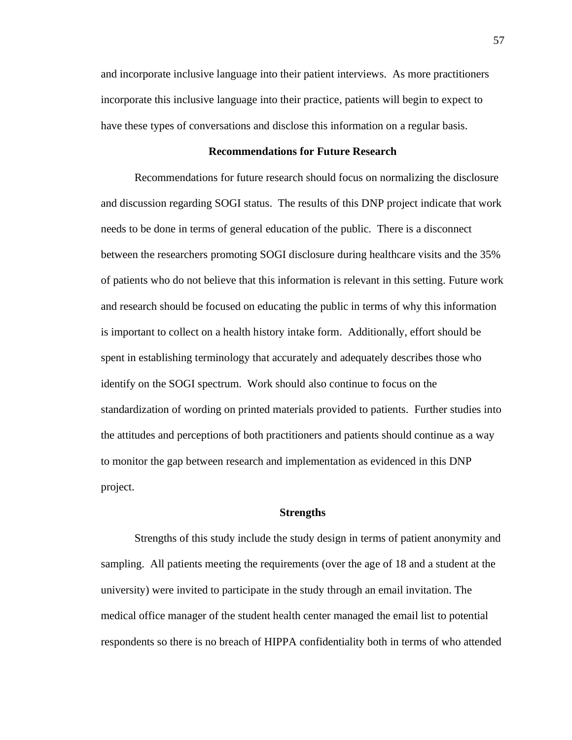and incorporate inclusive language into their patient interviews. As more practitioners incorporate this inclusive language into their practice, patients will begin to expect to have these types of conversations and disclose this information on a regular basis.

## Recommendations for Future Research

Recommendations for future research should focus on normalizing the disclosure and discussion regarding SOGI status. The results of this DNP project indicate that work needs to be done in terms of general education of the public. There is a disconnect between the researchers promoting SOGI disclosure during healthcare visits and the 35% of patients who do not believe that this information is relevant in this setting. Future work and research should be focused on educating the public in terms of why this information is important to collect on a health history intake form. Additionally, effort should be spent in establishing terminology that accurately and adequately describes those who identify on the SOGI spectrum. Work should also continue to focus on the standardization of wording on printed materials provided to patients. Further studies into the attitudes and perceptions of both practitioners and patients should continue as a way to monitor the gap between research and implementation as evidenced in this DNP project.

## Strengths

Strengths of this study include the study design in terms of patient anonymity and sampling. All patients meeting the requirements (over the age of 18 and a student at the university) were invited to participate in the study through an email invitation. The medical office manager of the student health center managed the email list to potential respondents so there is no breach of HIPPA confidentiality both in terms of who attended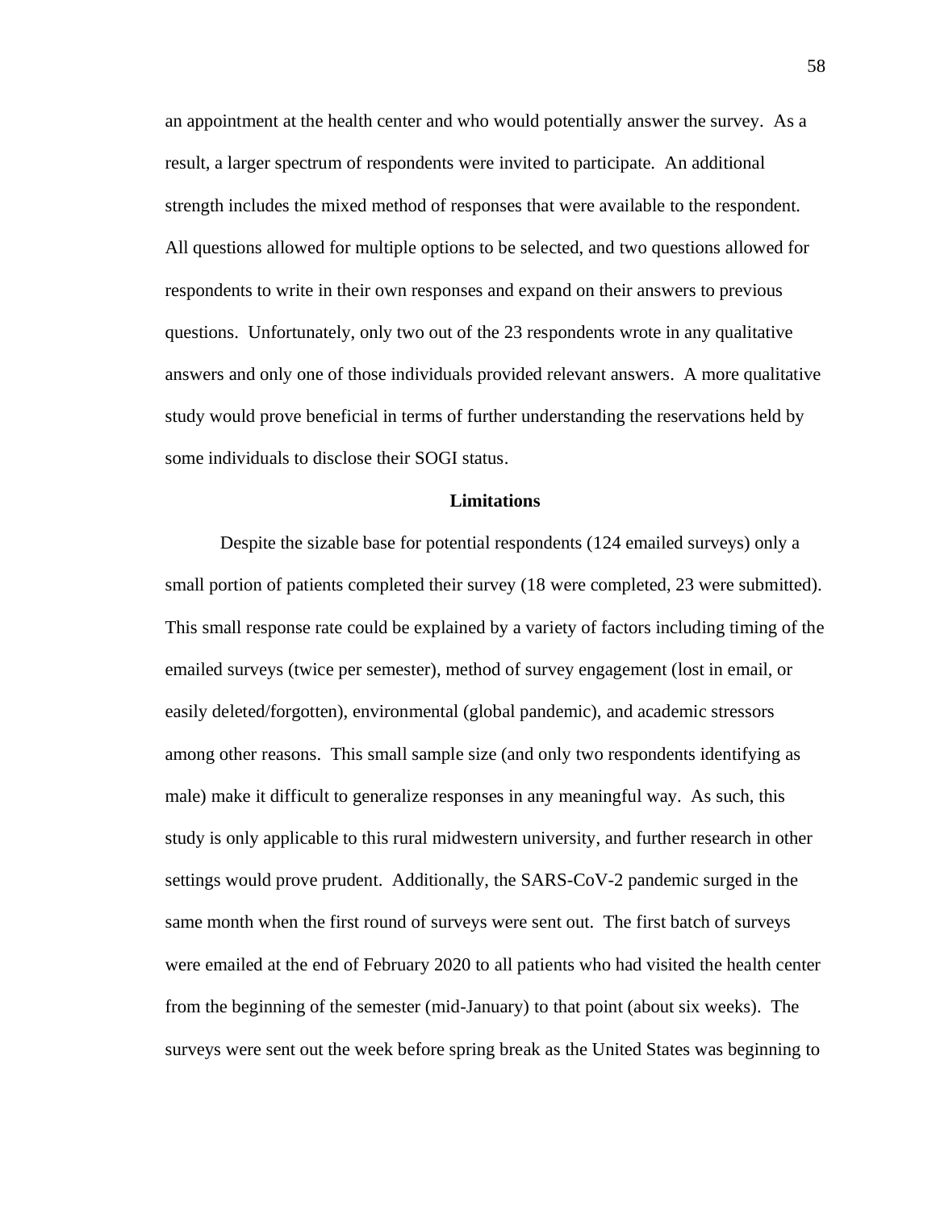an appointment at the health center and who would potentially answer the survey. As a result, a larger spectrum of respondents were invited to participate. An additional strength includes the mixed method of responses that were available to the respondent. All questions allowed for multiple options to be selected, and two questions allowed for respondents to write in their own responses and expand on their answers to previous questions. Unfortunately, only two out of the 23 respondents wrote in any qualitative answers and only one of those individuals provided relevant answers. A more qualitative study would prove beneficial in terms of further understanding the reservations held by some individuals to disclose their SOGI status.

## Limitations

Despite the sizable base for potential respondents (124 emailed surveys) only a small portion of patients completed their survey (18 were completed, 23 were submitted). This small response rate could be explained by a variety of factors including timing of the emailed surveys (twice per semester), method of survey engagement (lost in email, or easily deleted/forgotten), environmental (global pandemic), and academic stressors among other reasons. This small sample size (and only two respondents identifying as male) make it difficult to generalize responses in any meaningful way. As such, this study is only applicable to this rural midwestern university, and further research in other settings would prove prudent. Additionally, the SARS-CoV-2 pandemic surged in the same month when the first round of surveys were sent out. The first batch of surveys were emailed at the end of February 2020 to all patients who had visited the health center from the beginning of the semester (mid-January) to that point (about six weeks). The surveys were sent out the week before spring break as the United States was beginning to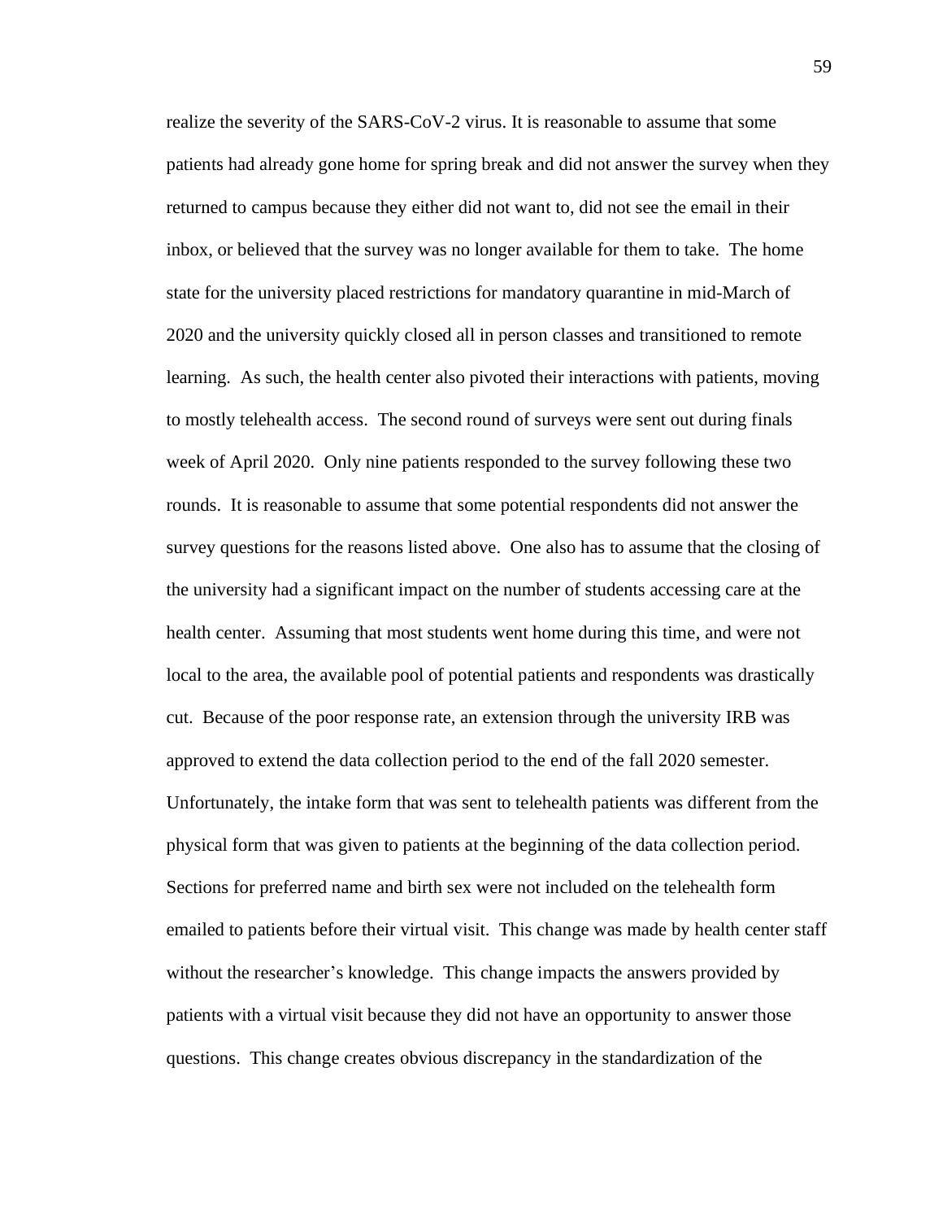realize the severity of the SARS-CoV-2 virus. It is reasonable to assume that some patients had already gone home for spring break and did not answer the survey when they returned to campus because they either did not want to, did not see the email in their inbox, or believed that the survey was no longer available for them to take. The home state for the university placed restrictions for mandatory quarantine in mid-March of 2020 and the university quickly closed all in person classes and transitioned to remote learning. As such, the health center also pivoted their interactions with patients, moving to mostly telehealth access. The second round of surveys were sent out during finals week of April 2020. Only nine patients responded to the survey following these two rounds. It is reasonable to assume that some potential respondents did not answer the survey questions for the reasons listed above. One also has to assume that the closing of the university had a significant impact on the number of students accessing care at the health center. Assuming that most students went home during this time, and were not local to the area, the available pool of potential patients and respondents was drastically cut. Because of the poor response rate, an extension through the university IRB was approved to extend the data collection period to the end of the fall 2020 semester. Unfortunately, the intake form that was sent to telehealth patients was different from the physical form that was given to patients at the beginning of the data collection period. Sections for preferred name and birth sex were not included on the telehealth form emailed to patients before their virtual visit. This change was made by health center staff without the researcher's knowledge. This change impacts the answers provided by patients with a virtual visit because they did not have an opportunity to answer those questions. This change creates obvious discrepancy in the standardization of the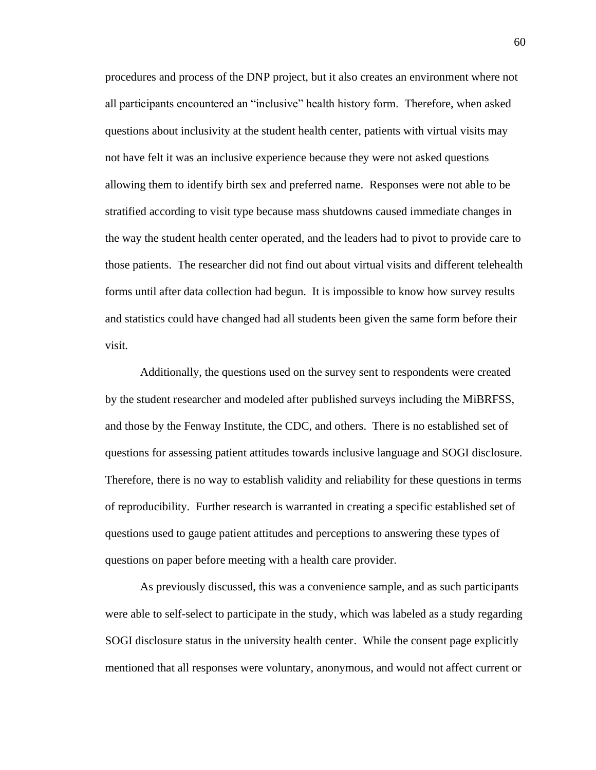procedures and process of the DNP project, but it also creates an environment where not all participants encountered an "inclusive" health history form. Therefore, when asked questions about inclusivity at the student health center, patients with virtual visits may not have felt it was an inclusive experience because they were not asked questions allowing them to identify birth sex and preferred name. Responses were not able to be stratified according to visit type because mass shutdowns caused immediate changes in the way the student health center operated, and the leaders had to pivot to provide care to those patients. The researcher did not find out about virtual visits and different telehealth forms until after data collection had begun. It is impossible to know how survey results and statistics could have changed had all students been given the same form before their visit.

Additionally, the questions used on the survey sent to respondents were created by the student researcher and modeled after published surveys including the MiBRFSS, and those by the Fenway Institute, the CDC, and others. There is no established set of questions for assessing patient attitudes towards inclusive language and SOGI disclosure. Therefore, there is no way to establish validity and reliability for these questions in terms of reproducibility. Further research is warranted in creating a specific established set of questions used to gauge patient attitudes and perceptions to answering these types of questions on paper before meeting with a health care provider.

As previously discussed, this was a convenience sample, and as such participants were able to self-select to participate in the study, which was labeled as a study regarding SOGI disclosure status in the university health center. While the consent page explicitly mentioned that all responses were voluntary, anonymous, and would not affect current or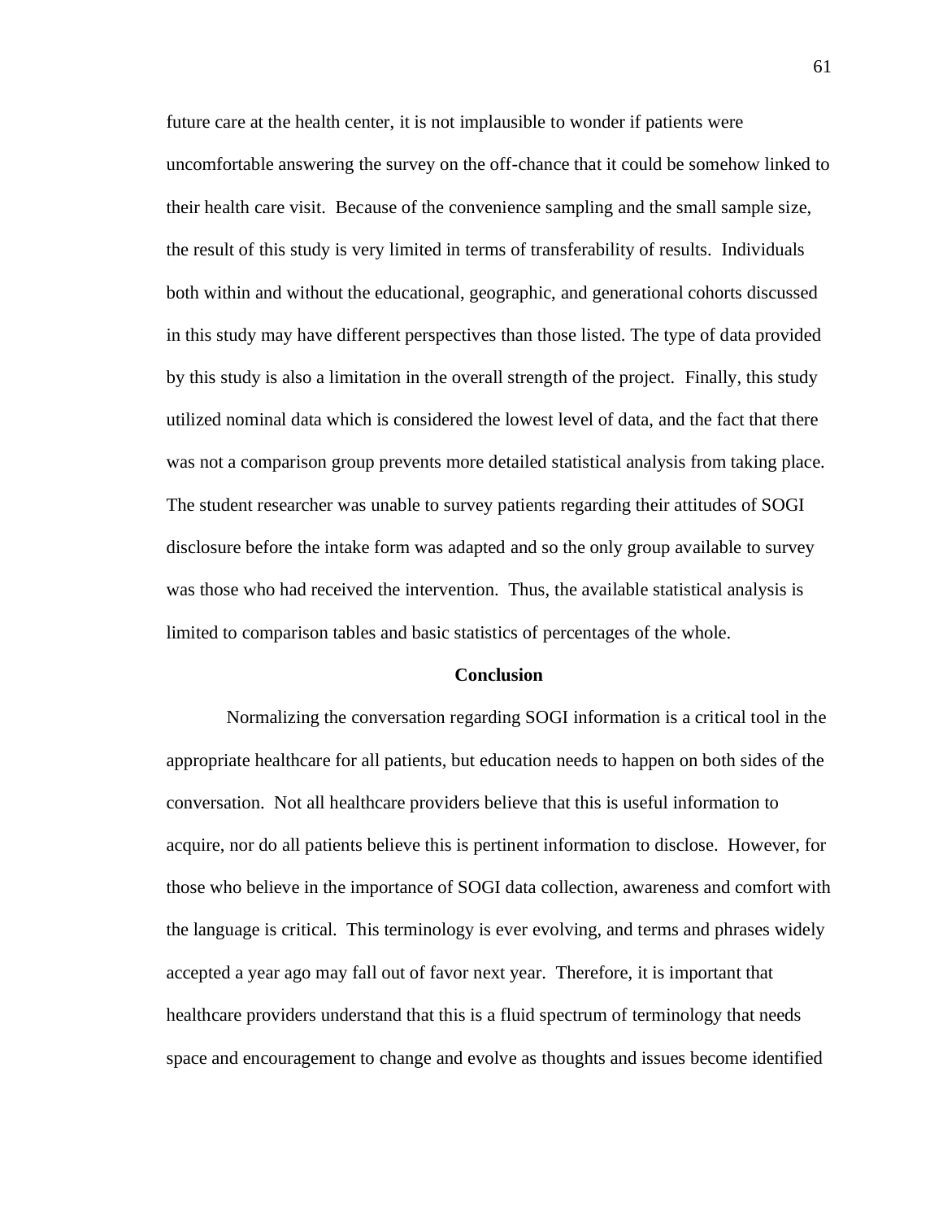future care at the health center, it is not implausible to wonder if patients were uncomfortable answering the survey on the off-chance that it could be somehow linked to their health care visit. Because of the convenience sampling and the small sample size, the result of this study is very limited in terms of transferability of results. Individuals both within and without the educational, geographic, and generational cohorts discussed in this study may have different perspectives than those listed. The type of data provided by this study is also a limitation in the overall strength of the project. Finally, this study utilized nominal data which is considered the lowest level of data, and the fact that there was not a comparison group prevents more detailed statistical analysis from taking place. The student researcher was unable to survey patients regarding their attitudes of SOGI disclosure before the intake form was adapted and so the only group available to survey was those who had received the intervention. Thus, the available statistical analysis is limited to comparison tables and basic statistics of percentages of the whole.

## Conclusion

Normalizing the conversation regarding SOGI information is a critical tool in the appropriate healthcare for all patients, but education needs to happen on both sides of the conversation. Not all healthcare providers believe that this is useful information to acquire, nor do all patients believe this is pertinent information to disclose. However, for those who believe in the importance of SOGI data collection, awareness and comfort with the language is critical. This terminology is ever evolving, and terms and phrases widely accepted a year ago may fall out of favor next year. Therefore, it is important that healthcare providers understand that this is a fluid spectrum of terminology that needs space and encouragement to change and evolve as thoughts and issues become identified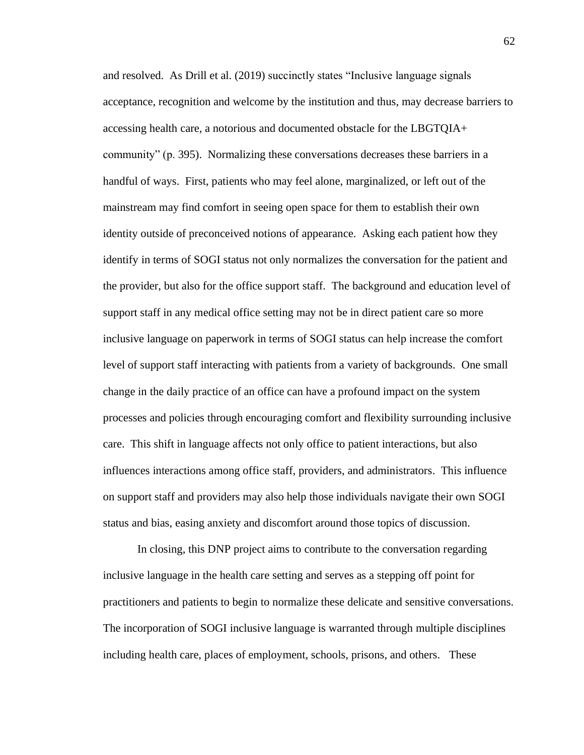and resolved. As Drill et al. (2019) succinctly states “Inclusive language signals acceptance, recognition and welcome by the institution and thus, may decrease barriers to accessing health care, a notorious and documented obstacle for the LBGTQIA+ community” (p. 395). Normalizing these conversations decreases these barriers in a handful of ways. First, patients who may feel alone, marginalized, or left out of the mainstream may find comfort in seeing open space for them to establish their own identity outside of preconceived notions of appearance. Asking each patient how they identify in terms of SOGI status not only normalizes the conversation for the patient and the provider, but also for the office support staff. The background and education level of support staff in any medical office setting may not be in direct patient care so more inclusive language on paperwork in terms of SOGI status can help increase the comfort level of support staff interacting with patients from a variety of backgrounds. One small change in the daily practice of an office can have a profound impact on the system processes and policies through encouraging comfort and flexibility surrounding inclusive care. This shift in language affects not only office to patient interactions, but also influences interactions among office staff, providers, and administrators. This influence on support staff and providers may also help those individuals navigate their own SOGI status and bias, easing anxiety and discomfort around those topics of discussion.

In closing, this DNP project aims to contribute to the conversation regarding inclusive language in the health care setting and serves as a stepping off point for practitioners and patients to begin to normalize these delicate and sensitive conversations. The incorporation of SOGI inclusive language is warranted through multiple disciplines including health care, places of employment, schools, prisons, and others. These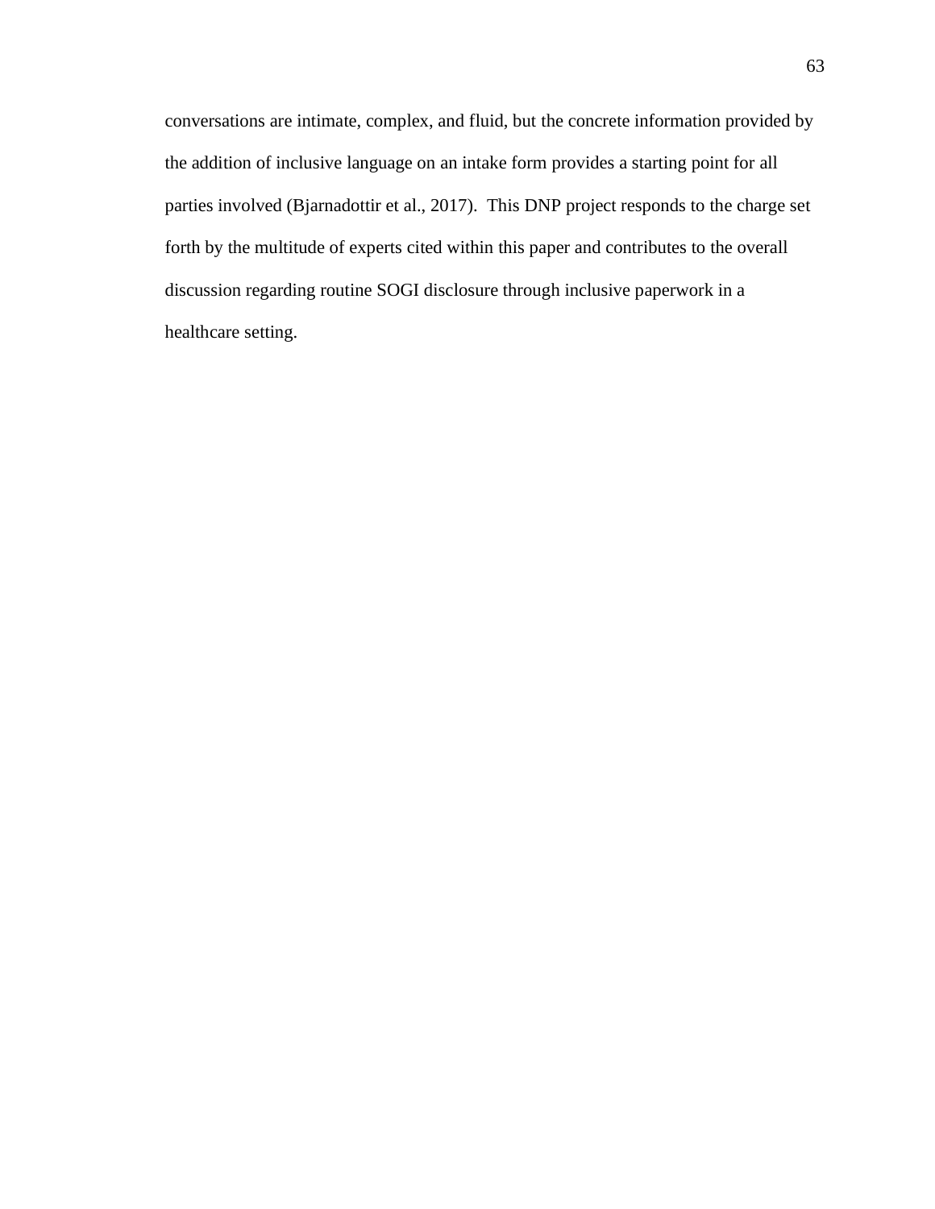conversations are intimate, complex, and fluid, but the concrete information provided by the addition of inclusive language on an intake form provides a starting point for all parties involved (Bjarnadottir et al., 2017). This DNP project responds to the charge set forth by the multitude of experts cited within this paper and contributes to the overall discussion regarding routine SOGI disclosure through inclusive paperwork in a healthcare setting.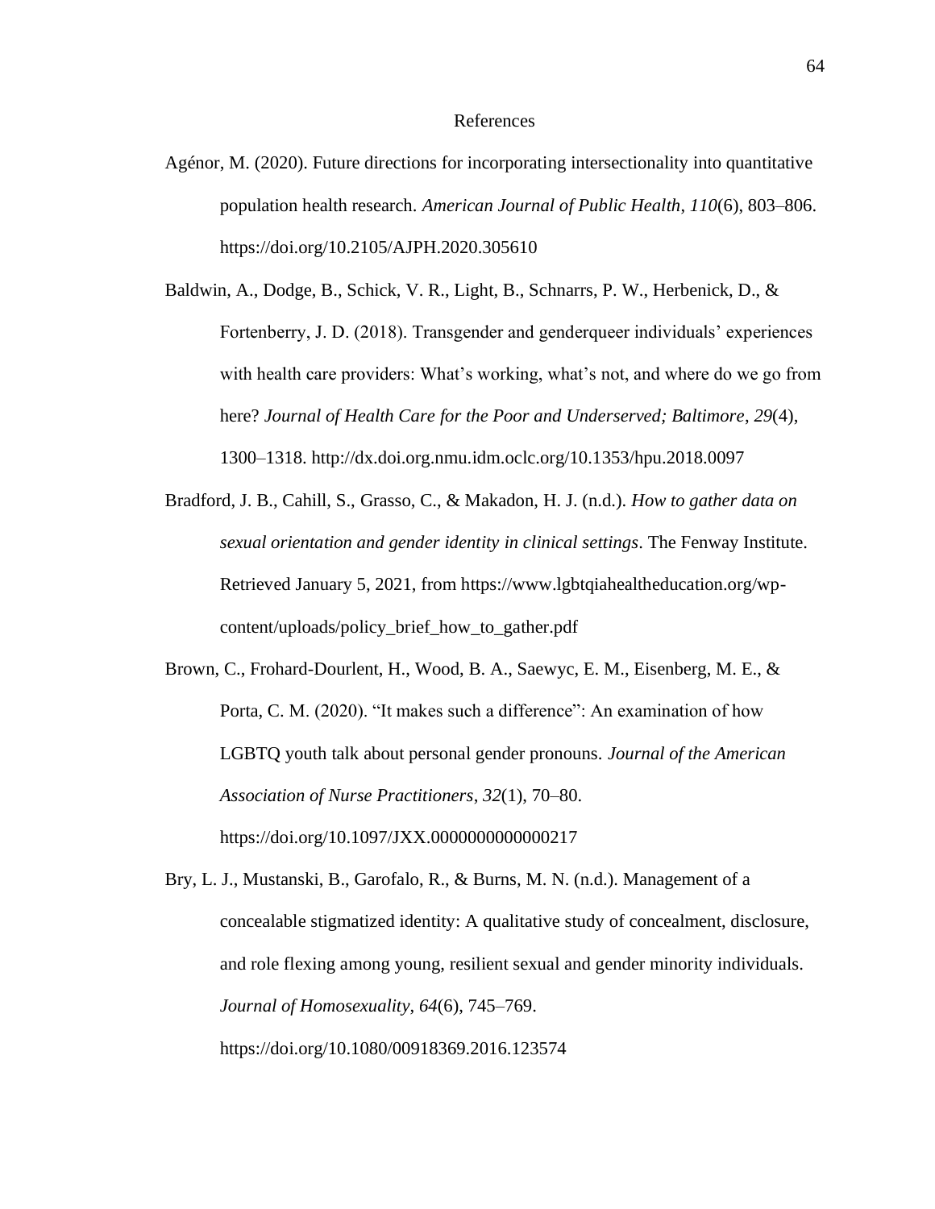# References

Agénor, M. (2020). Future directions for incorporating intersectionality into quantitative population health research. *American Journal of Public Health*, *110*(6), 803–806. https://doi.org/10.2105/AJPH.2020.305610

Baldwin, A., Dodge, B., Schick, V. R., Light, B., Schnarrs, P. W., Herbenick, D., & Fortenberry, J. D. (2018). Transgender and genderqueer individuals' experiences with health care providers: What's working, what's not, and where do we go from here? *Journal of Health Care for the Poor and Underserved; Baltimore*, *29*(4), 1300–1318. http://dx.doi.org.nmu.idm.oclc.org/10.1353/hpu.2018.0097

Bradford, J. B., Cahill, S., Grasso, C., & Makadon, H. J. (n.d.). *How to gather data on sexual orientation and gender identity in clinical settings*. The Fenway Institute. Retrieved January 5, 2021, from https://www.lgbtqiahealtheducation.org/wp-content/uploads/policy_brief_how_to_gather.pdf

Brown, C., Frohard-Dourlent, H., Wood, B. A., Saewyc, E. M., Eisenberg, M. E., & Porta, C. M. (2020). "It makes such a difference": An examination of how LGBTQ youth talk about personal gender pronouns. *Journal of the American Association of Nurse Practitioners*, *32*(1), 70–80. https://doi.org/10.1097/JXX.0000000000000217

Bry, L. J., Mustanski, B., Garofalo, R., & Burns, M. N. (n.d.). Management of a concealable stigmatized identity: A qualitative study of concealment, disclosure, and role flexing among young, resilient sexual and gender minority individuals. *Journal of Homosexuality*, *64*(6), 745–769. https://doi.org/10.1080/00918369.2016.123574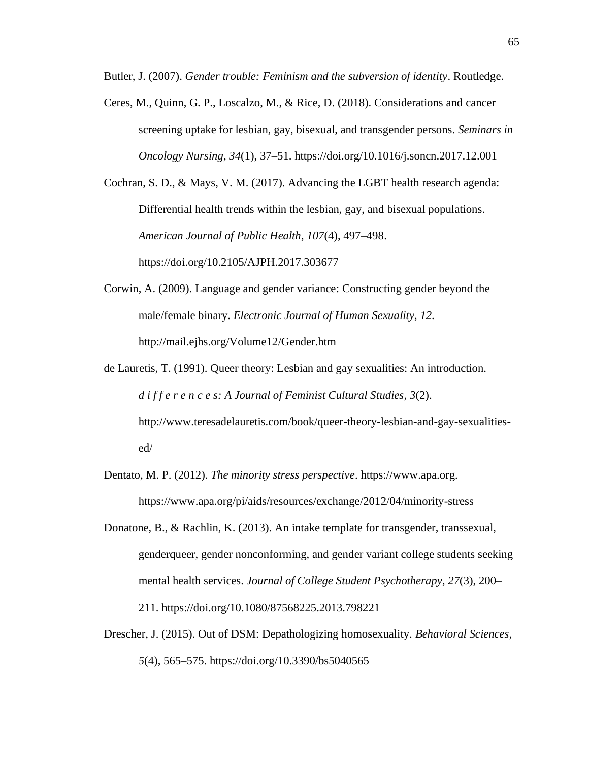Butler, J. (2007). *Gender trouble: Feminism and the subversion of identity*. Routledge.

Ceres, M., Quinn, G. P., Loscalzo, M., & Rice, D. (2018). Considerations and cancer screening uptake for lesbian, gay, bisexual, and transgender persons. *Seminars in Oncology Nursing*, *34*(1), 37–51. https://doi.org/10.1016/j.soncn.2017.12.001

Cochran, S. D., & Mays, V. M. (2017). Advancing the LGBT health research agenda: Differential health trends within the lesbian, gay, and bisexual populations. *American Journal of Public Health*, *107*(4), 497–498. https://doi.org/10.2105/AJPH.2017.303677

Corwin, A. (2009). Language and gender variance: Constructing gender beyond the male/female binary. *Electronic Journal of Human Sexuality*, *12*. http://mail.ejhs.org/Volume12/Gender.htm

de Lauretis, T. (1991). Queer theory: Lesbian and gay sexualities: An introduction. *d i f f e r e n c e s: A Journal of Feminist Cultural Studies*, *3*(2). http://www.teresadelauretis.com/book/queer-theory-lesbian-and-gay-sexualities-ed/

Dentato, M. P. (2012). *The minority stress perspective*. https://www.apa.org. https://www.apa.org/pi/aids/resources/exchange/2012/04/minority-stress

Donatone, B., & Rachlin, K. (2013). An intake template for transgender, transsexual, genderqueer, gender nonconforming, and gender variant college students seeking mental health services. *Journal of College Student Psychotherapy*, *27*(3), 200–211. https://doi.org/10.1080/87568225.2013.798221

Drescher, J. (2015). Out of DSM: Depathologizing homosexuality. *Behavioral Sciences*, *5*(4), 565–575. https://doi.org/10.3390/bs5040565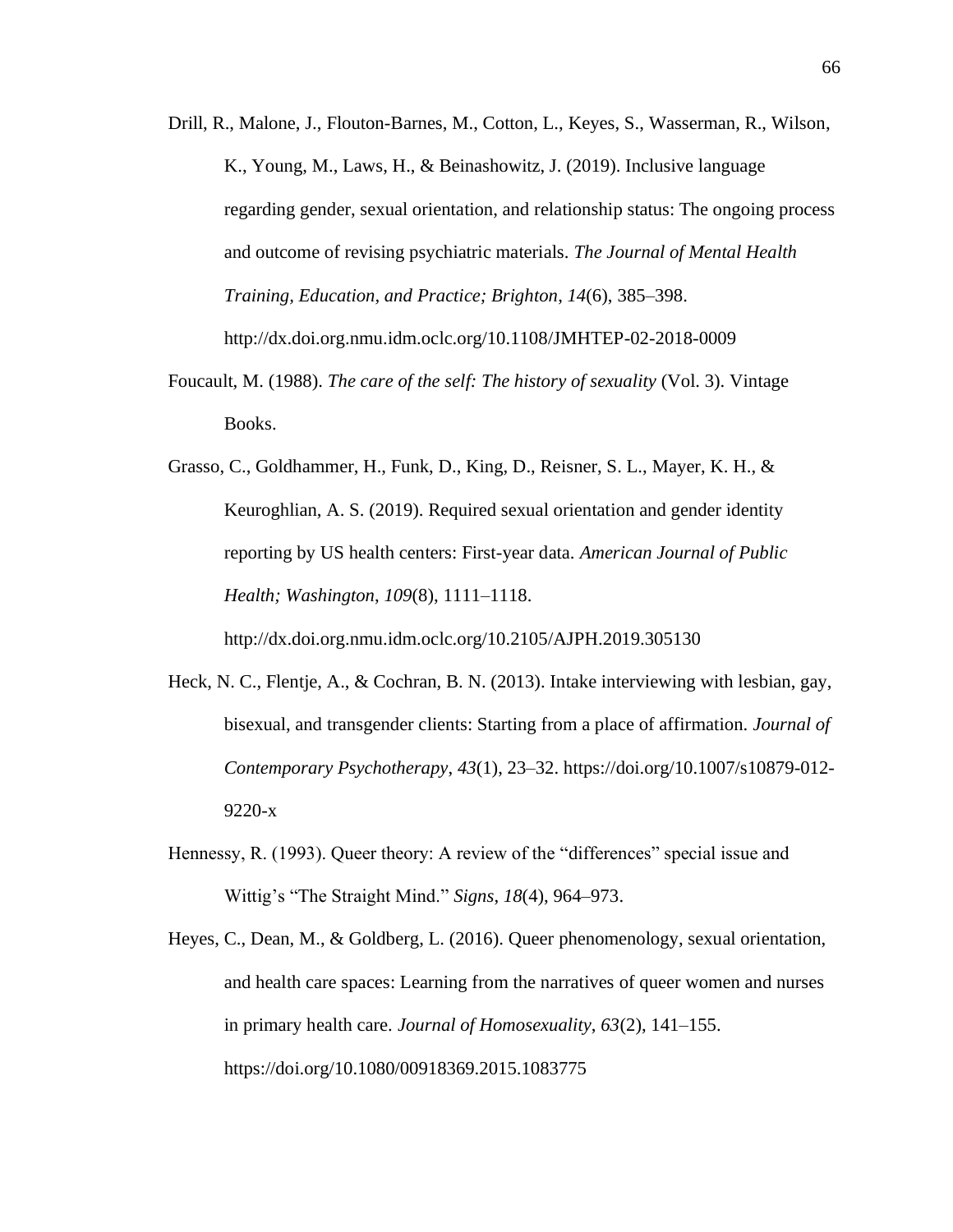Drill, R., Malone, J., Flouton-Barnes, M., Cotton, L., Keyes, S., Wasserman, R., Wilson, K., Young, M., Laws, H., & Beinashowitz, J. (2019). Inclusive language regarding gender, sexual orientation, and relationship status: The ongoing process and outcome of revising psychiatric materials. *The Journal of Mental Health Training, Education, and Practice; Brighton*, *14*(6), 385–398. http://dx.doi.org.nmu.idm.oclc.org/10.1108/JMHTEP-02-2018-0009

Foucault, M. (1988). *The care of the self: The history of sexuality* (Vol. 3). Vintage Books.

Grasso, C., Goldhammer, H., Funk, D., King, D., Reisner, S. L., Mayer, K. H., & Keuroghlian, A. S. (2019). Required sexual orientation and gender identity reporting by US health centers: First-year data. *American Journal of Public Health; Washington*, *109*(8), 1111–1118. http://dx.doi.org.nmu.idm.oclc.org/10.2105/AJPH.2019.305130

Heck, N. C., Flentje, A., & Cochran, B. N. (2013). Intake interviewing with lesbian, gay, bisexual, and transgender clients: Starting from a place of affirmation. *Journal of Contemporary Psychotherapy*, *43*(1), 23–32. https://doi.org/10.1007/s10879-012-9220-x

Hennessy, R. (1993). Queer theory: A review of the “differences” special issue and Wittig’s “The Straight Mind.” *Signs*, *18*(4), 964–973.

Heyes, C., Dean, M., & Goldberg, L. (2016). Queer phenomenology, sexual orientation, and health care spaces: Learning from the narratives of queer women and nurses in primary health care. *Journal of Homosexuality*, *63*(2), 141–155. https://doi.org/10.1080/00918369.2015.1083775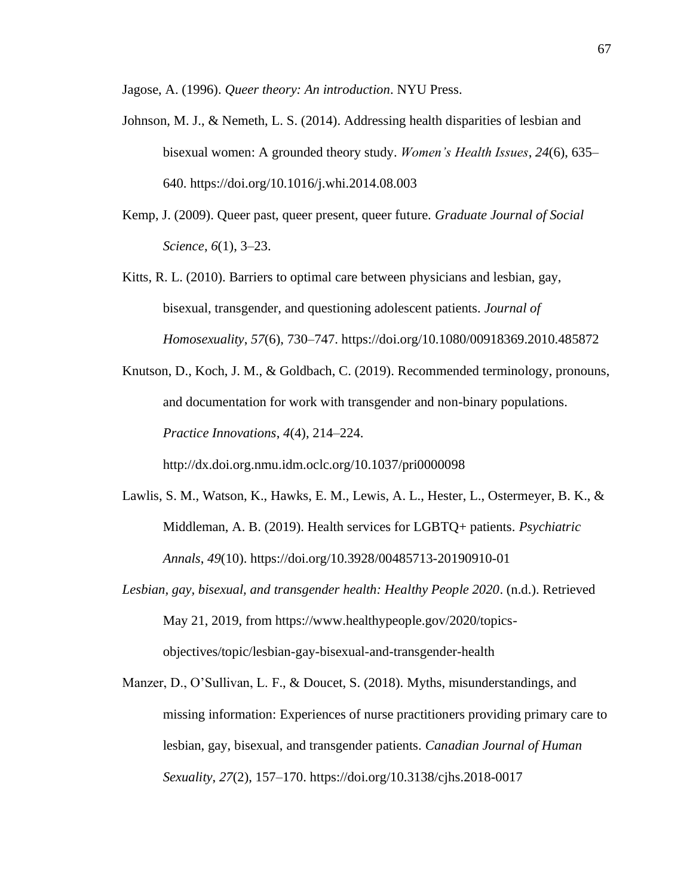Jagose, A. (1996). *Queer theory: An introduction*. NYU Press.

Johnson, M. J., & Nemeth, L. S. (2014). Addressing health disparities of lesbian and bisexual women: A grounded theory study. *Women's Health Issues*, *24*(6), 635–640. https://doi.org/10.1016/j.whi.2014.08.003

Kemp, J. (2009). Queer past, queer present, queer future. *Graduate Journal of Social Science*, *6*(1), 3–23.

Kitts, R. L. (2010). Barriers to optimal care between physicians and lesbian, gay, bisexual, transgender, and questioning adolescent patients. *Journal of Homosexuality*, *57*(6), 730–747. https://doi.org/10.1080/00918369.2010.485872

Knutson, D., Koch, J. M., & Goldbach, C. (2019). Recommended terminology, pronouns, and documentation for work with transgender and non-binary populations. *Practice Innovations*, *4*(4), 214–224. http://dx.doi.org.nmu.idm.oclc.org/10.1037/pri0000098

Lawlis, S. M., Watson, K., Hawks, E. M., Lewis, A. L., Hester, L., Ostermeyer, B. K., & Middleman, A. B. (2019). Health services for LGBTQ+ patients. *Psychiatric Annals*, *49*(10). https://doi.org/10.3928/00485713-20190910-01

*Lesbian, gay, bisexual, and transgender health: Healthy People 2020*. (n.d.). Retrieved May 21, 2019, from https://www.healthypeople.gov/2020/topics-objectives/topic/lesbian-gay-bisexual-and-transgender-health

Manzer, D., O'Sullivan, L. F., & Doucet, S. (2018). Myths, misunderstandings, and missing information: Experiences of nurse practitioners providing primary care to lesbian, gay, bisexual, and transgender patients. *Canadian Journal of Human Sexuality*, *27*(2), 157–170. https://doi.org/10.3138/cjhs.2018-0017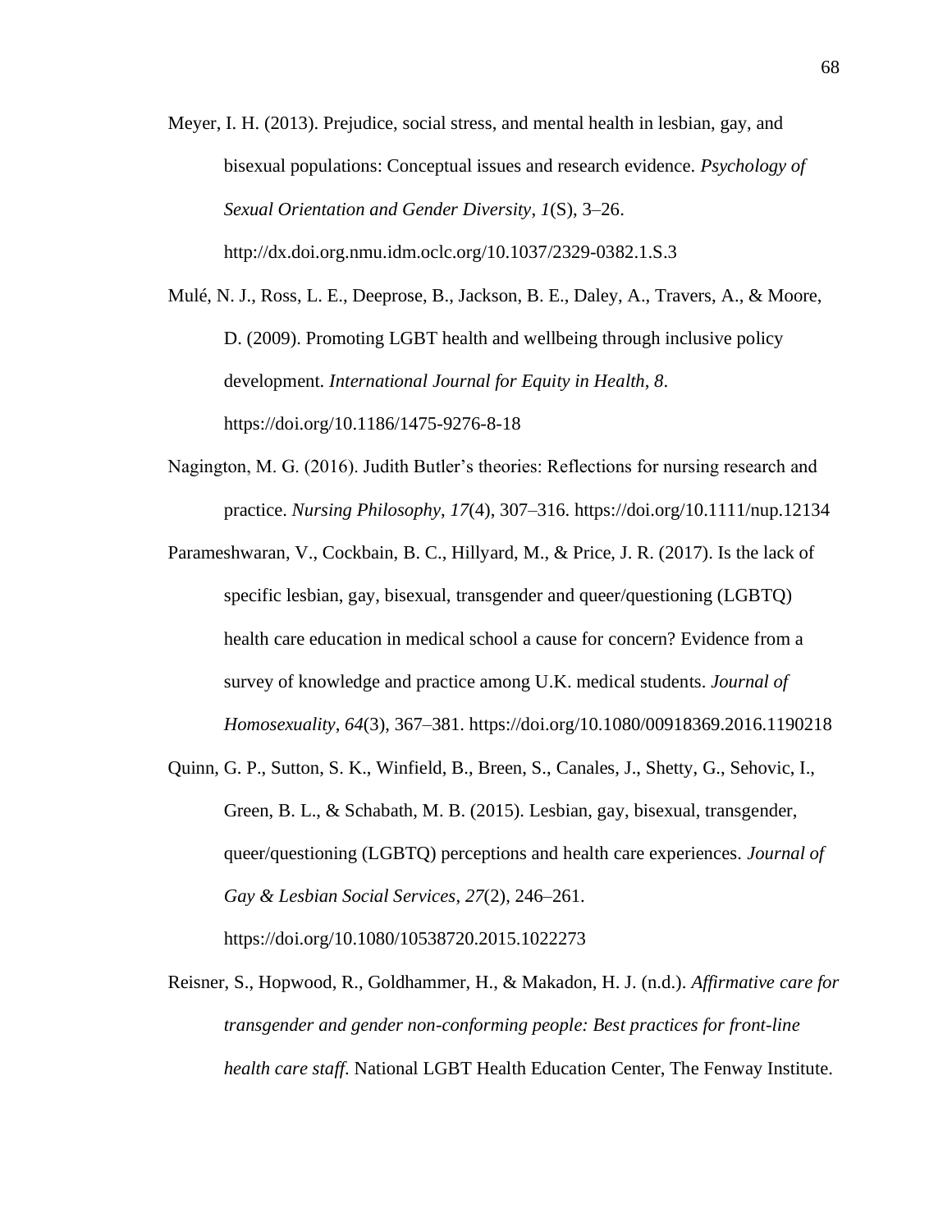Meyer, I. H. (2013). Prejudice, social stress, and mental health in lesbian, gay, and bisexual populations: Conceptual issues and research evidence. *Psychology of Sexual Orientation and Gender Diversity*, *1*(S), 3–26. http://dx.doi.org.nmu.idm.oclc.org/10.1037/2329-0382.1.S.3

Mulé, N. J., Ross, L. E., Deeprose, B., Jackson, B. E., Daley, A., Travers, A., & Moore, D. (2009). Promoting LGBT health and wellbeing through inclusive policy development. *International Journal for Equity in Health*, *8*. https://doi.org/10.1186/1475-9276-8-18

Nagington, M. G. (2016). Judith Butler's theories: Reflections for nursing research and practice. *Nursing Philosophy*, *17*(4), 307–316. https://doi.org/10.1111/nup.12134

Parameshwaran, V., Cockbain, B. C., Hillyard, M., & Price, J. R. (2017). Is the lack of specific lesbian, gay, bisexual, transgender and queer/questioning (LGBTQ) health care education in medical school a cause for concern? Evidence from a survey of knowledge and practice among U.K. medical students. *Journal of Homosexuality*, *64*(3), 367–381. https://doi.org/10.1080/00918369.2016.1190218

Quinn, G. P., Sutton, S. K., Winfield, B., Breen, S., Canales, J., Shetty, G., Sehovic, I., Green, B. L., & Schabath, M. B. (2015). Lesbian, gay, bisexual, transgender, queer/questioning (LGBTQ) perceptions and health care experiences. *Journal of Gay & Lesbian Social Services*, *27*(2), 246–261. https://doi.org/10.1080/10538720.2015.1022273

Reisner, S., Hopwood, R., Goldhammer, H., & Makadon, H. J. (n.d.). *Affirmative care for transgender and gender non-conforming people: Best practices for front-line health care staff*. National LGBT Health Education Center, The Fenway Institute.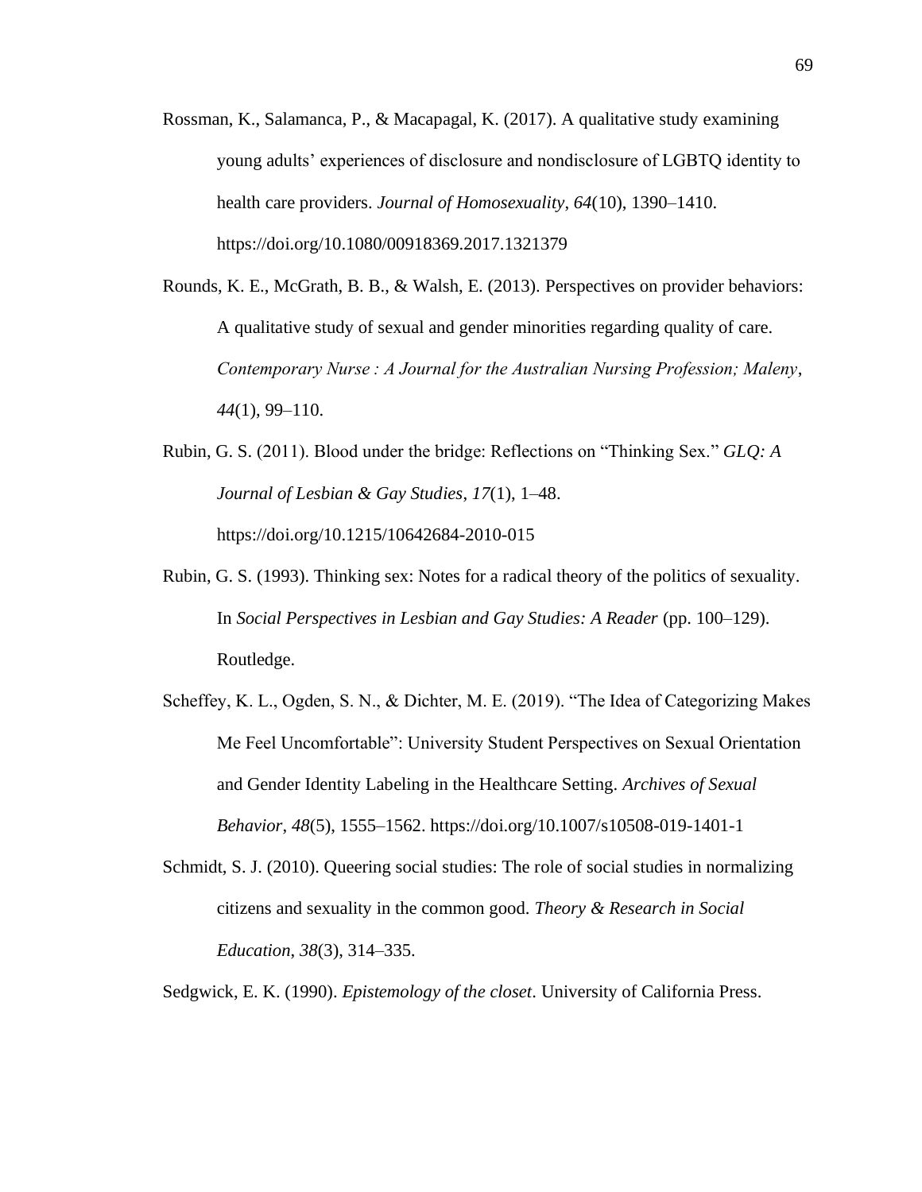Rossman, K., Salamanca, P., & Macapagal, K. (2017). A qualitative study examining young adults' experiences of disclosure and nondisclosure of LGBTQ identity to health care providers. *Journal of Homosexuality*, *64*(10), 1390–1410. https://doi.org/10.1080/00918369.2017.1321379

Rounds, K. E., McGrath, B. B., & Walsh, E. (2013). Perspectives on provider behaviors: A qualitative study of sexual and gender minorities regarding quality of care. *Contemporary Nurse : A Journal for the Australian Nursing Profession; Maleny*, *44*(1), 99–110.

Rubin, G. S. (2011). Blood under the bridge: Reflections on "Thinking Sex." *GLQ: A Journal of Lesbian & Gay Studies*, *17*(1), 1–48. https://doi.org/10.1215/10642684-2010-015

Rubin, G. S. (1993). Thinking sex: Notes for a radical theory of the politics of sexuality. In *Social Perspectives in Lesbian and Gay Studies: A Reader* (pp. 100–129). Routledge.

Scheffey, K. L., Ogden, S. N., & Dichter, M. E. (2019). "The Idea of Categorizing Makes Me Feel Uncomfortable": University Student Perspectives on Sexual Orientation and Gender Identity Labeling in the Healthcare Setting. *Archives of Sexual Behavior*, *48*(5), 1555–1562. https://doi.org/10.1007/s10508-019-1401-1

Schmidt, S. J. (2010). Queering social studies: The role of social studies in normalizing citizens and sexuality in the common good. *Theory & Research in Social Education*, *38*(3), 314–335.

Sedgwick, E. K. (1990). *Epistemology of the closet*. University of California Press.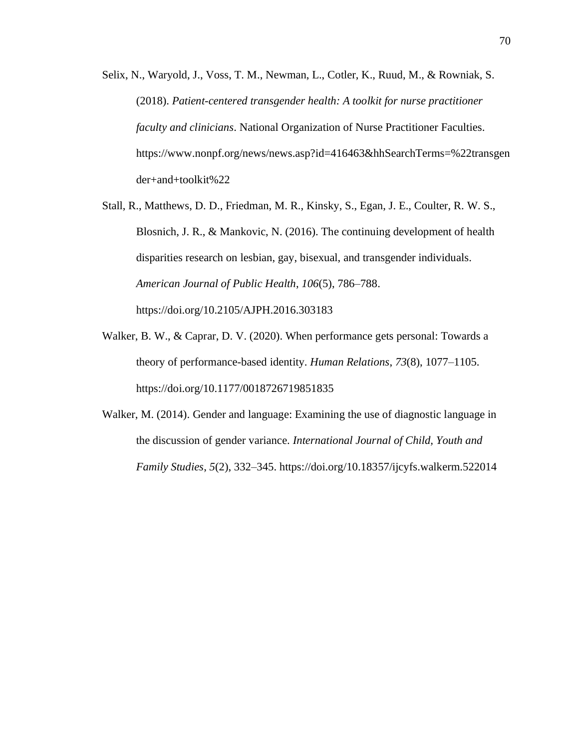Selix, N., Waryold, J., Voss, T. M., Newman, L., Cotler, K., Ruud, M., & Rowniak, S. (2018). *Patient-centered transgender health: A toolkit for nurse practitioner faculty and clinicians*. National Organization of Nurse Practitioner Faculties. https://www.nonpf.org/news/news.asp?id=416463&hhSearchTerms=%22transgender+and+toolkit%22

Stall, R., Matthews, D. D., Friedman, M. R., Kinsky, S., Egan, J. E., Coulter, R. W. S., Blosnich, J. R., & Mankovic, N. (2016). The continuing development of health disparities research on lesbian, gay, bisexual, and transgender individuals. *American Journal of Public Health*, *106*(5), 786–788. https://doi.org/10.2105/AJPH.2016.303183

Walker, B. W., & Caprar, D. V. (2020). When performance gets personal: Towards a theory of performance-based identity. *Human Relations*, *73*(8), 1077–1105. https://doi.org/10.1177/0018726719851835

Walker, M. (2014). Gender and language: Examining the use of diagnostic language in the discussion of gender variance. *International Journal of Child, Youth and Family Studies*, *5*(2), 332–345. https://doi.org/10.18357/ijcyfs.walkerm.522014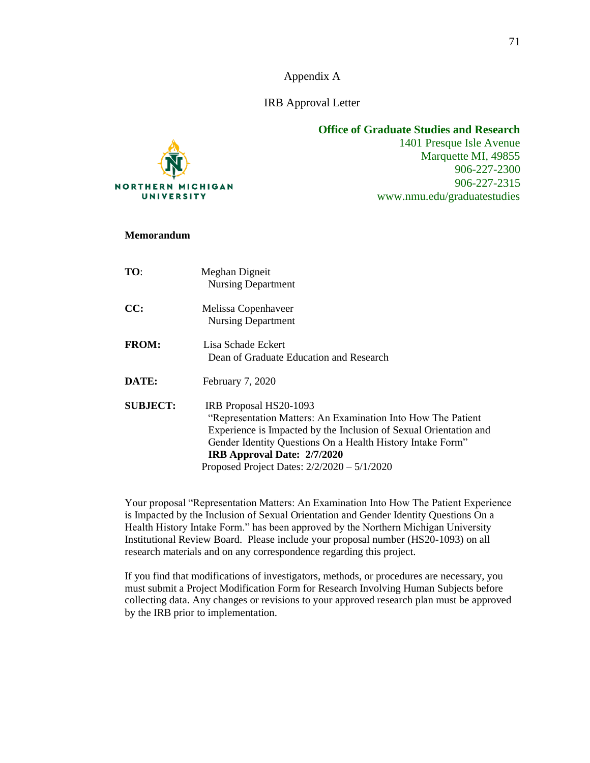# Appendix A

## IRB Approval Letter

**Office of Graduate Studies and Research**
1401 Presque Isle Avenue
Marquette MI, 49855
906-227-2300
906-227-2315
www.nmu.edu/graduatestudies

NORTHERN MICHIGAN UNIVERSITY

**Memorandum**

**TO**: Meghan Digneit
Nursing Department

**CC:** Melissa Copenhaveer
Nursing Department

**FROM:** Lisa Schade Eckert
Dean of Graduate Education and Research

**DATE:** February 7, 2020

**SUBJECT:** IRB Proposal HS20-1093
"Representation Matters: An Examination Into How The Patient Experience is Impacted by the Inclusion of Sexual Orientation and Gender Identity Questions On a Health History Intake Form"
**IRB Approval Date: 2/7/2020**
Proposed Project Dates: 2/2/2020 – 5/1/2020

Your proposal "Representation Matters: An Examination Into How The Patient Experience is Impacted by the Inclusion of Sexual Orientation and Gender Identity Questions On a Health History Intake Form." has been approved by the Northern Michigan University Institutional Review Board. Please include your proposal number (HS20-1093) on all research materials and on any correspondence regarding this project.

If you find that modifications of investigators, methods, or procedures are necessary, you must submit a Project Modification Form for Research Involving Human Subjects before collecting data. Any changes or revisions to your approved research plan must be approved by the IRB prior to implementation.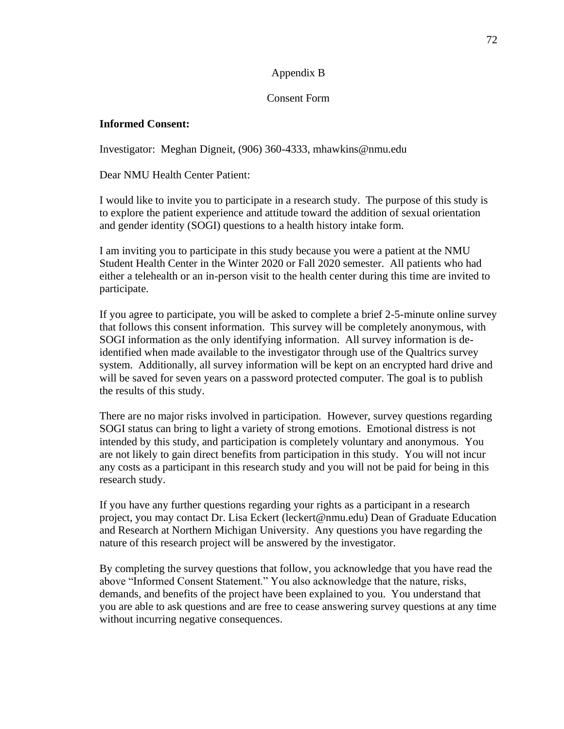# Appendix B

## Consent Form

**Informed Consent:**

Investigator: Meghan Digneit, (906) 360-4333, mhawkins@nmu.edu

Dear NMU Health Center Patient:

I would like to invite you to participate in a research study. The purpose of this study is to explore the patient experience and attitude toward the addition of sexual orientation and gender identity (SOGI) questions to a health history intake form.

I am inviting you to participate in this study because you were a patient at the NMU Student Health Center in the Winter 2020 or Fall 2020 semester. All patients who had either a telehealth or an in-person visit to the health center during this time are invited to participate.

If you agree to participate, you will be asked to complete a brief 2-5-minute online survey that follows this consent information. This survey will be completely anonymous, with SOGI information as the only identifying information. All survey information is de-identified when made available to the investigator through use of the Qualtrics survey system. Additionally, all survey information will be kept on an encrypted hard drive and will be saved for seven years on a password protected computer. The goal is to publish the results of this study.

There are no major risks involved in participation. However, survey questions regarding SOGI status can bring to light a variety of strong emotions. Emotional distress is not intended by this study, and participation is completely voluntary and anonymous. You are not likely to gain direct benefits from participation in this study. You will not incur any costs as a participant in this research study and you will not be paid for being in this research study.

If you have any further questions regarding your rights as a participant in a research project, you may contact Dr. Lisa Eckert (leckert@nmu.edu) Dean of Graduate Education and Research at Northern Michigan University. Any questions you have regarding the nature of this research project will be answered by the investigator.

By completing the survey questions that follow, you acknowledge that you have read the above "Informed Consent Statement." You also acknowledge that the nature, risks, demands, and benefits of the project have been explained to you. You understand that you are able to ask questions and are free to cease answering survey questions at any time without incurring negative consequences.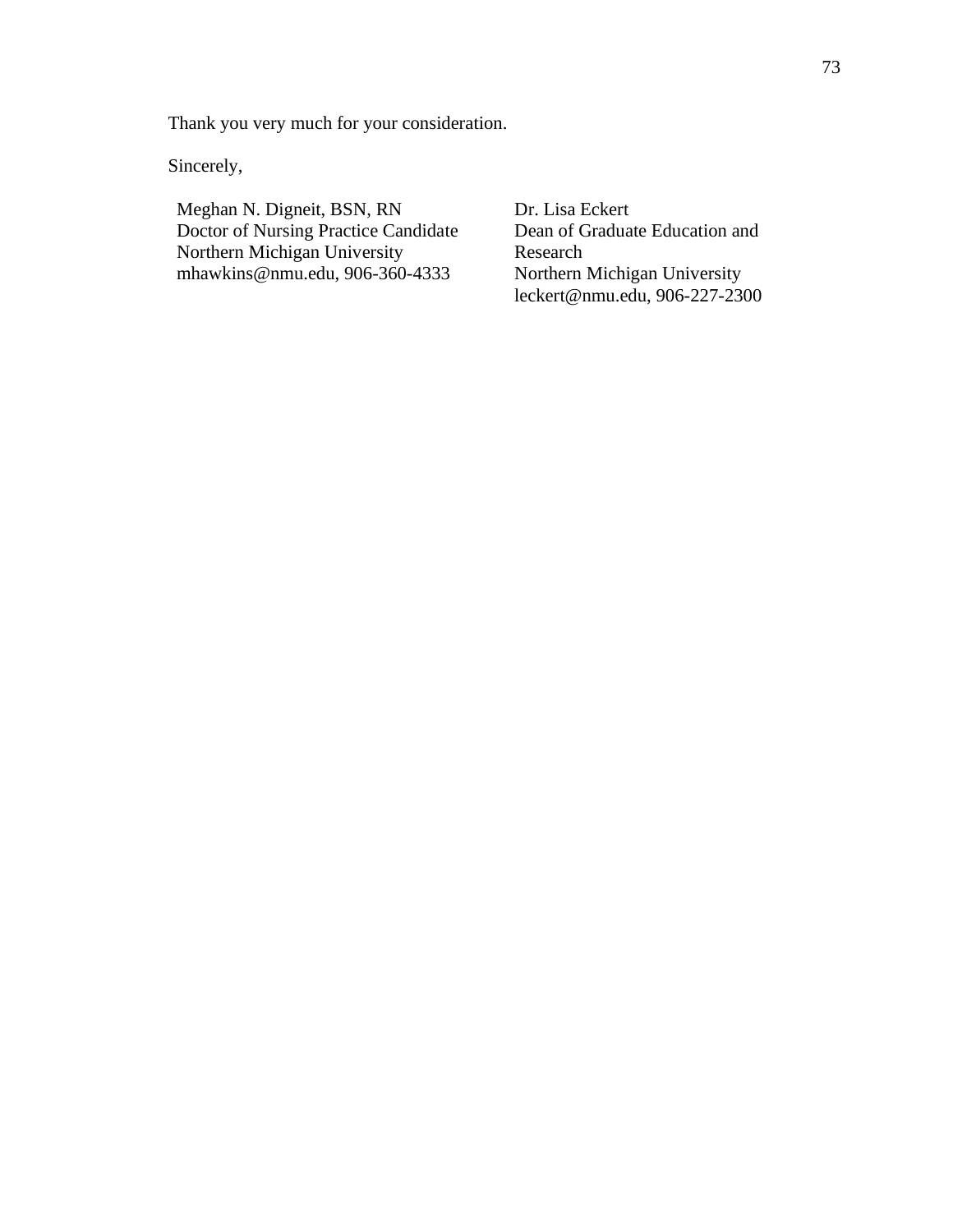Thank you very much for your consideration.

Sincerely,

Meghan N. Digneit, BSN, RN
Doctor of Nursing Practice Candidate
Northern Michigan University
mhawkins@nmu.edu, 906-360-4333

Dr. Lisa Eckert
Dean of Graduate Education and Research
Northern Michigan University
leckert@nmu.edu, 906-227-2300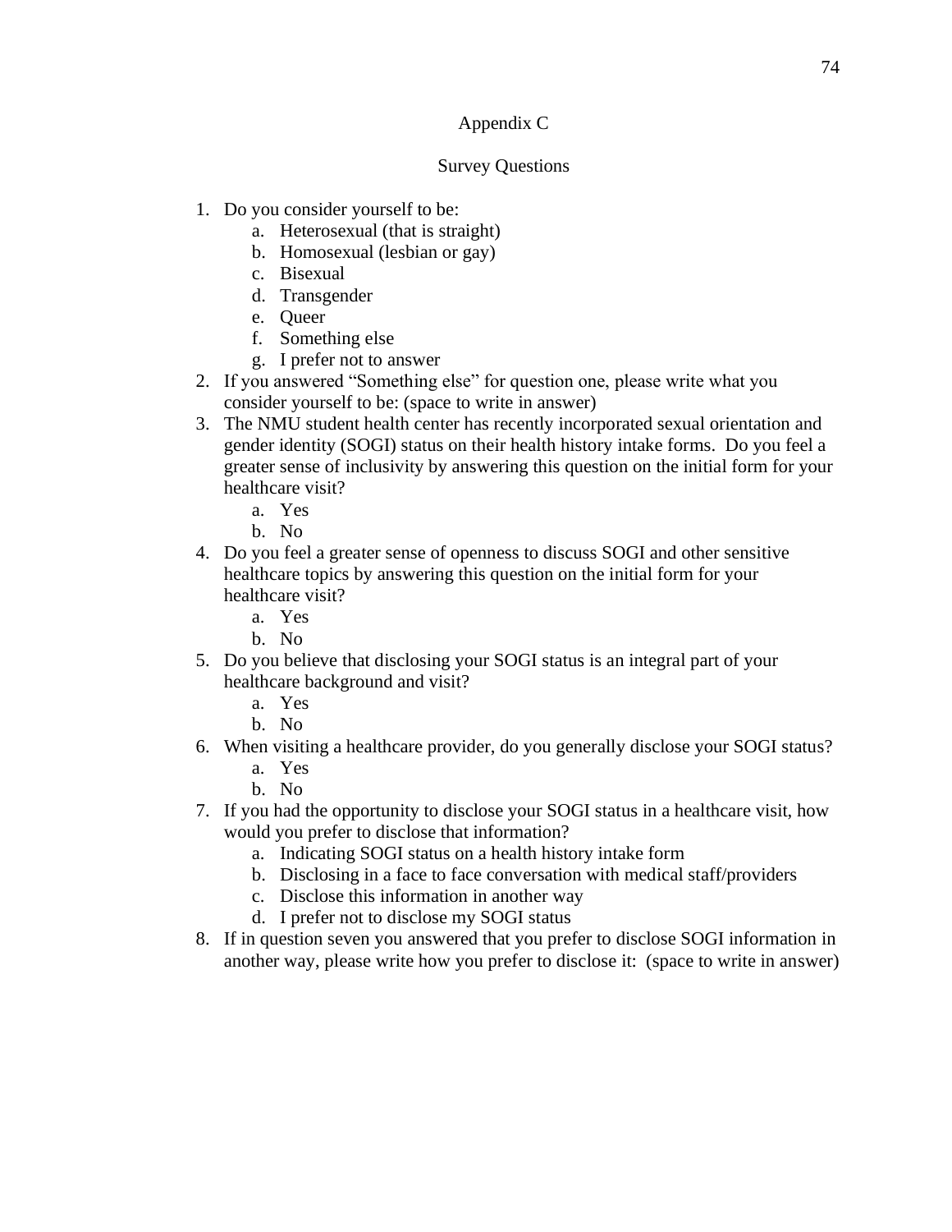# Appendix C

## Survey Questions

1. Do you consider yourself to be:
    a. Heterosexual (that is straight)
    b. Homosexual (lesbian or gay)
    c. Bisexual
    d. Transgender
    e. Queer
    f. Something else
    g. I prefer not to answer
2. If you answered "Something else" for question one, please write what you consider yourself to be: (space to write in answer)
3. The NMU student health center has recently incorporated sexual orientation and gender identity (SOGI) status on their health history intake forms. Do you feel a greater sense of inclusivity by answering this question on the initial form for your healthcare visit?
    a. Yes
    b. No
4. Do you feel a greater sense of openness to discuss SOGI and other sensitive healthcare topics by answering this question on the initial form for your healthcare visit?
    a. Yes
    b. No
5. Do you believe that disclosing your SOGI status is an integral part of your healthcare background and visit?
    a. Yes
    b. No
6. When visiting a healthcare provider, do you generally disclose your SOGI status?
    a. Yes
    b. No
7. If you had the opportunity to disclose your SOGI status in a healthcare visit, how would you prefer to disclose that information?
    a. Indicating SOGI status on a health history intake form
    b. Disclosing in a face to face conversation with medical staff/providers
    c. Disclose this information in another way
    d. I prefer not to disclose my SOGI status
8. If in question seven you answered that you prefer to disclose SOGI information in another way, please write how you prefer to disclose it: (space to write in answer)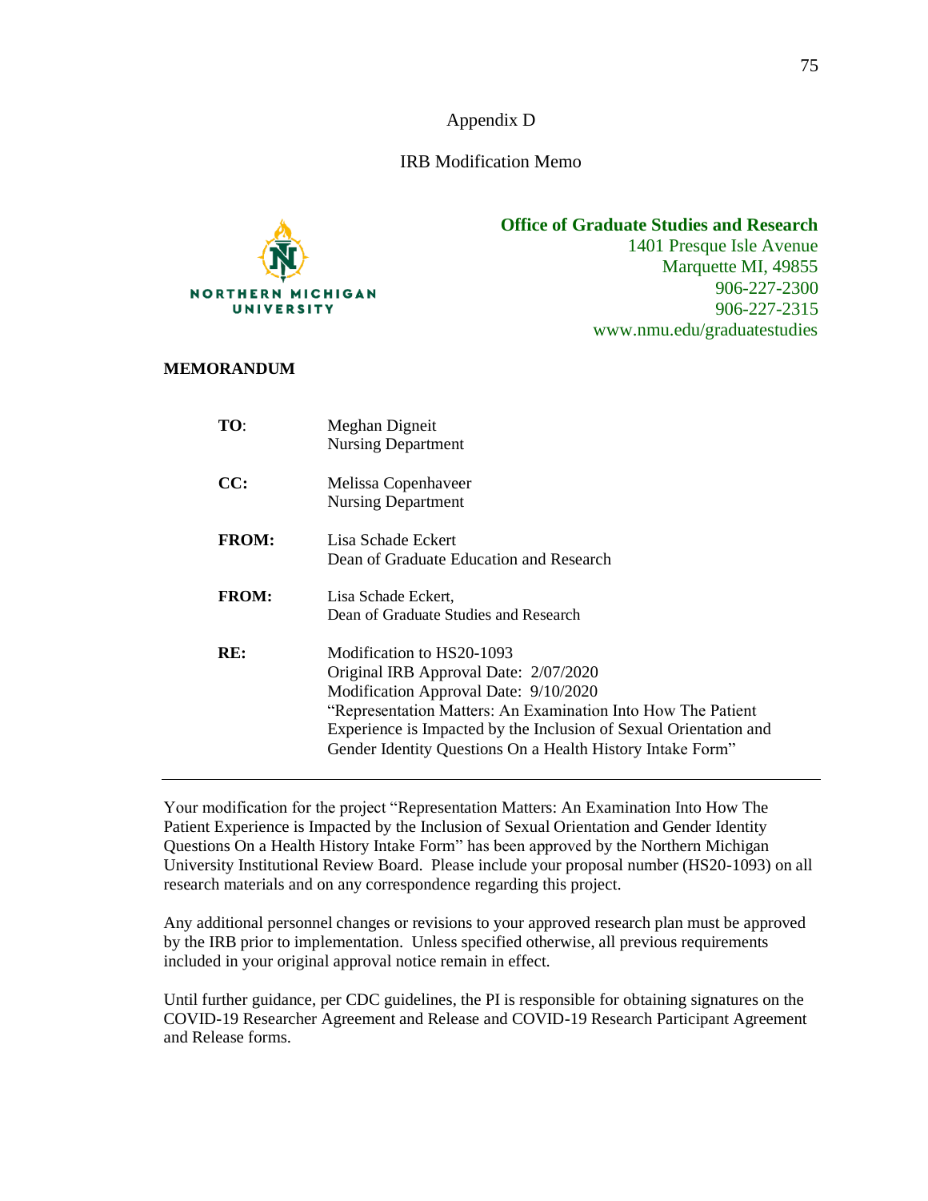Appendix D

IRB Modification Memo

NORTHERN MICHIGAN UNIVERSITY

**Office of Graduate Studies and Research**
1401 Presque Isle Avenue
Marquette MI, 49855
906-227-2300
906-227-2315
www.nmu.edu/graduatestudies

**MEMORANDUM**

| | |
|---|---|
| **TO**: | Meghan Digneit<br>Nursing Department |
| **CC:** | Melissa Copenhaveer<br>Nursing Department |
| **FROM:** | Lisa Schade Eckert<br>Dean of Graduate Education and Research |
| **FROM:** | Lisa Schade Eckert,<br>Dean of Graduate Studies and Research |
| **RE:** | Modification to HS20-1093<br>Original IRB Approval Date: 2/07/2020<br>Modification Approval Date: 9/10/2020<br>"Representation Matters: An Examination Into How The Patient Experience is Impacted by the Inclusion of Sexual Orientation and Gender Identity Questions On a Health History Intake Form" |

---

Your modification for the project "Representation Matters: An Examination Into How The Patient Experience is Impacted by the Inclusion of Sexual Orientation and Gender Identity Questions On a Health History Intake Form" has been approved by the Northern Michigan University Institutional Review Board. Please include your proposal number (HS20-1093) on all research materials and on any correspondence regarding this project.

Any additional personnel changes or revisions to your approved research plan must be approved by the IRB prior to implementation. Unless specified otherwise, all previous requirements included in your original approval notice remain in effect.

Until further guidance, per CDC guidelines, the PI is responsible for obtaining signatures on the COVID-19 Researcher Agreement and Release and COVID-19 Research Participant Agreement and Release forms.